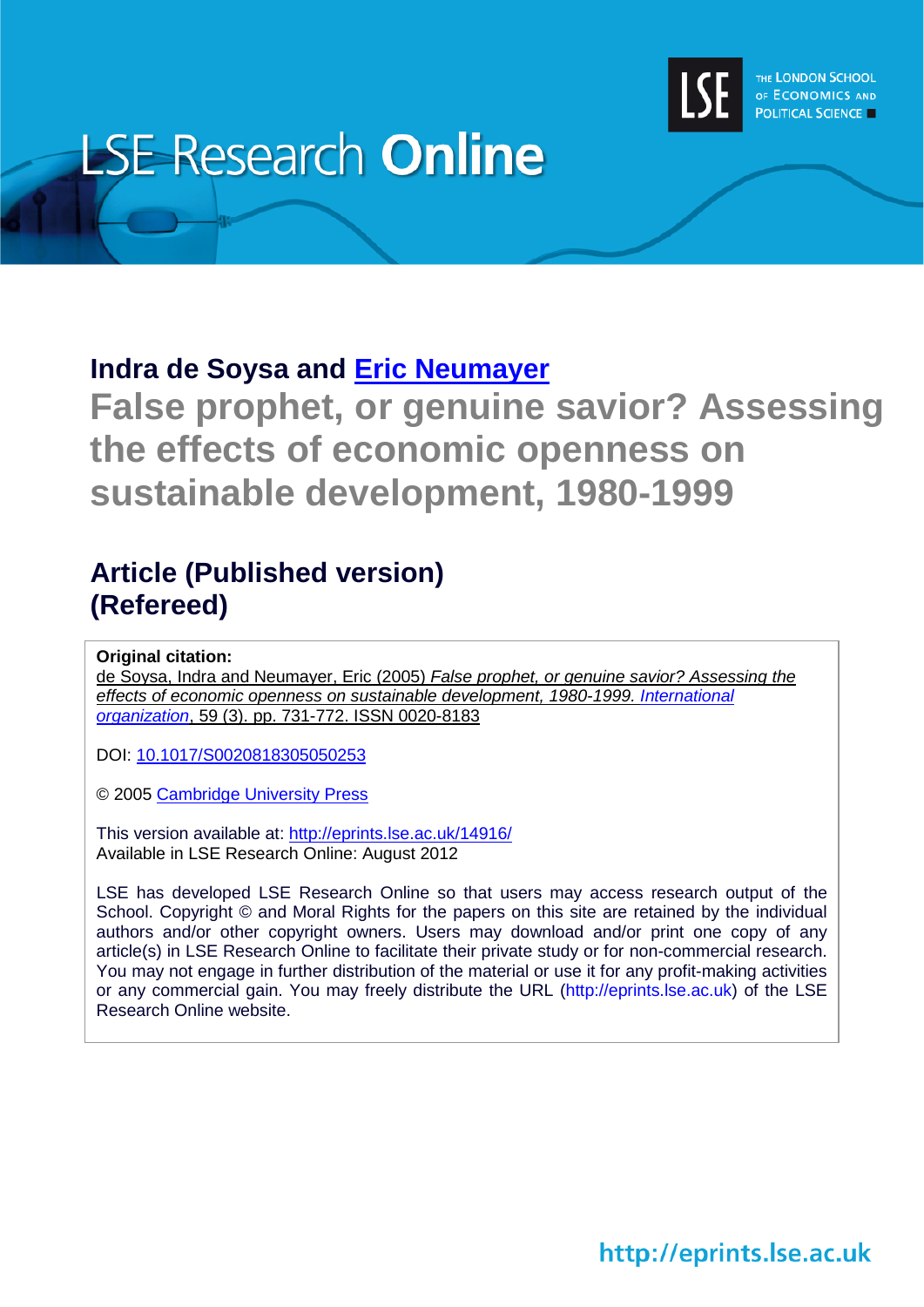LSE Research **Online**

THE LONDON SCHOOL OF ECONOMICS AND POLITICAL SCIENCE

**Indra de Soysa and [Eric Neumayer](#)**

# False prophet, or genuine savior? Assessing the effects of economic openness on sustainable development, 1980-1999

## Article (Published version) (Refereed)

**Original citation:**
de Soysa, Indra and Neumayer, Eric (2005) *False prophet, or genuine savior? Assessing the effects of economic openness on sustainable development, 1980-1999. International organization*, 59 (3). pp. 731-772. ISSN 0020-8183

DOI: 10.1017/S0020818305050253

© 2005 Cambridge University Press

This version available at: http://eprints.lse.ac.uk/14916/
Available in LSE Research Online: August 2012

LSE has developed LSE Research Online so that users may access research output of the School. Copyright © and Moral Rights for the papers on this site are retained by the individual authors and/or other copyright owners. Users may download and/or print one copy of any article(s) in LSE Research Online to facilitate their private study or for non-commercial research. You may not engage in further distribution of the material or use it for any profit-making activities or any commercial gain. You may freely distribute the URL (http://eprints.lse.ac.uk) of the LSE Research Online website.

http://eprints.lse.ac.uk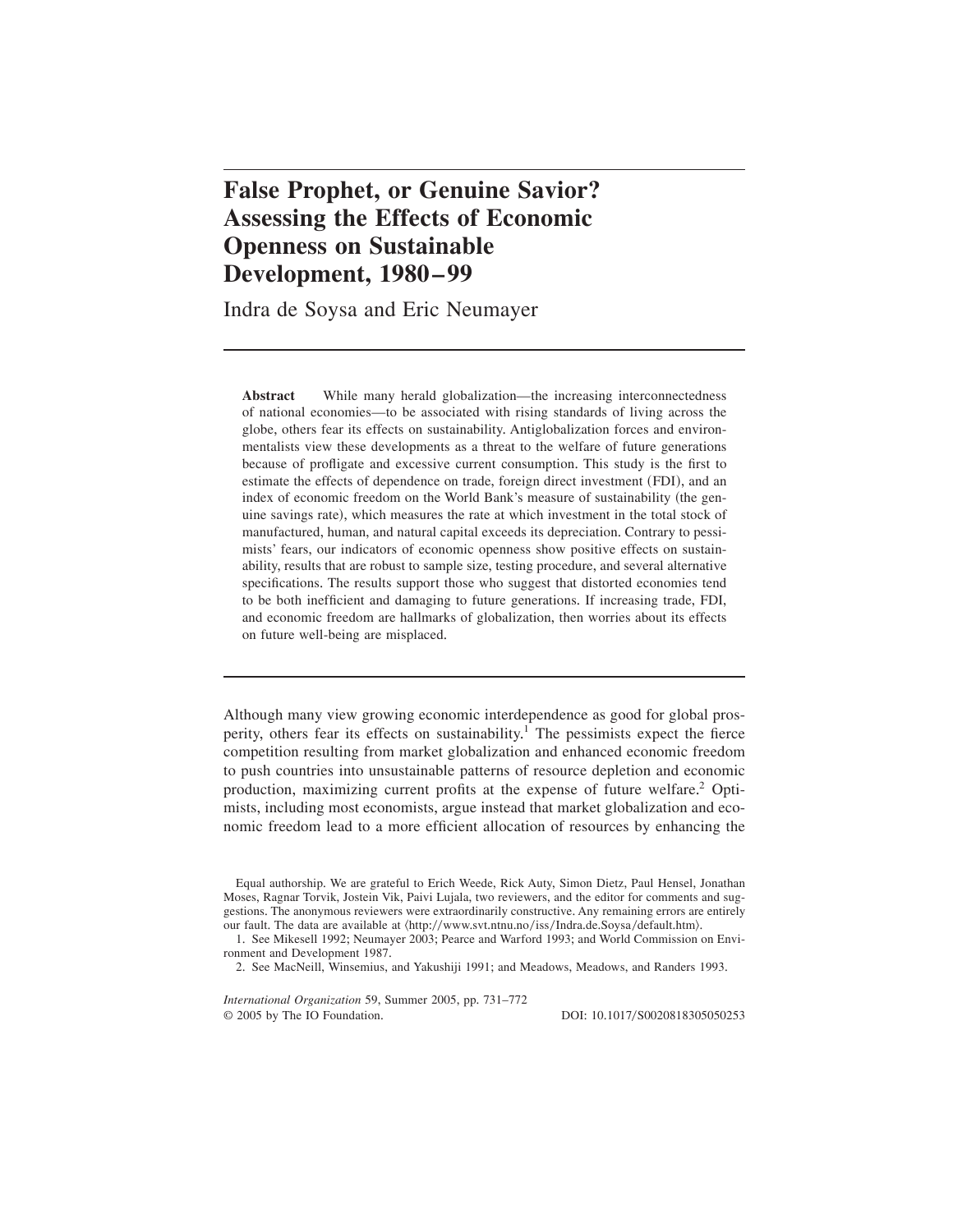# False Prophet, or Genuine Savior? Assessing the Effects of Economic Openness on Sustainable Development, 1980–99

Indra de Soysa and Eric Neumayer

**Abstract** While many herald globalization—the increasing interconnectedness of national economies—to be associated with rising standards of living across the globe, others fear its effects on sustainability. Antiglobalization forces and environmentalists view these developments as a threat to the welfare of future generations because of profligate and excessive current consumption. This study is the first to estimate the effects of dependence on trade, foreign direct investment (FDI), and an index of economic freedom on the World Bank's measure of sustainability (the genuine savings rate), which measures the rate at which investment in the total stock of manufactured, human, and natural capital exceeds its depreciation. Contrary to pessimists' fears, our indicators of economic openness show positive effects on sustainability, results that are robust to sample size, testing procedure, and several alternative specifications. The results support those who suggest that distorted economies tend to be both inefficient and damaging to future generations. If increasing trade, FDI, and economic freedom are hallmarks of globalization, then worries about its effects on future well-being are misplaced.

Although many view growing economic interdependence as good for global prosperity, others fear its effects on sustainability.[1] The pessimists expect the fierce competition resulting from market globalization and enhanced economic freedom to push countries into unsustainable patterns of resource depletion and economic production, maximizing current profits at the expense of future welfare.[2] Optimists, including most economists, argue instead that market globalization and economic freedom lead to a more efficient allocation of resources by enhancing the

Equal authorship. We are grateful to Erich Weede, Rick Auty, Simon Dietz, Paul Hensel, Jonathan Moses, Ragnar Torvik, Jostein Vik, Paivi Lujala, two reviewers, and the editor for comments and suggestions. The anonymous reviewers were extraordinarily constructive. Any remaining errors are entirely our fault. The data are available at ⟨http://www.svt.ntnu.no/iss/Indra.de.Soysa/default.htm⟩.

1. See Mikesell 1992; Neumayer 2003; Pearce and Warford 1993; and World Commission on Environment and Development 1987.

2. See MacNeill, Winsemius, and Yakushiji 1991; and Meadows, Meadows, and Randers 1993.

*International Organization* 59, Summer 2005, pp. 731–772
© 2005 by The IO Foundation. DOI: 10.1017/S0020818305050253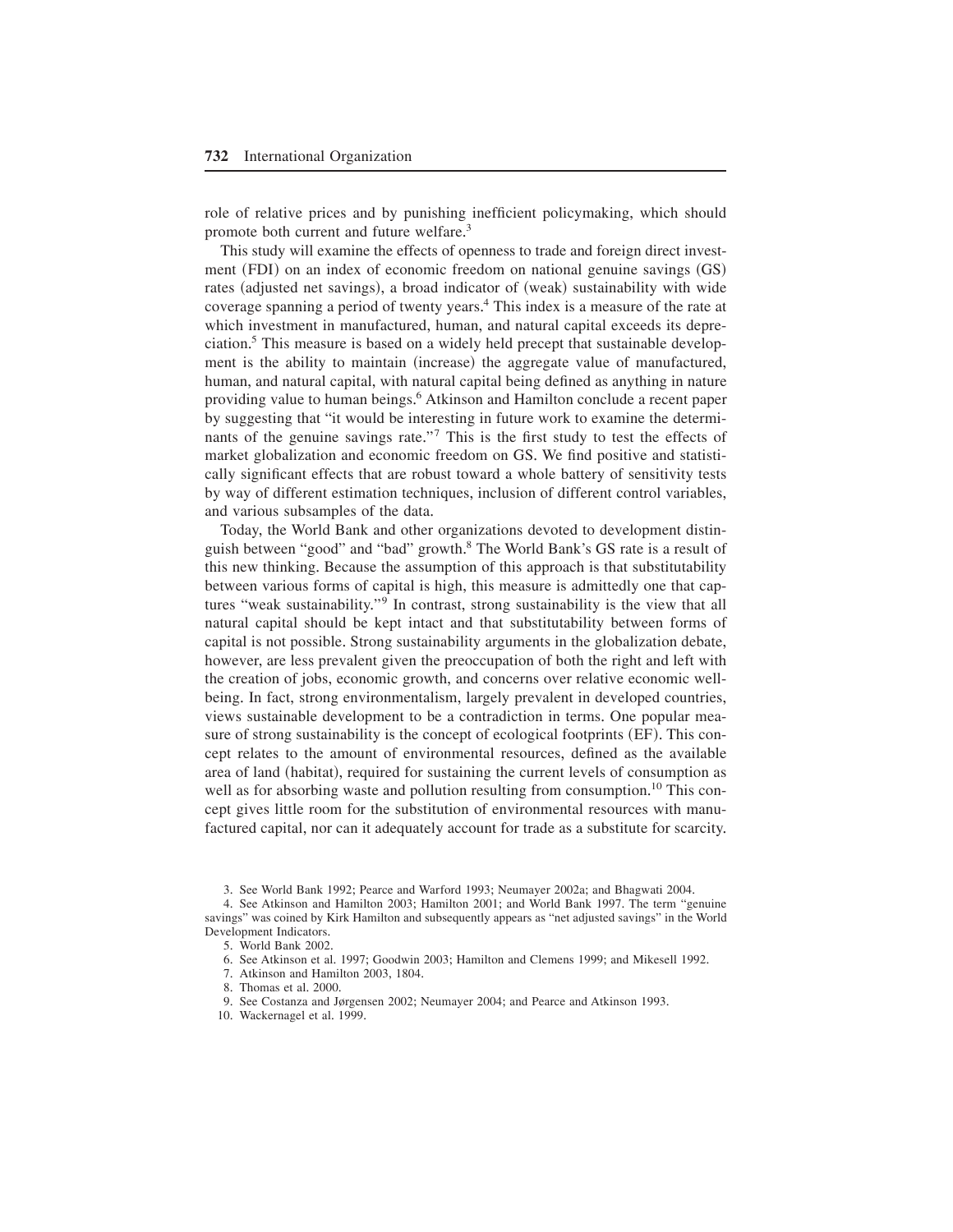role of relative prices and by punishing inefficient policymaking, which should promote both current and future welfare.[3]

This study will examine the effects of openness to trade and foreign direct investment (FDI) on an index of economic freedom on national genuine savings (GS) rates (adjusted net savings), a broad indicator of (weak) sustainability with wide coverage spanning a period of twenty years.[4] This index is a measure of the rate at which investment in manufactured, human, and natural capital exceeds its depreciation.[5] This measure is based on a widely held precept that sustainable development is the ability to maintain (increase) the aggregate value of manufactured, human, and natural capital, with natural capital being defined as anything in nature providing value to human beings.[6] Atkinson and Hamilton conclude a recent paper by suggesting that "it would be interesting in future work to examine the determinants of the genuine savings rate."[7] This is the first study to test the effects of market globalization and economic freedom on GS. We find positive and statistically significant effects that are robust toward a whole battery of sensitivity tests by way of different estimation techniques, inclusion of different control variables, and various subsamples of the data.

Today, the World Bank and other organizations devoted to development distinguish between "good" and "bad" growth.[8] The World Bank's GS rate is a result of this new thinking. Because the assumption of this approach is that substitutability between various forms of capital is high, this measure is admittedly one that captures "weak sustainability."[9] In contrast, strong sustainability is the view that all natural capital should be kept intact and that substitutability between forms of capital is not possible. Strong sustainability arguments in the globalization debate, however, are less prevalent given the preoccupation of both the right and left with the creation of jobs, economic growth, and concerns over relative economic well-being. In fact, strong environmentalism, largely prevalent in developed countries, views sustainable development to be a contradiction in terms. One popular measure of strong sustainability is the concept of ecological footprints (EF). This concept relates to the amount of environmental resources, defined as the available area of land (habitat), required for sustaining the current levels of consumption as well as for absorbing waste and pollution resulting from consumption.[10] This concept gives little room for the substitution of environmental resources with manufactured capital, nor can it adequately account for trade as a substitute for scarcity.

3. See World Bank 1992; Pearce and Warford 1993; Neumayer 2002a; and Bhagwati 2004.

4. See Atkinson and Hamilton 2003; Hamilton 2001; and World Bank 1997. The term "genuine savings" was coined by Kirk Hamilton and subsequently appears as "net adjusted savings" in the World Development Indicators.

5. World Bank 2002.

6. See Atkinson et al. 1997; Goodwin 2003; Hamilton and Clemens 1999; and Mikesell 1992.

7. Atkinson and Hamilton 2003, 1804.

8. Thomas et al. 2000.

9. See Costanza and Jørgensen 2002; Neumayer 2004; and Pearce and Atkinson 1993.

10. Wackernagel et al. 1999.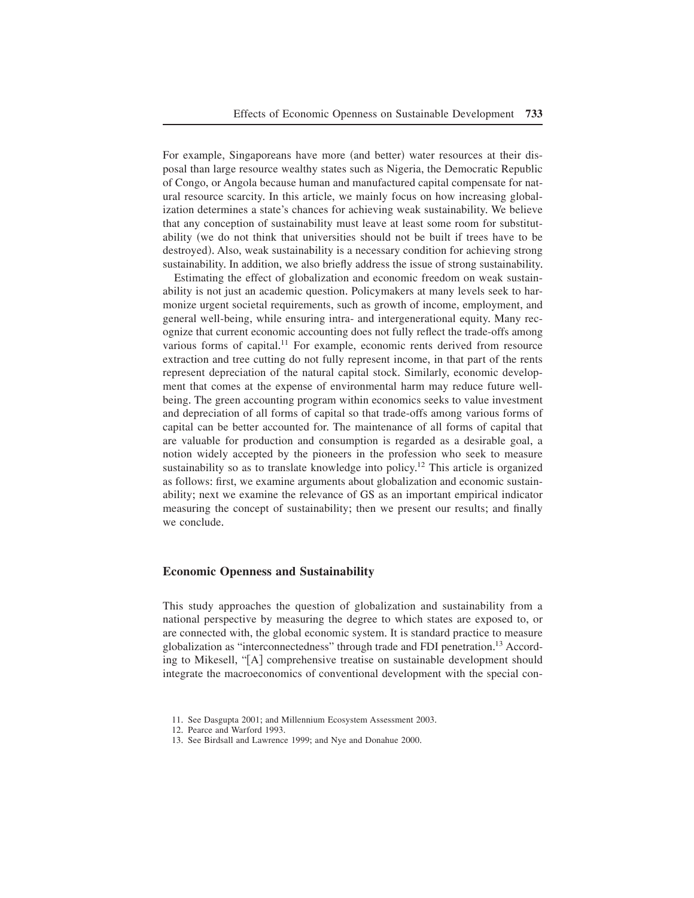For example, Singaporeans have more (and better) water resources at their disposal than large resource wealthy states such as Nigeria, the Democratic Republic of Congo, or Angola because human and manufactured capital compensate for natural resource scarcity. In this article, we mainly focus on how increasing globalization determines a state's chances for achieving weak sustainability. We believe that any conception of sustainability must leave at least some room for substitutability (we do not think that universities should not be built if trees have to be destroyed). Also, weak sustainability is a necessary condition for achieving strong sustainability. In addition, we also briefly address the issue of strong sustainability.

Estimating the effect of globalization and economic freedom on weak sustainability is not just an academic question. Policymakers at many levels seek to harmonize urgent societal requirements, such as growth of income, employment, and general well-being, while ensuring intra- and intergenerational equity. Many recognize that current economic accounting does not fully reflect the trade-offs among various forms of capital.[11] For example, economic rents derived from resource extraction and tree cutting do not fully represent income, in that part of the rents represent depreciation of the natural capital stock. Similarly, economic development that comes at the expense of environmental harm may reduce future wellbeing. The green accounting program within economics seeks to value investment and depreciation of all forms of capital so that trade-offs among various forms of capital can be better accounted for. The maintenance of all forms of capital that are valuable for production and consumption is regarded as a desirable goal, a notion widely accepted by the pioneers in the profession who seek to measure sustainability so as to translate knowledge into policy.[12] This article is organized as follows: first, we examine arguments about globalization and economic sustainability; next we examine the relevance of GS as an important empirical indicator measuring the concept of sustainability; then we present our results; and finally we conclude.

## Economic Openness and Sustainability

This study approaches the question of globalization and sustainability from a national perspective by measuring the degree to which states are exposed to, or are connected with, the global economic system. It is standard practice to measure globalization as "interconnectedness" through trade and FDI penetration.[13] According to Mikesell, "[A] comprehensive treatise on sustainable development should integrate the macroeconomics of conventional development with the special con-

11. See Dasgupta 2001; and Millennium Ecosystem Assessment 2003.
12. Pearce and Warford 1993.
13. See Birdsall and Lawrence 1999; and Nye and Donahue 2000.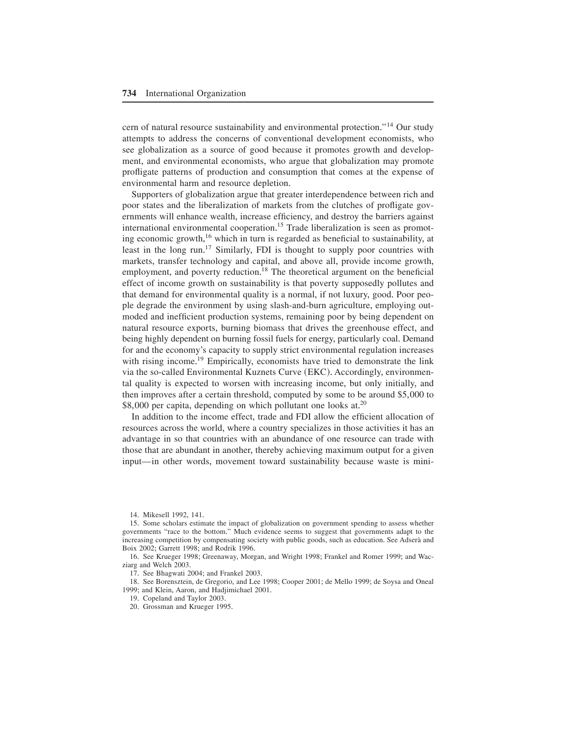cern of natural resource sustainability and environmental protection."[14] Our study attempts to address the concerns of conventional development economists, who see globalization as a source of good because it promotes growth and development, and environmental economists, who argue that globalization may promote profligate patterns of production and consumption that comes at the expense of environmental harm and resource depletion.

Supporters of globalization argue that greater interdependence between rich and poor states and the liberalization of markets from the clutches of profligate governments will enhance wealth, increase efficiency, and destroy the barriers against international environmental cooperation.[15] Trade liberalization is seen as promoting economic growth,[16] which in turn is regarded as beneficial to sustainability, at least in the long run.[17] Similarly, FDI is thought to supply poor countries with markets, transfer technology and capital, and above all, provide income growth, employment, and poverty reduction.[18] The theoretical argument on the beneficial effect of income growth on sustainability is that poverty supposedly pollutes and that demand for environmental quality is a normal, if not luxury, good. Poor people degrade the environment by using slash-and-burn agriculture, employing outmoded and inefficient production systems, remaining poor by being dependent on natural resource exports, burning biomass that drives the greenhouse effect, and being highly dependent on burning fossil fuels for energy, particularly coal. Demand for and the economy's capacity to supply strict environmental regulation increases with rising income.[19] Empirically, economists have tried to demonstrate the link via the so-called Environmental Kuznets Curve (EKC). Accordingly, environmental quality is expected to worsen with increasing income, but only initially, and then improves after a certain threshold, computed by some to be around $5,000 to $8,000 per capita, depending on which pollutant one looks at.[20]

In addition to the income effect, trade and FDI allow the efficient allocation of resources across the world, where a country specializes in those activities it has an advantage in so that countries with an abundance of one resource can trade with those that are abundant in another, thereby achieving maximum output for a given input—in other words, movement toward sustainability because waste is mini-

14. Mikesell 1992, 141.

15. Some scholars estimate the impact of globalization on government spending to assess whether governments "race to the bottom." Much evidence seems to suggest that governments adapt to the increasing competition by compensating society with public goods, such as education. See Adserà and Boix 2002; Garrett 1998; and Rodrik 1996.

16. See Krueger 1998; Greenaway, Morgan, and Wright 1998; Frankel and Romer 1999; and Wacziarg and Welch 2003.

17. See Bhagwati 2004; and Frankel 2003.

18. See Borensztein, de Gregorio, and Lee 1998; Cooper 2001; de Mello 1999; de Soysa and Oneal 1999; and Klein, Aaron, and Hadjimichael 2001.

19. Copeland and Taylor 2003.

20. Grossman and Krueger 1995.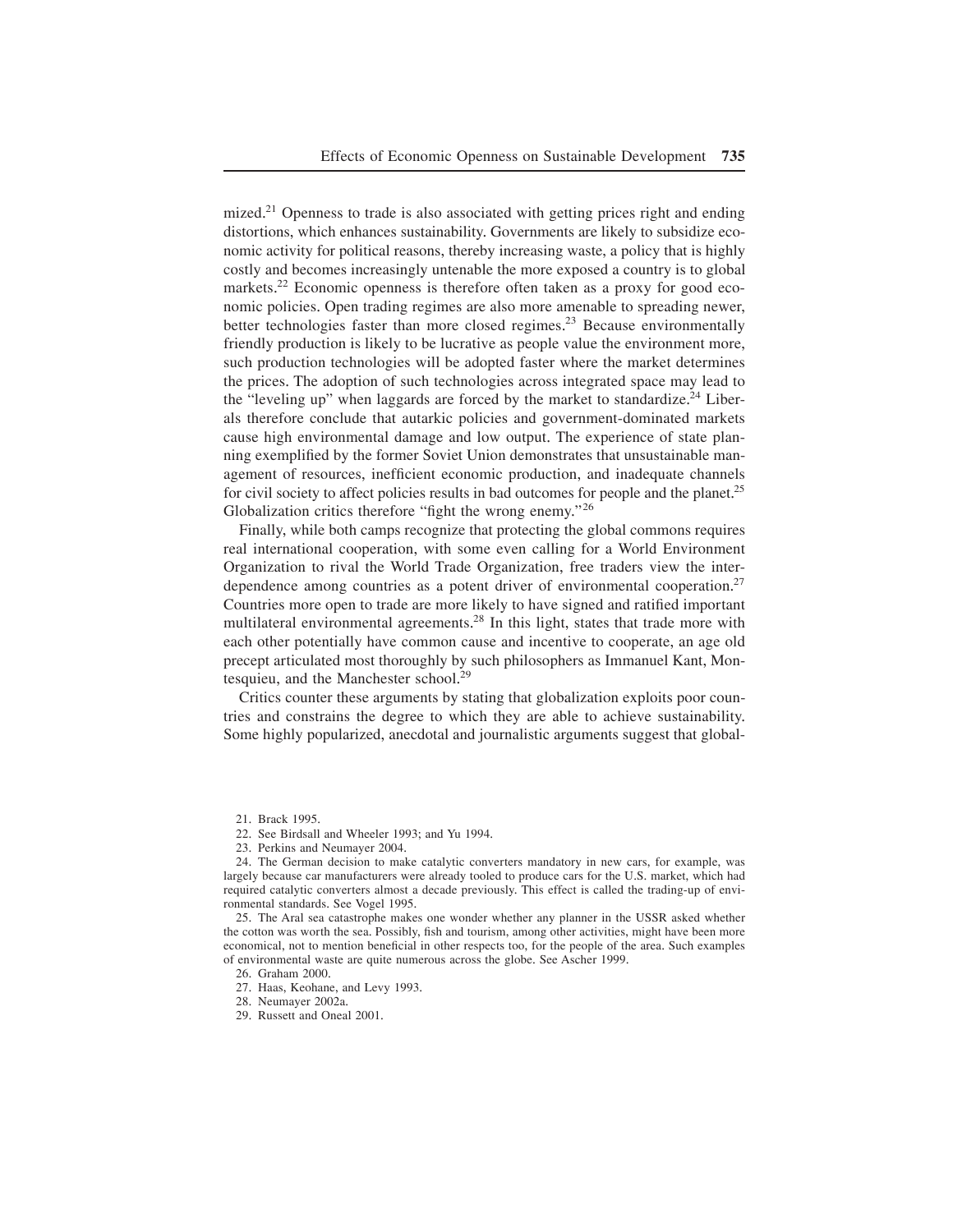mized.[21] Openness to trade is also associated with getting prices right and ending distortions, which enhances sustainability. Governments are likely to subsidize economic activity for political reasons, thereby increasing waste, a policy that is highly costly and becomes increasingly untenable the more exposed a country is to global markets.[22] Economic openness is therefore often taken as a proxy for good economic policies. Open trading regimes are also more amenable to spreading newer, better technologies faster than more closed regimes.[23] Because environmentally friendly production is likely to be lucrative as people value the environment more, such production technologies will be adopted faster where the market determines the prices. The adoption of such technologies across integrated space may lead to the "leveling up" when laggards are forced by the market to standardize.[24] Liberals therefore conclude that autarkic policies and government-dominated markets cause high environmental damage and low output. The experience of state planning exemplified by the former Soviet Union demonstrates that unsustainable management of resources, inefficient economic production, and inadequate channels for civil society to affect policies results in bad outcomes for people and the planet.[25] Globalization critics therefore "fight the wrong enemy."[26]

Finally, while both camps recognize that protecting the global commons requires real international cooperation, with some even calling for a World Environment Organization to rival the World Trade Organization, free traders view the interdependence among countries as a potent driver of environmental cooperation.[27] Countries more open to trade are more likely to have signed and ratified important multilateral environmental agreements.[28] In this light, states that trade more with each other potentially have common cause and incentive to cooperate, an age old precept articulated most thoroughly by such philosophers as Immanuel Kant, Montesquieu, and the Manchester school.[29]

Critics counter these arguments by stating that globalization exploits poor countries and constrains the degree to which they are able to achieve sustainability. Some highly popularized, anecdotal and journalistic arguments suggest that global-

21. Brack 1995.

22. See Birdsall and Wheeler 1993; and Yu 1994.

23. Perkins and Neumayer 2004.

24. The German decision to make catalytic converters mandatory in new cars, for example, was largely because car manufacturers were already tooled to produce cars for the U.S. market, which had required catalytic converters almost a decade previously. This effect is called the trading-up of environmental standards. See Vogel 1995.

25. The Aral sea catastrophe makes one wonder whether any planner in the USSR asked whether the cotton was worth the sea. Possibly, fish and tourism, among other activities, might have been more economical, not to mention beneficial in other respects too, for the people of the area. Such examples of environmental waste are quite numerous across the globe. See Ascher 1999.

26. Graham 2000.

27. Haas, Keohane, and Levy 1993.

28. Neumayer 2002a.

29. Russett and Oneal 2001.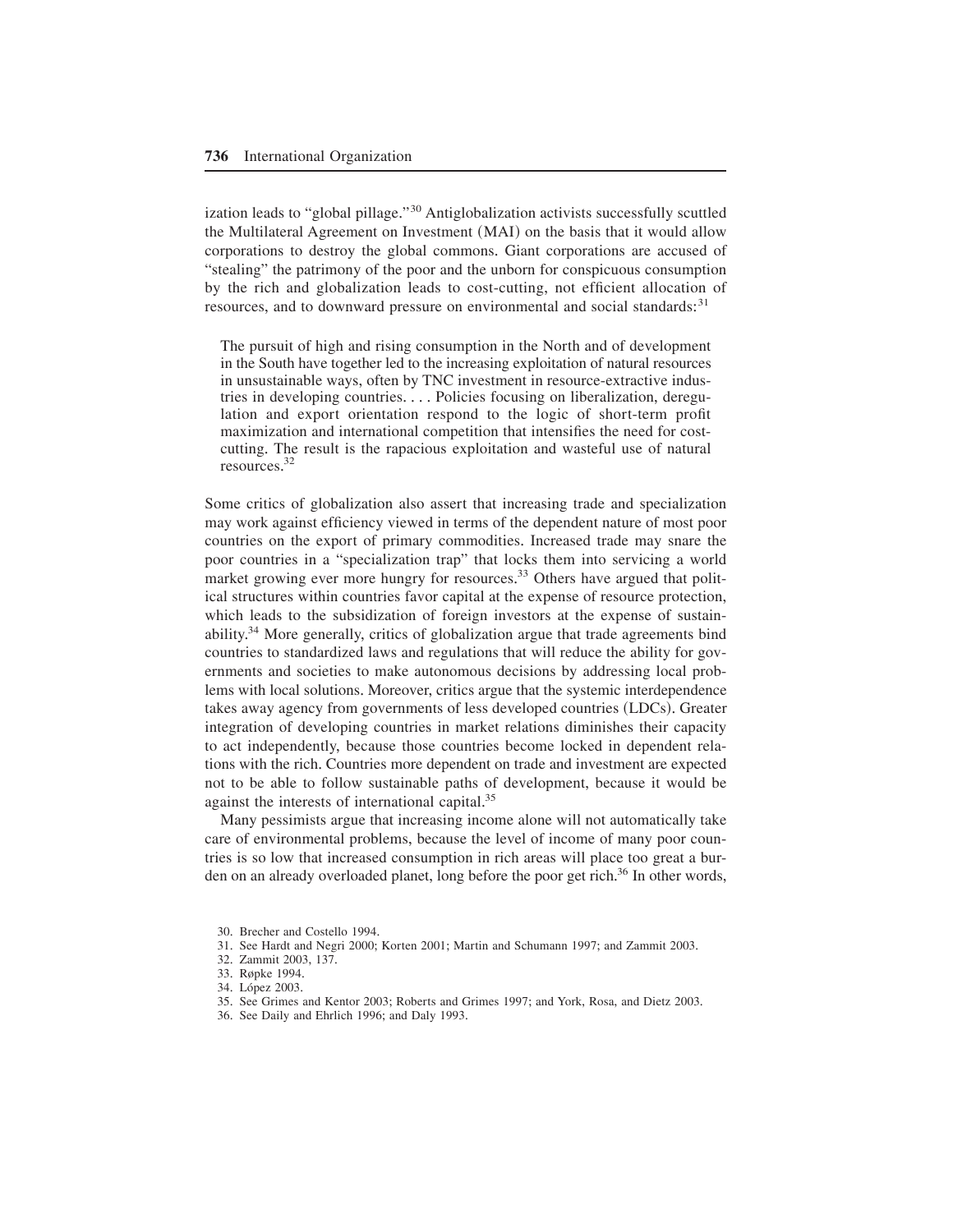ization leads to "global pillage."[30] Antiglobalization activists successfully scuttled the Multilateral Agreement on Investment (MAI) on the basis that it would allow corporations to destroy the global commons. Giant corporations are accused of "stealing" the patrimony of the poor and the unborn for conspicuous consumption by the rich and globalization leads to cost-cutting, not efficient allocation of resources, and to downward pressure on environmental and social standards:[31]

> The pursuit of high and rising consumption in the North and of development in the South have together led to the increasing exploitation of natural resources in unsustainable ways, often by TNC investment in resource-extractive industries in developing countries. . . . Policies focusing on liberalization, deregulation and export orientation respond to the logic of short-term profit maximization and international competition that intensifies the need for cost-cutting. The result is the rapacious exploitation and wasteful use of natural resources.[32]

Some critics of globalization also assert that increasing trade and specialization may work against efficiency viewed in terms of the dependent nature of most poor countries on the export of primary commodities. Increased trade may snare the poor countries in a "specialization trap" that locks them into servicing a world market growing ever more hungry for resources.[33] Others have argued that political structures within countries favor capital at the expense of resource protection, which leads to the subsidization of foreign investors at the expense of sustainability.[34] More generally, critics of globalization argue that trade agreements bind countries to standardized laws and regulations that will reduce the ability for governments and societies to make autonomous decisions by addressing local problems with local solutions. Moreover, critics argue that the systemic interdependence takes away agency from governments of less developed countries (LDCs). Greater integration of developing countries in market relations diminishes their capacity to act independently, because those countries become locked in dependent relations with the rich. Countries more dependent on trade and investment are expected not to be able to follow sustainable paths of development, because it would be against the interests of international capital.[35]

Many pessimists argue that increasing income alone will not automatically take care of environmental problems, because the level of income of many poor countries is so low that increased consumption in rich areas will place too great a burden on an already overloaded planet, long before the poor get rich.[36] In other words,

30. Brecher and Costello 1994.
31. See Hardt and Negri 2000; Korten 2001; Martin and Schumann 1997; and Zammit 2003.
32. Zammit 2003, 137.
33. Røpke 1994.
34. López 2003.
35. See Grimes and Kentor 2003; Roberts and Grimes 1997; and York, Rosa, and Dietz 2003.
36. See Daily and Ehrlich 1996; and Daly 1993.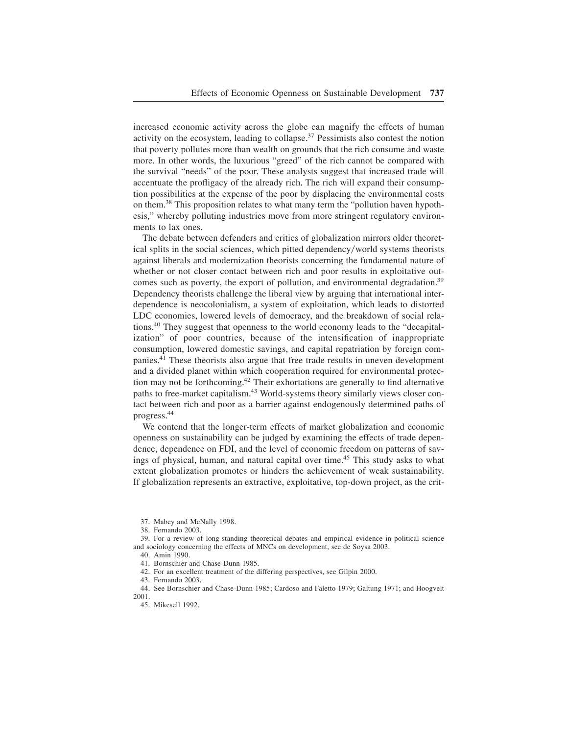increased economic activity across the globe can magnify the effects of human activity on the ecosystem, leading to collapse.[37] Pessimists also contest the notion that poverty pollutes more than wealth on grounds that the rich consume and waste more. In other words, the luxurious "greed" of the rich cannot be compared with the survival "needs" of the poor. These analysts suggest that increased trade will accentuate the profligacy of the already rich. The rich will expand their consumption possibilities at the expense of the poor by displacing the environmental costs on them.[38] This proposition relates to what many term the "pollution haven hypothesis," whereby polluting industries move from more stringent regulatory environments to lax ones.

The debate between defenders and critics of globalization mirrors older theoretical splits in the social sciences, which pitted dependency/world systems theorists against liberals and modernization theorists concerning the fundamental nature of whether or not closer contact between rich and poor results in exploitative outcomes such as poverty, the export of pollution, and environmental degradation.[39] Dependency theorists challenge the liberal view by arguing that international interdependence is neocolonialism, a system of exploitation, which leads to distorted LDC economies, lowered levels of democracy, and the breakdown of social relations.[40] They suggest that openness to the world economy leads to the "decapitalization" of poor countries, because of the intensification of inappropriate consumption, lowered domestic savings, and capital repatriation by foreign companies.[41] These theorists also argue that free trade results in uneven development and a divided planet within which cooperation required for environmental protection may not be forthcoming.[42] Their exhortations are generally to find alternative paths to free-market capitalism.[43] World-systems theory similarly views closer contact between rich and poor as a barrier against endogenously determined paths of progress.[44]

We contend that the longer-term effects of market globalization and economic openness on sustainability can be judged by examining the effects of trade dependence, dependence on FDI, and the level of economic freedom on patterns of savings of physical, human, and natural capital over time.[45] This study asks to what extent globalization promotes or hinders the achievement of weak sustainability. If globalization represents an extractive, exploitative, top-down project, as the crit-

37. Mabey and McNally 1998.

38. Fernando 2003.

39. For a review of long-standing theoretical debates and empirical evidence in political science and sociology concerning the effects of MNCs on development, see de Soysa 2003.

40. Amin 1990.

41. Bornschier and Chase-Dunn 1985.

42. For an excellent treatment of the differing perspectives, see Gilpin 2000.

43. Fernando 2003.

44. See Bornschier and Chase-Dunn 1985; Cardoso and Faletto 1979; Galtung 1971; and Hoogvelt 2001.

45. Mikesell 1992.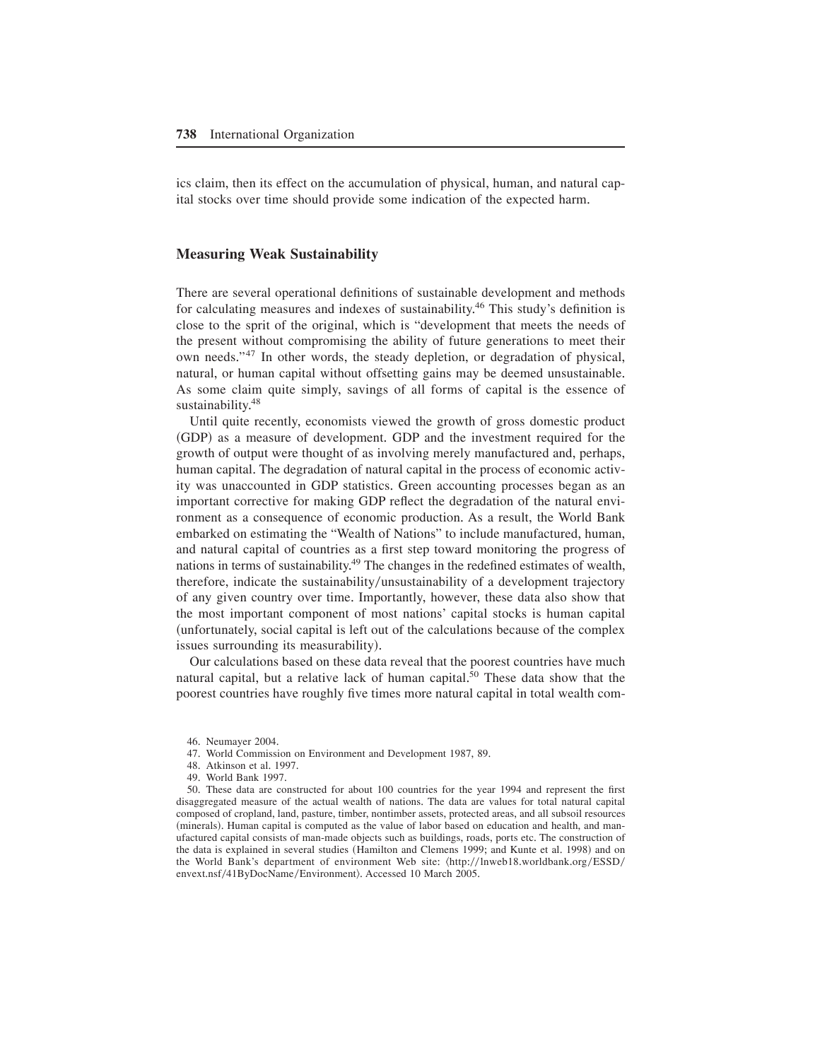ics claim, then its effect on the accumulation of physical, human, and natural capital stocks over time should provide some indication of the expected harm.

## Measuring Weak Sustainability

There are several operational definitions of sustainable development and methods for calculating measures and indexes of sustainability.[46] This study's definition is close to the sprit of the original, which is "development that meets the needs of the present without compromising the ability of future generations to meet their own needs."[47] In other words, the steady depletion, or degradation of physical, natural, or human capital without offsetting gains may be deemed unsustainable. As some claim quite simply, savings of all forms of capital is the essence of sustainability.[48]

Until quite recently, economists viewed the growth of gross domestic product (GDP) as a measure of development. GDP and the investment required for the growth of output were thought of as involving merely manufactured and, perhaps, human capital. The degradation of natural capital in the process of economic activity was unaccounted in GDP statistics. Green accounting processes began as an important corrective for making GDP reflect the degradation of the natural environment as a consequence of economic production. As a result, the World Bank embarked on estimating the "Wealth of Nations" to include manufactured, human, and natural capital of countries as a first step toward monitoring the progress of nations in terms of sustainability.[49] The changes in the redefined estimates of wealth, therefore, indicate the sustainability/unsustainability of a development trajectory of any given country over time. Importantly, however, these data also show that the most important component of most nations' capital stocks is human capital (unfortunately, social capital is left out of the calculations because of the complex issues surrounding its measurability).

Our calculations based on these data reveal that the poorest countries have much natural capital, but a relative lack of human capital.[50] These data show that the poorest countries have roughly five times more natural capital in total wealth com-

46. Neumayer 2004.

47. World Commission on Environment and Development 1987, 89.

48. Atkinson et al. 1997.

49. World Bank 1997.

50. These data are constructed for about 100 countries for the year 1994 and represent the first disaggregated measure of the actual wealth of nations. The data are values for total natural capital composed of cropland, land, pasture, timber, nontimber assets, protected areas, and all subsoil resources (minerals). Human capital is computed as the value of labor based on education and health, and manufactured capital consists of man-made objects such as buildings, roads, ports etc. The construction of the data is explained in several studies (Hamilton and Clemens 1999; and Kunte et al. 1998) and on the World Bank's department of environment Web site: ⟨http://lnweb18.worldbank.org/ESSD/envext.nsf/41ByDocName/Environment⟩. Accessed 10 March 2005.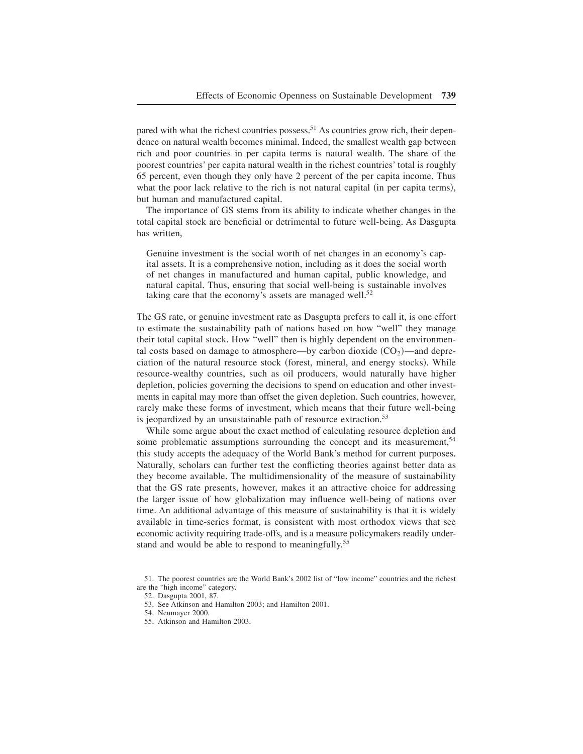pared with what the richest countries possess.[51] As countries grow rich, their dependence on natural wealth becomes minimal. Indeed, the smallest wealth gap between rich and poor countries in per capita terms is natural wealth. The share of the poorest countries' per capita natural wealth in the richest countries' total is roughly 65 percent, even though they only have 2 percent of the per capita income. Thus what the poor lack relative to the rich is not natural capital (in per capita terms), but human and manufactured capital.

The importance of GS stems from its ability to indicate whether changes in the total capital stock are beneficial or detrimental to future well-being. As Dasgupta has written,

> Genuine investment is the social worth of net changes in an economy's capital assets. It is a comprehensive notion, including as it does the social worth of net changes in manufactured and human capital, public knowledge, and natural capital. Thus, ensuring that social well-being is sustainable involves taking care that the economy's assets are managed well.[52]

The GS rate, or genuine investment rate as Dasgupta prefers to call it, is one effort to estimate the sustainability path of nations based on how "well" they manage their total capital stock. How "well" then is highly dependent on the environmental costs based on damage to atmosphere—by carbon dioxide ($CO_2$)—and depreciation of the natural resource stock (forest, mineral, and energy stocks). While resource-wealthy countries, such as oil producers, would naturally have higher depletion, policies governing the decisions to spend on education and other investments in capital may more than offset the given depletion. Such countries, however, rarely make these forms of investment, which means that their future well-being is jeopardized by an unsustainable path of resource extraction.[53]

While some argue about the exact method of calculating resource depletion and some problematic assumptions surrounding the concept and its measurement,[54] this study accepts the adequacy of the World Bank's method for current purposes. Naturally, scholars can further test the conflicting theories against better data as they become available. The multidimensionality of the measure of sustainability that the GS rate presents, however, makes it an attractive choice for addressing the larger issue of how globalization may influence well-being of nations over time. An additional advantage of this measure of sustainability is that it is widely available in time-series format, is consistent with most orthodox views that see economic activity requiring trade-offs, and is a measure policymakers readily understand and would be able to respond to meaningfully.[55]

51. The poorest countries are the World Bank's 2002 list of "low income" countries and the richest are the "high income" category.

52. Dasgupta 2001, 87.

53. See Atkinson and Hamilton 2003; and Hamilton 2001.

54. Neumayer 2000.

55. Atkinson and Hamilton 2003.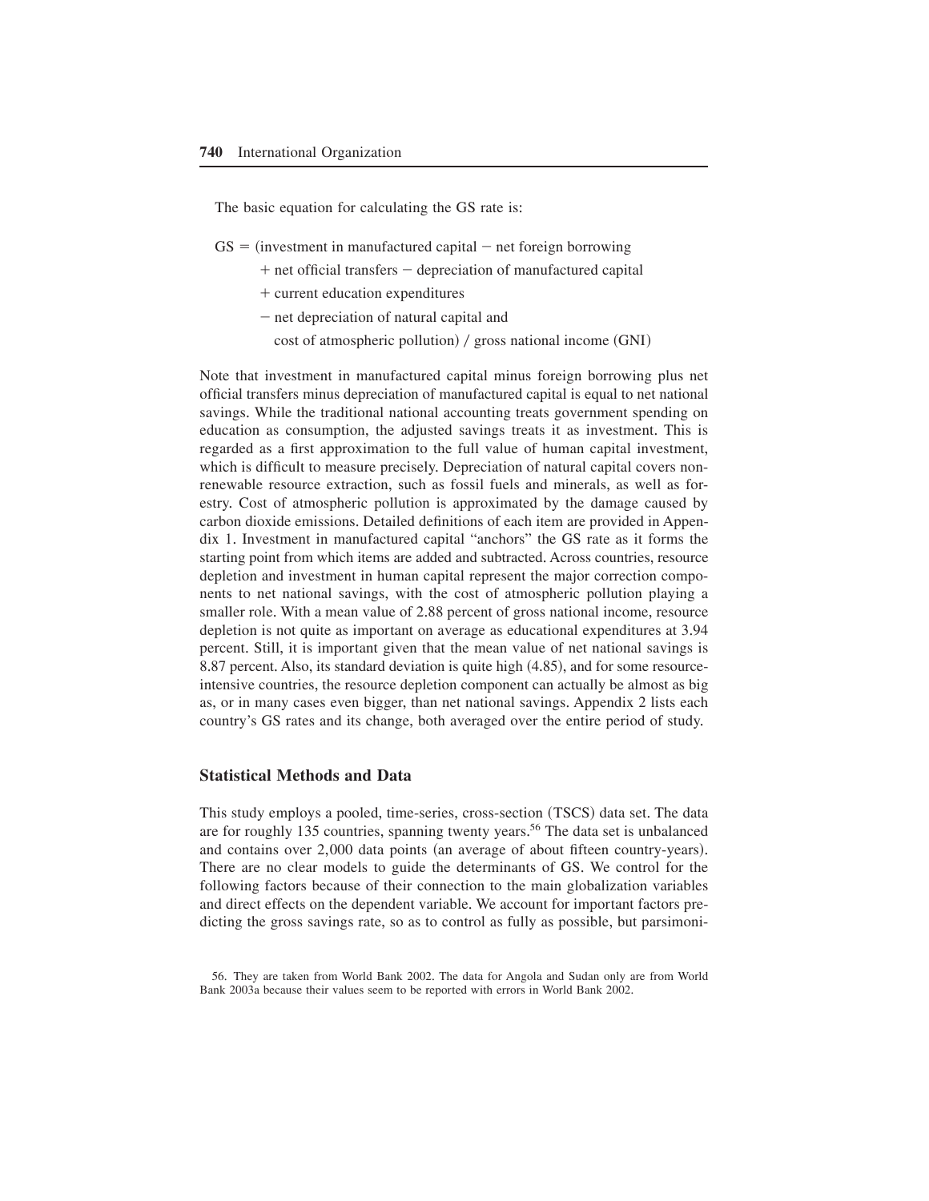The basic equation for calculating the GS rate is:

$$
\begin{aligned}
GS = (&\text{investment in manufactured capital} - \text{net foreign borrowing} \\
&+ \text{net official transfers} - \text{depreciation of manufactured capital} \\
&+ \text{current education expenditures} \\
&- \text{net depreciation of natural capital and} \\
&\quad \text{cost of atmospheric pollution}) \; / \; \text{gross national income (GNI)}
\end{aligned}
$$

Note that investment in manufactured capital minus foreign borrowing plus net official transfers minus depreciation of manufactured capital is equal to net national savings. While the traditional national accounting treats government spending on education as consumption, the adjusted savings treats it as investment. This is regarded as a first approximation to the full value of human capital investment, which is difficult to measure precisely. Depreciation of natural capital covers non-renewable resource extraction, such as fossil fuels and minerals, as well as forestry. Cost of atmospheric pollution is approximated by the damage caused by carbon dioxide emissions. Detailed definitions of each item are provided in Appendix 1. Investment in manufactured capital "anchors" the GS rate as it forms the starting point from which items are added and subtracted. Across countries, resource depletion and investment in human capital represent the major correction components to net national savings, with the cost of atmospheric pollution playing a smaller role. With a mean value of 2.88 percent of gross national income, resource depletion is not quite as important on average as educational expenditures at 3.94 percent. Still, it is important given that the mean value of net national savings is 8.87 percent. Also, its standard deviation is quite high (4.85), and for some resource-intensive countries, the resource depletion component can actually be almost as big as, or in many cases even bigger, than net national savings. Appendix 2 lists each country's GS rates and its change, both averaged over the entire period of study.

## Statistical Methods and Data

This study employs a pooled, time-series, cross-section (TSCS) data set. The data are for roughly 135 countries, spanning twenty years.[56] The data set is unbalanced and contains over 2,000 data points (an average of about fifteen country-years). There are no clear models to guide the determinants of GS. We control for the following factors because of their connection to the main globalization variables and direct effects on the dependent variable. We account for important factors predicting the gross savings rate, so as to control as fully as possible, but parsimoni-

56. They are taken from World Bank 2002. The data for Angola and Sudan only are from World Bank 2003a because their values seem to be reported with errors in World Bank 2002.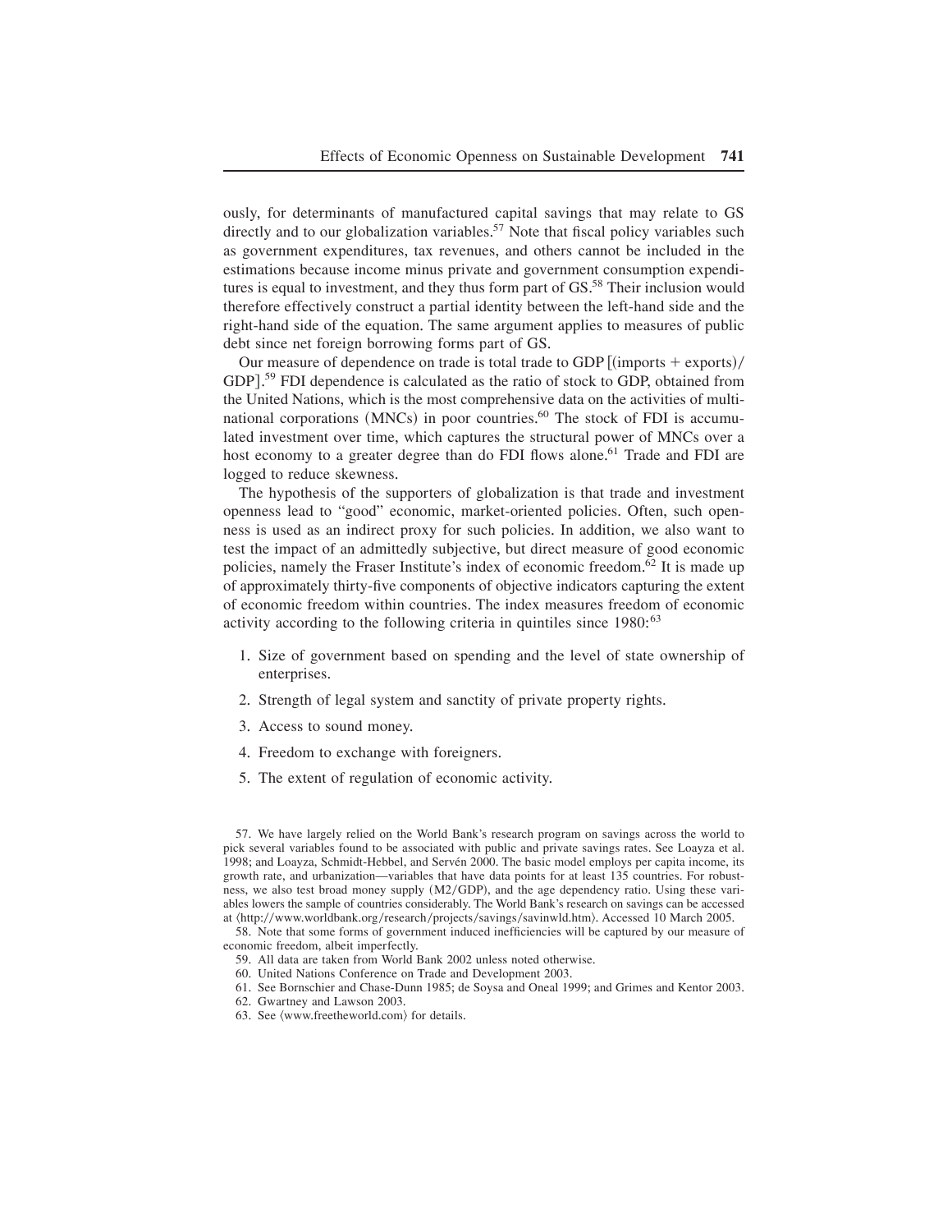ously, for determinants of manufactured capital savings that may relate to GS directly and to our globalization variables.[57] Note that fiscal policy variables such as government expenditures, tax revenues, and others cannot be included in the estimations because income minus private and government consumption expenditures is equal to investment, and they thus form part of GS.[58] Their inclusion would therefore effectively construct a partial identity between the left-hand side and the right-hand side of the equation. The same argument applies to measures of public debt since net foreign borrowing forms part of GS.

Our measure of dependence on trade is total trade to GDP [(imports + exports)/GDP].[59] FDI dependence is calculated as the ratio of stock to GDP, obtained from the United Nations, which is the most comprehensive data on the activities of multinational corporations (MNCs) in poor countries.[60] The stock of FDI is accumulated investment over time, which captures the structural power of MNCs over a host economy to a greater degree than do FDI flows alone.[61] Trade and FDI are logged to reduce skewness.

The hypothesis of the supporters of globalization is that trade and investment openness lead to "good" economic, market-oriented policies. Often, such openness is used as an indirect proxy for such policies. In addition, we also want to test the impact of an admittedly subjective, but direct measure of good economic policies, namely the Fraser Institute's index of economic freedom.[62] It is made up of approximately thirty-five components of objective indicators capturing the extent of economic freedom within countries. The index measures freedom of economic activity according to the following criteria in quintiles since 1980:[63]

1. Size of government based on spending and the level of state ownership of enterprises.
2. Strength of legal system and sanctity of private property rights.
3. Access to sound money.
4. Freedom to exchange with foreigners.
5. The extent of regulation of economic activity.

57. We have largely relied on the World Bank's research program on savings across the world to pick several variables found to be associated with public and private savings rates. See Loayza et al. 1998; and Loayza, Schmidt-Hebbel, and Servén 2000. The basic model employs per capita income, its growth rate, and urbanization—variables that have data points for at least 135 countries. For robustness, we also test broad money supply (M2/GDP), and the age dependency ratio. Using these variables lowers the sample of countries considerably. The World Bank's research on savings can be accessed at ⟨http://www.worldbank.org/research/projects/savings/savinwld.htm⟩. Accessed 10 March 2005.

58. Note that some forms of government induced inefficiencies will be captured by our measure of economic freedom, albeit imperfectly.

59. All data are taken from World Bank 2002 unless noted otherwise.

60. United Nations Conference on Trade and Development 2003.

61. See Bornschier and Chase-Dunn 1985; de Soysa and Oneal 1999; and Grimes and Kentor 2003.

62. Gwartney and Lawson 2003.

63. See ⟨www.freetheworld.com⟩ for details.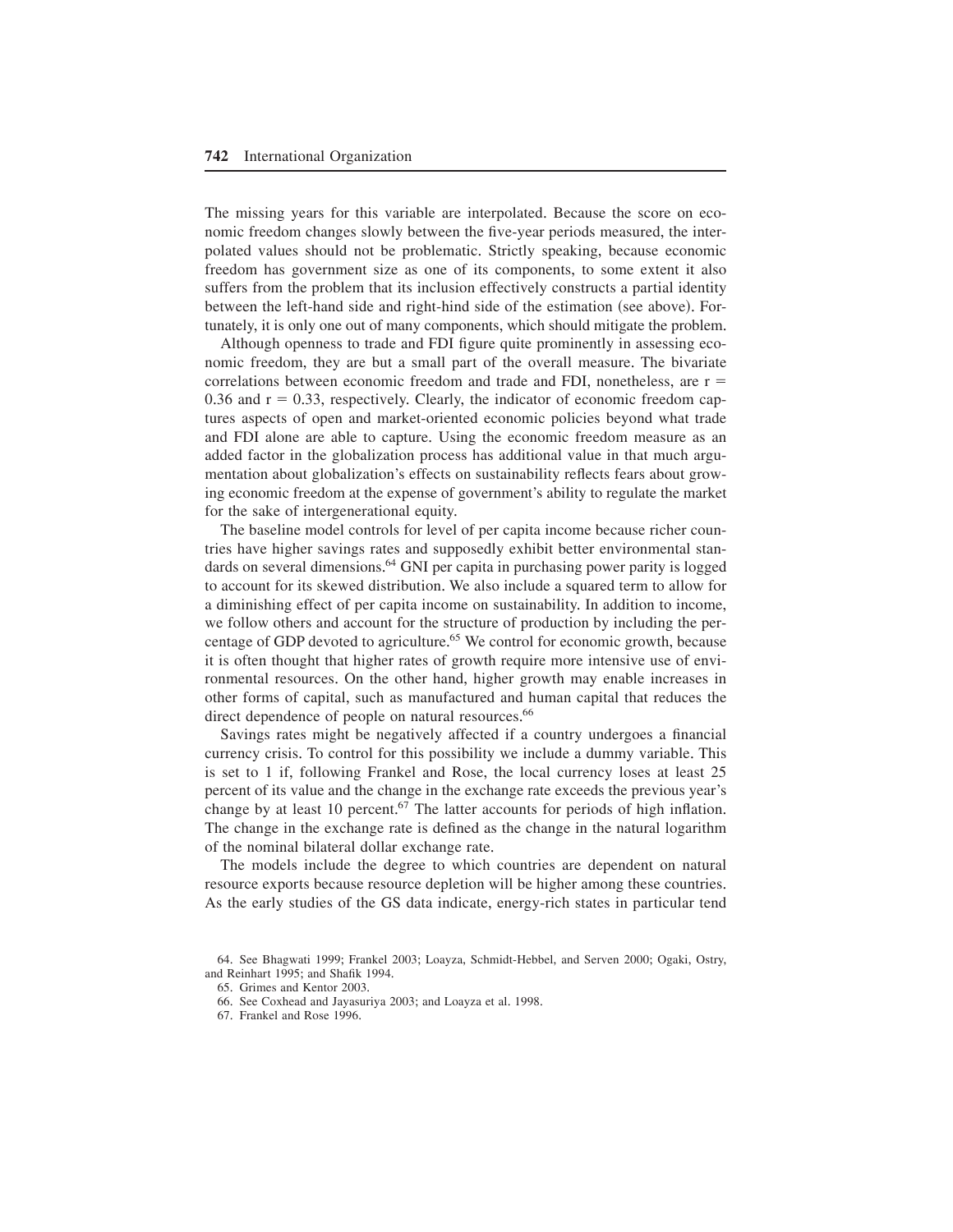The missing years for this variable are interpolated. Because the score on economic freedom changes slowly between the five-year periods measured, the interpolated values should not be problematic. Strictly speaking, because economic freedom has government size as one of its components, to some extent it also suffers from the problem that its inclusion effectively constructs a partial identity between the left-hand side and right-hind side of the estimation (see above). Fortunately, it is only one out of many components, which should mitigate the problem.

Although openness to trade and FDI figure quite prominently in assessing economic freedom, they are but a small part of the overall measure. The bivariate correlations between economic freedom and trade and FDI, nonetheless, are $r = 0.36$ and $r = 0.33$, respectively. Clearly, the indicator of economic freedom captures aspects of open and market-oriented economic policies beyond what trade and FDI alone are able to capture. Using the economic freedom measure as an added factor in the globalization process has additional value in that much argumentation about globalization's effects on sustainability reflects fears about growing economic freedom at the expense of government's ability to regulate the market for the sake of intergenerational equity.

The baseline model controls for level of per capita income because richer countries have higher savings rates and supposedly exhibit better environmental standards on several dimensions.[64] GNI per capita in purchasing power parity is logged to account for its skewed distribution. We also include a squared term to allow for a diminishing effect of per capita income on sustainability. In addition to income, we follow others and account for the structure of production by including the percentage of GDP devoted to agriculture.[65] We control for economic growth, because it is often thought that higher rates of growth require more intensive use of environmental resources. On the other hand, higher growth may enable increases in other forms of capital, such as manufactured and human capital that reduces the direct dependence of people on natural resources.[66]

Savings rates might be negatively affected if a country undergoes a financial currency crisis. To control for this possibility we include a dummy variable. This is set to 1 if, following Frankel and Rose, the local currency loses at least 25 percent of its value and the change in the exchange rate exceeds the previous year's change by at least 10 percent.[67] The latter accounts for periods of high inflation. The change in the exchange rate is defined as the change in the natural logarithm of the nominal bilateral dollar exchange rate.

The models include the degree to which countries are dependent on natural resource exports because resource depletion will be higher among these countries. As the early studies of the GS data indicate, energy-rich states in particular tend

64. See Bhagwati 1999; Frankel 2003; Loayza, Schmidt-Hebbel, and Serven 2000; Ogaki, Ostry, and Reinhart 1995; and Shafik 1994.

65. Grimes and Kentor 2003.

66. See Coxhead and Jayasuriya 2003; and Loayza et al. 1998.

67. Frankel and Rose 1996.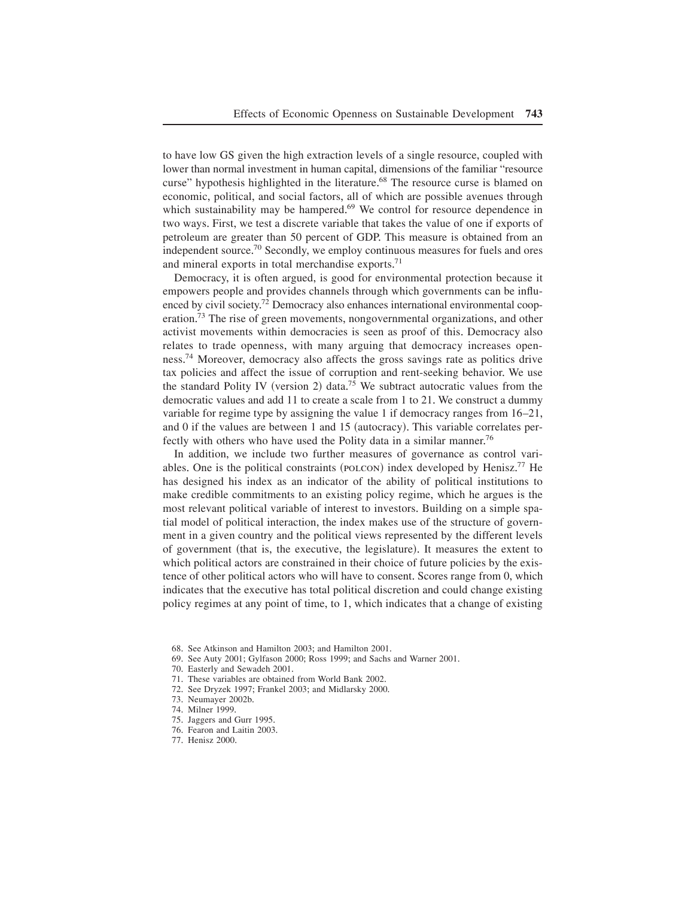to have low GS given the high extraction levels of a single resource, coupled with lower than normal investment in human capital, dimensions of the familiar "resource curse" hypothesis highlighted in the literature.[68] The resource curse is blamed on economic, political, and social factors, all of which are possible avenues through which sustainability may be hampered.[69] We control for resource dependence in two ways. First, we test a discrete variable that takes the value of one if exports of petroleum are greater than 50 percent of GDP. This measure is obtained from an independent source.[70] Secondly, we employ continuous measures for fuels and ores and mineral exports in total merchandise exports.[71]

Democracy, it is often argued, is good for environmental protection because it empowers people and provides channels through which governments can be influenced by civil society.[72] Democracy also enhances international environmental cooperation.[73] The rise of green movements, nongovernmental organizations, and other activist movements within democracies is seen as proof of this. Democracy also relates to trade openness, with many arguing that democracy increases openness.[74] Moreover, democracy also affects the gross savings rate as politics drive tax policies and affect the issue of corruption and rent-seeking behavior. We use the standard Polity IV (version 2) data.[75] We subtract autocratic values from the democratic values and add 11 to create a scale from 1 to 21. We construct a dummy variable for regime type by assigning the value 1 if democracy ranges from 16–21, and 0 if the values are between 1 and 15 (autocracy). This variable correlates perfectly with others who have used the Polity data in a similar manner.[76]

In addition, we include two further measures of governance as control variables. One is the political constraints (POLCON) index developed by Henisz.[77] He has designed his index as an indicator of the ability of political institutions to make credible commitments to an existing policy regime, which he argues is the most relevant political variable of interest to investors. Building on a simple spatial model of political interaction, the index makes use of the structure of government in a given country and the political views represented by the different levels of government (that is, the executive, the legislature). It measures the extent to which political actors are constrained in their choice of future policies by the existence of other political actors who will have to consent. Scores range from 0, which indicates that the executive has total political discretion and could change existing policy regimes at any point of time, to 1, which indicates that a change of existing

68. See Atkinson and Hamilton 2003; and Hamilton 2001.
69. See Auty 2001; Gylfason 2000; Ross 1999; and Sachs and Warner 2001.
70. Easterly and Sewadeh 2001.
71. These variables are obtained from World Bank 2002.
72. See Dryzek 1997; Frankel 2003; and Midlarsky 2000.
73. Neumayer 2002b.
74. Milner 1999.
75. Jaggers and Gurr 1995.
76. Fearon and Laitin 2003.
77. Henisz 2000.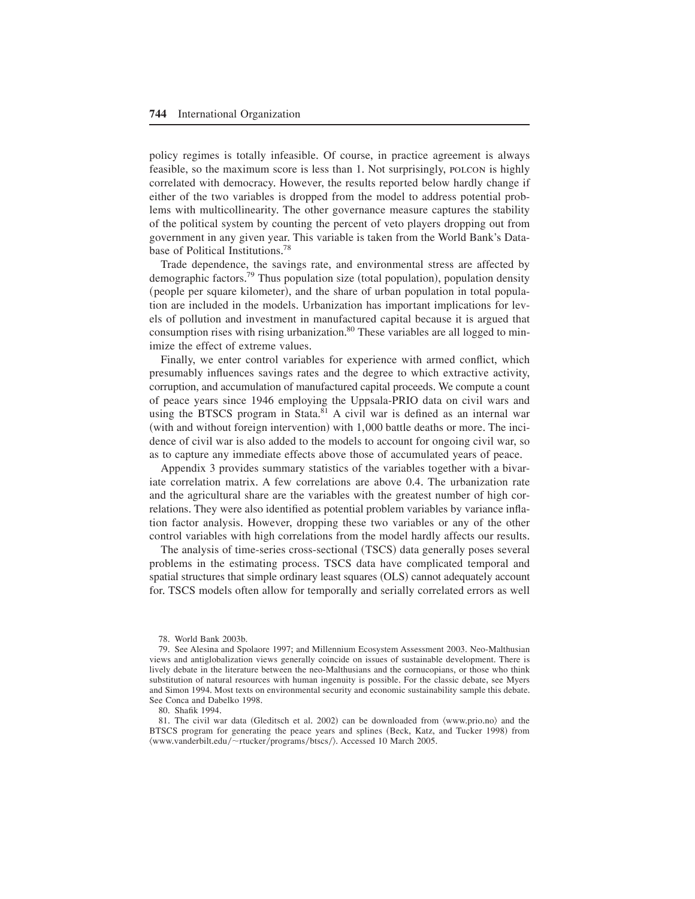policy regimes is totally infeasible. Of course, in practice agreement is always feasible, so the maximum score is less than 1. Not surprisingly, POLCON is highly correlated with democracy. However, the results reported below hardly change if either of the two variables is dropped from the model to address potential problems with multicollinearity. The other governance measure captures the stability of the political system by counting the percent of veto players dropping out from government in any given year. This variable is taken from the World Bank's Database of Political Institutions.[78]

Trade dependence, the savings rate, and environmental stress are affected by demographic factors.[79] Thus population size (total population), population density (people per square kilometer), and the share of urban population in total population are included in the models. Urbanization has important implications for levels of pollution and investment in manufactured capital because it is argued that consumption rises with rising urbanization.[80] These variables are all logged to minimize the effect of extreme values.

Finally, we enter control variables for experience with armed conflict, which presumably influences savings rates and the degree to which extractive activity, corruption, and accumulation of manufactured capital proceeds. We compute a count of peace years since 1946 employing the Uppsala-PRIO data on civil wars and using the BTSCS program in Stata.[81] A civil war is defined as an internal war (with and without foreign intervention) with 1,000 battle deaths or more. The incidence of civil war is also added to the models to account for ongoing civil war, so as to capture any immediate effects above those of accumulated years of peace.

Appendix 3 provides summary statistics of the variables together with a bivariate correlation matrix. A few correlations are above 0.4. The urbanization rate and the agricultural share are the variables with the greatest number of high correlations. They were also identified as potential problem variables by variance inflation factor analysis. However, dropping these two variables or any of the other control variables with high correlations from the model hardly affects our results.

The analysis of time-series cross-sectional (TSCS) data generally poses several problems in the estimating process. TSCS data have complicated temporal and spatial structures that simple ordinary least squares (OLS) cannot adequately account for. TSCS models often allow for temporally and serially correlated errors as well

78. World Bank 2003b.

79. See Alesina and Spolaore 1997; and Millennium Ecosystem Assessment 2003. Neo-Malthusian views and antiglobalization views generally coincide on issues of sustainable development. There is lively debate in the literature between the neo-Malthusians and the cornucopians, or those who think substitution of natural resources with human ingenuity is possible. For the classic debate, see Myers and Simon 1994. Most texts on environmental security and economic sustainability sample this debate. See Conca and Dabelko 1998.

80. Shafik 1994.

81. The civil war data (Gleditsch et al. 2002) can be downloaded from ⟨www.prio.no⟩ and the BTSCS program for generating the peace years and splines (Beck, Katz, and Tucker 1998) from ⟨www.vanderbilt.edu/~rtucker/programs/btscs/⟩. Accessed 10 March 2005.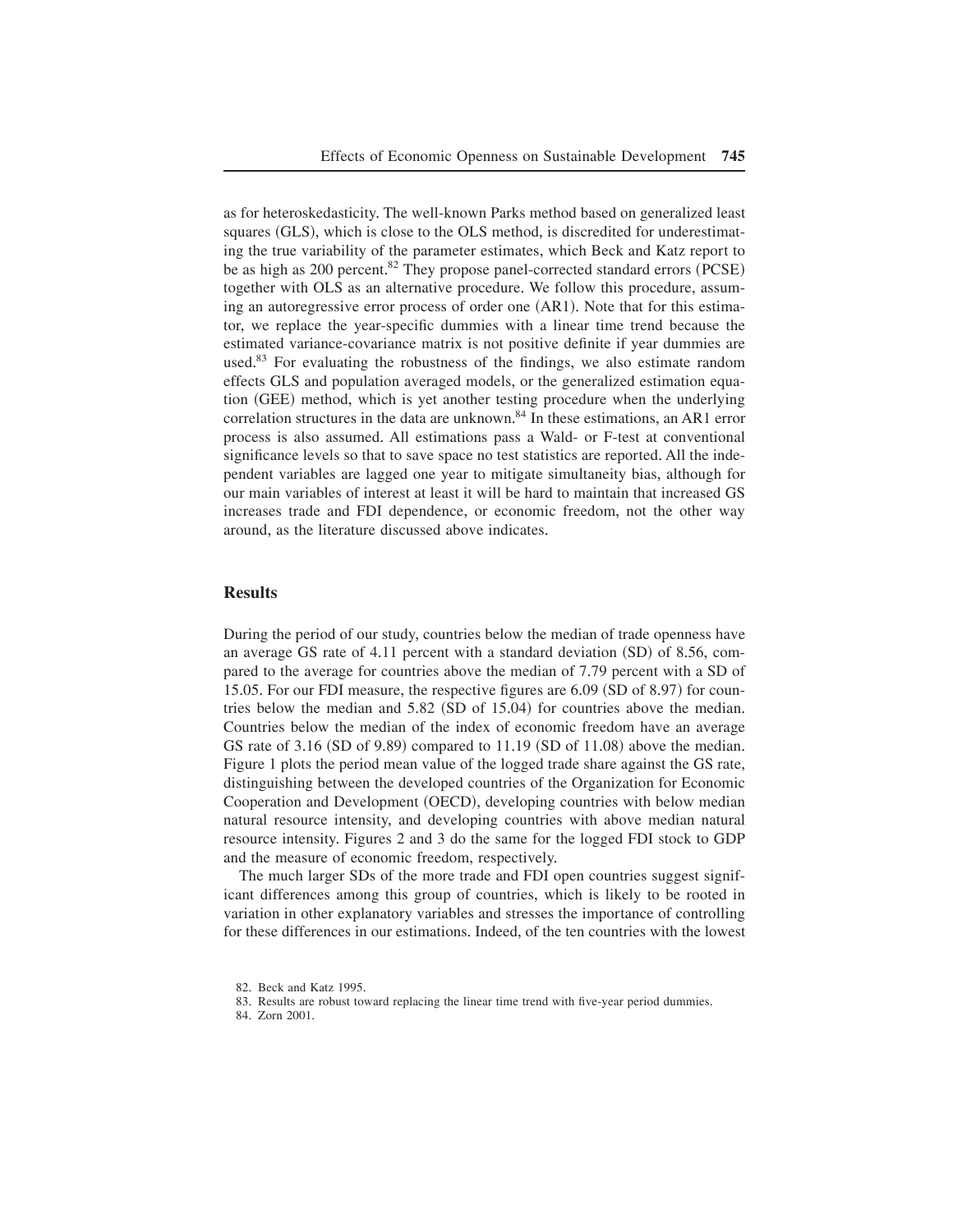as for heteroskedasticity. The well-known Parks method based on generalized least squares (GLS), which is close to the OLS method, is discredited for underestimating the true variability of the parameter estimates, which Beck and Katz report to be as high as 200 percent.[82] They propose panel-corrected standard errors (PCSE) together with OLS as an alternative procedure. We follow this procedure, assuming an autoregressive error process of order one (AR1). Note that for this estimator, we replace the year-specific dummies with a linear time trend because the estimated variance-covariance matrix is not positive definite if year dummies are used.[83] For evaluating the robustness of the findings, we also estimate random effects GLS and population averaged models, or the generalized estimation equation (GEE) method, which is yet another testing procedure when the underlying correlation structures in the data are unknown.[84] In these estimations, an AR1 error process is also assumed. All estimations pass a Wald- or F-test at conventional significance levels so that to save space no test statistics are reported. All the independent variables are lagged one year to mitigate simultaneity bias, although for our main variables of interest at least it will be hard to maintain that increased GS increases trade and FDI dependence, or economic freedom, not the other way around, as the literature discussed above indicates.

## Results

During the period of our study, countries below the median of trade openness have an average GS rate of 4.11 percent with a standard deviation (SD) of 8.56, compared to the average for countries above the median of 7.79 percent with a SD of 15.05. For our FDI measure, the respective figures are 6.09 (SD of 8.97) for countries below the median and 5.82 (SD of 15.04) for countries above the median. Countries below the median of the index of economic freedom have an average GS rate of 3.16 (SD of 9.89) compared to 11.19 (SD of 11.08) above the median. Figure 1 plots the period mean value of the logged trade share against the GS rate, distinguishing between the developed countries of the Organization for Economic Cooperation and Development (OECD), developing countries with below median natural resource intensity, and developing countries with above median natural resource intensity. Figures 2 and 3 do the same for the logged FDI stock to GDP and the measure of economic freedom, respectively.

The much larger SDs of the more trade and FDI open countries suggest significant differences among this group of countries, which is likely to be rooted in variation in other explanatory variables and stresses the importance of controlling for these differences in our estimations. Indeed, of the ten countries with the lowest

82. Beck and Katz 1995.

83. Results are robust toward replacing the linear time trend with five-year period dummies.

84. Zorn 2001.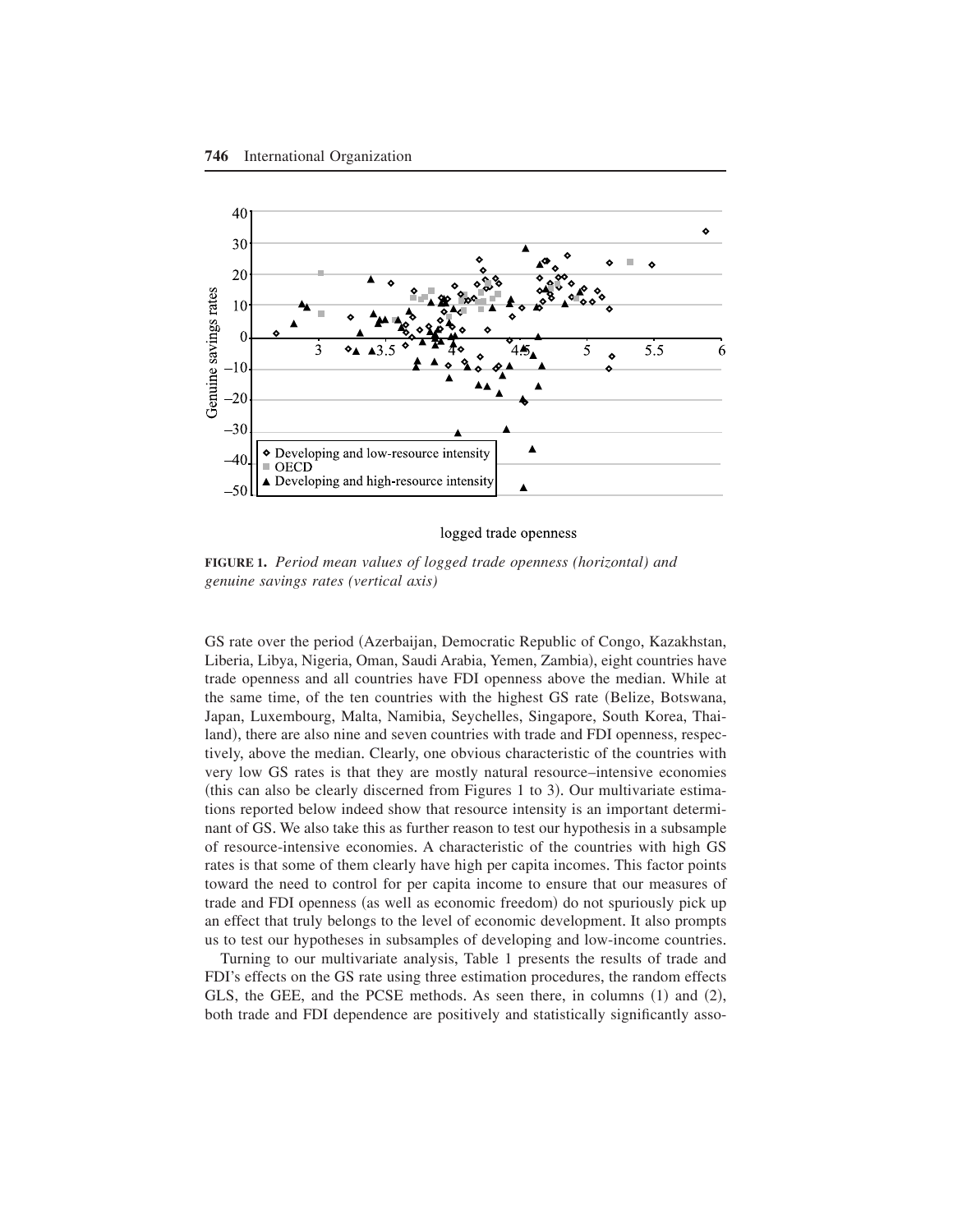**FIGURE 1.** *Period mean values of logged trade openness (horizontal) and genuine savings rates (vertical axis)*

GS rate over the period (Azerbaijan, Democratic Republic of Congo, Kazakhstan, Liberia, Libya, Nigeria, Oman, Saudi Arabia, Yemen, Zambia), eight countries have trade openness and all countries have FDI openness above the median. While at the same time, of the ten countries with the highest GS rate (Belize, Botswana, Japan, Luxembourg, Malta, Namibia, Seychelles, Singapore, South Korea, Thailand), there are also nine and seven countries with trade and FDI openness, respectively, above the median. Clearly, one obvious characteristic of the countries with very low GS rates is that they are mostly natural resource–intensive economies (this can also be clearly discerned from Figures 1 to 3). Our multivariate estimations reported below indeed show that resource intensity is an important determinant of GS. We also take this as further reason to test our hypothesis in a subsample of resource-intensive economies. A characteristic of the countries with high GS rates is that some of them clearly have high per capita incomes. This factor points toward the need to control for per capita income to ensure that our measures of trade and FDI openness (as well as economic freedom) do not spuriously pick up an effect that truly belongs to the level of economic development. It also prompts us to test our hypotheses in subsamples of developing and low-income countries.

Turning to our multivariate analysis, Table 1 presents the results of trade and FDI's effects on the GS rate using three estimation procedures, the random effects GLS, the GEE, and the PCSE methods. As seen there, in columns (1) and (2), both trade and FDI dependence are positively and statistically significantly asso-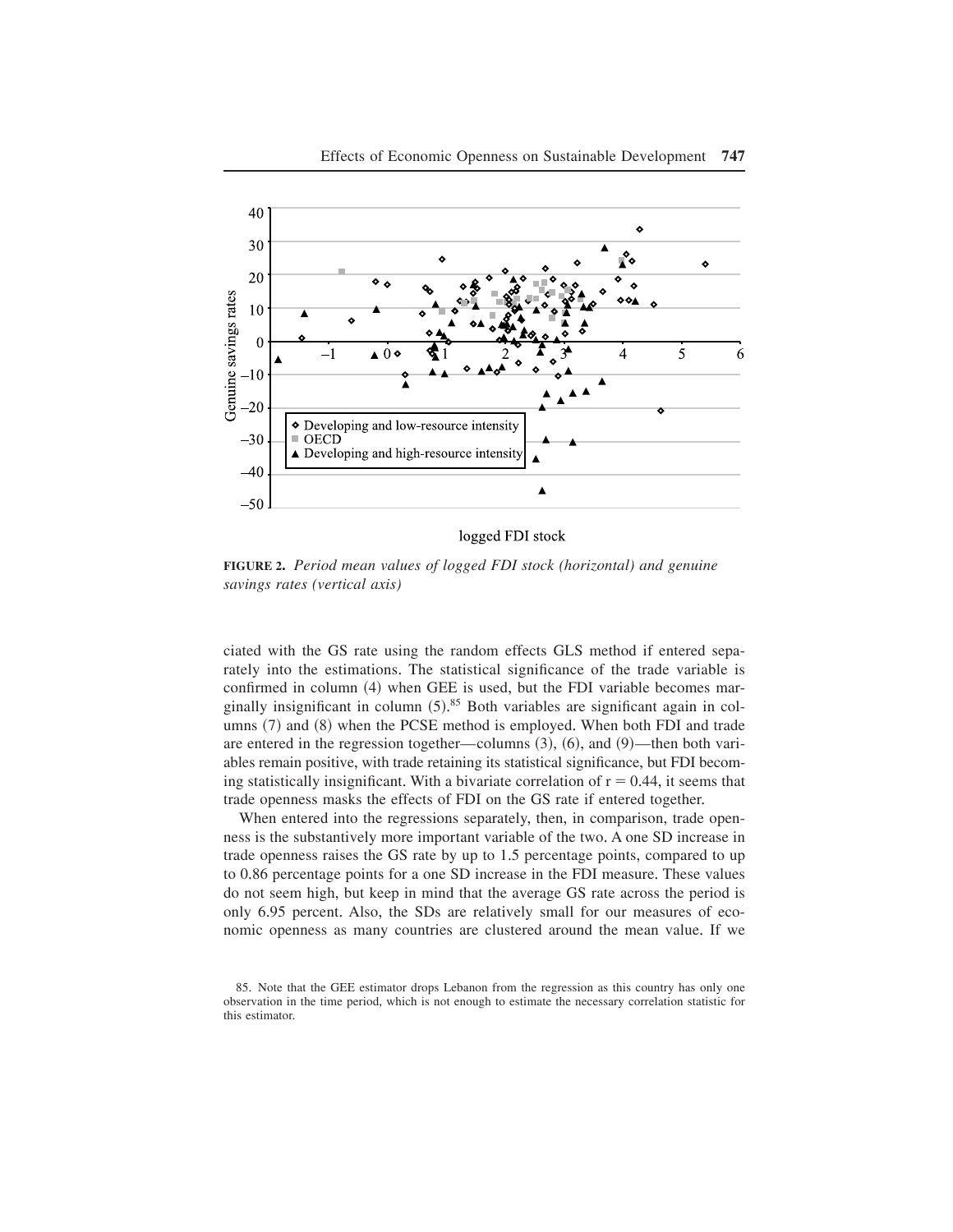**FIGURE 2.** *Period mean values of logged FDI stock (horizontal) and genuine savings rates (vertical axis)*

ciated with the GS rate using the random effects GLS method if entered separately into the estimations. The statistical significance of the trade variable is confirmed in column (4) when GEE is used, but the FDI variable becomes marginally insignificant in column (5).[85] Both variables are significant again in columns (7) and (8) when the PCSE method is employed. When both FDI and trade are entered in the regression together—columns (3), (6), and (9)—then both variables remain positive, with trade retaining its statistical significance, but FDI becoming statistically insignificant. With a bivariate correlation of $r = 0.44$, it seems that trade openness masks the effects of FDI on the GS rate if entered together.

When entered into the regressions separately, then, in comparison, trade openness is the substantively more important variable of the two. A one SD increase in trade openness raises the GS rate by up to 1.5 percentage points, compared to up to 0.86 percentage points for a one SD increase in the FDI measure. These values do not seem high, but keep in mind that the average GS rate across the period is only 6.95 percent. Also, the SDs are relatively small for our measures of economic openness as many countries are clustered around the mean value. If we

85. Note that the GEE estimator drops Lebanon from the regression as this country has only one observation in the time period, which is not enough to estimate the necessary correlation statistic for this estimator.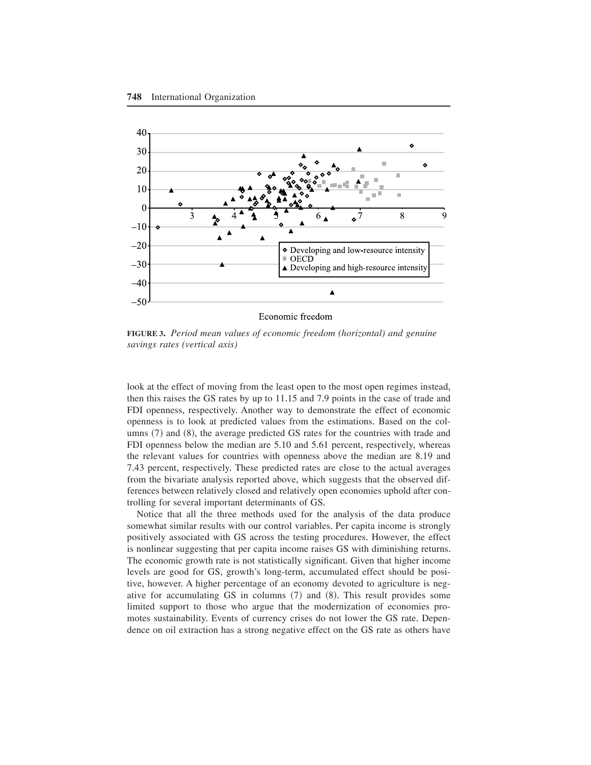**FIGURE 3.** *Period mean values of economic freedom (horizontal) and genuine savings rates (vertical axis)*

look at the effect of moving from the least open to the most open regimes instead, then this raises the GS rates by up to 11.15 and 7.9 points in the case of trade and FDI openness, respectively. Another way to demonstrate the effect of economic openness is to look at predicted values from the estimations. Based on the columns (7) and (8), the average predicted GS rates for the countries with trade and FDI openness below the median are 5.10 and 5.61 percent, respectively, whereas the relevant values for countries with openness above the median are 8.19 and 7.43 percent, respectively. These predicted rates are close to the actual averages from the bivariate analysis reported above, which suggests that the observed differences between relatively closed and relatively open economies uphold after controlling for several important determinants of GS.

Notice that all the three methods used for the analysis of the data produce somewhat similar results with our control variables. Per capita income is strongly positively associated with GS across the testing procedures. However, the effect is nonlinear suggesting that per capita income raises GS with diminishing returns. The economic growth rate is not statistically significant. Given that higher income levels are good for GS, growth's long-term, accumulated effect should be positive, however. A higher percentage of an economy devoted to agriculture is negative for accumulating GS in columns (7) and (8). This result provides some limited support to those who argue that the modernization of economies promotes sustainability. Events of currency crises do not lower the GS rate. Dependence on oil extraction has a strong negative effect on the GS rate as others have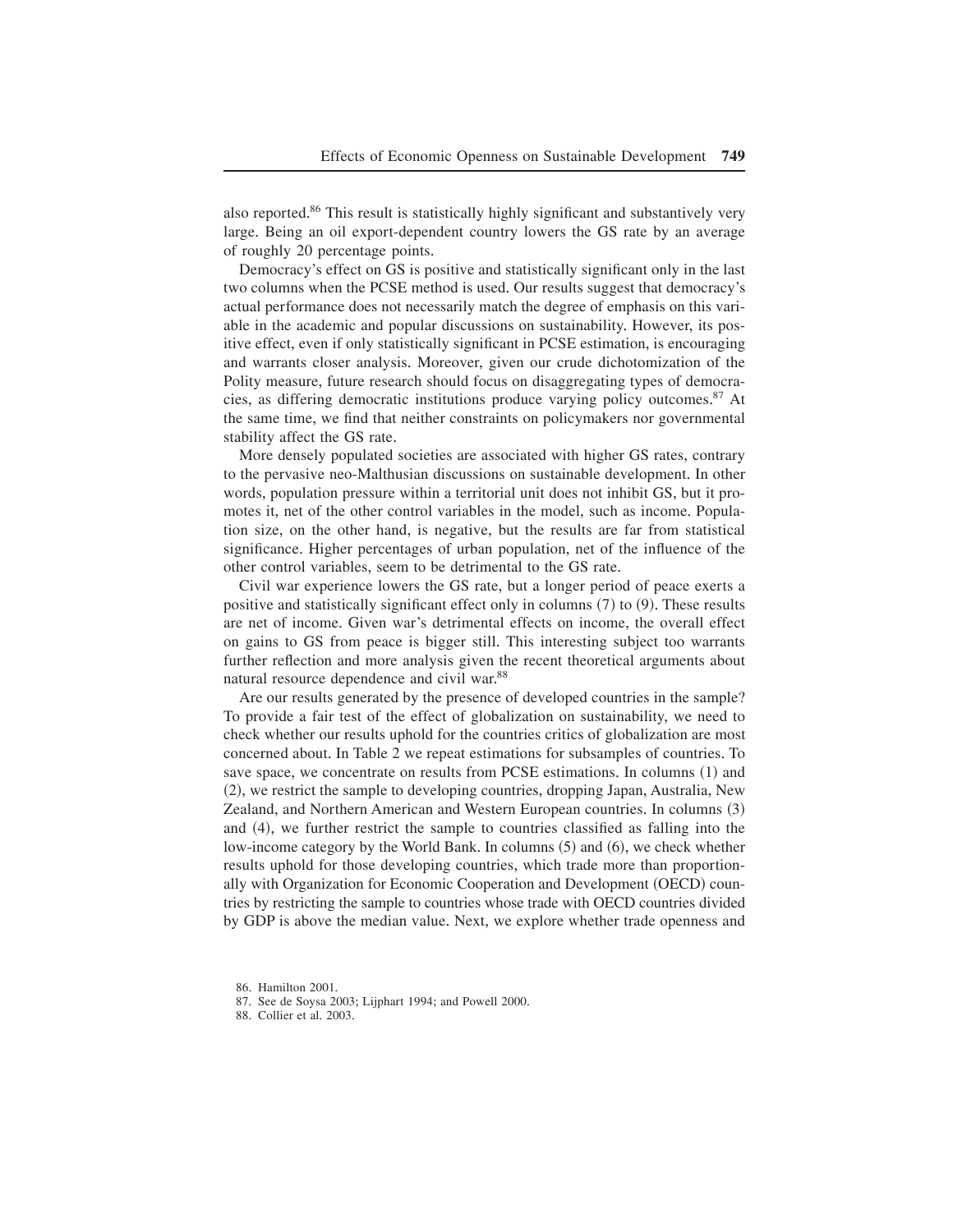also reported.[86] This result is statistically highly significant and substantively very large. Being an oil export-dependent country lowers the GS rate by an average of roughly 20 percentage points.

Democracy's effect on GS is positive and statistically significant only in the last two columns when the PCSE method is used. Our results suggest that democracy's actual performance does not necessarily match the degree of emphasis on this variable in the academic and popular discussions on sustainability. However, its positive effect, even if only statistically significant in PCSE estimation, is encouraging and warrants closer analysis. Moreover, given our crude dichotomization of the Polity measure, future research should focus on disaggregating types of democracies, as differing democratic institutions produce varying policy outcomes.[87] At the same time, we find that neither constraints on policymakers nor governmental stability affect the GS rate.

More densely populated societies are associated with higher GS rates, contrary to the pervasive neo-Malthusian discussions on sustainable development. In other words, population pressure within a territorial unit does not inhibit GS, but it promotes it, net of the other control variables in the model, such as income. Population size, on the other hand, is negative, but the results are far from statistical significance. Higher percentages of urban population, net of the influence of the other control variables, seem to be detrimental to the GS rate.

Civil war experience lowers the GS rate, but a longer period of peace exerts a positive and statistically significant effect only in columns (7) to (9). These results are net of income. Given war's detrimental effects on income, the overall effect on gains to GS from peace is bigger still. This interesting subject too warrants further reflection and more analysis given the recent theoretical arguments about natural resource dependence and civil war.[88]

Are our results generated by the presence of developed countries in the sample? To provide a fair test of the effect of globalization on sustainability, we need to check whether our results uphold for the countries critics of globalization are most concerned about. In Table 2 we repeat estimations for subsamples of countries. To save space, we concentrate on results from PCSE estimations. In columns (1) and (2), we restrict the sample to developing countries, dropping Japan, Australia, New Zealand, and Northern American and Western European countries. In columns (3) and (4), we further restrict the sample to countries classified as falling into the low-income category by the World Bank. In columns (5) and (6), we check whether results uphold for those developing countries, which trade more than proportionally with Organization for Economic Cooperation and Development (OECD) countries by restricting the sample to countries whose trade with OECD countries divided by GDP is above the median value. Next, we explore whether trade openness and

86. Hamilton 2001.

87. See de Soysa 2003; Lijphart 1994; and Powell 2000.

88. Collier et al. 2003.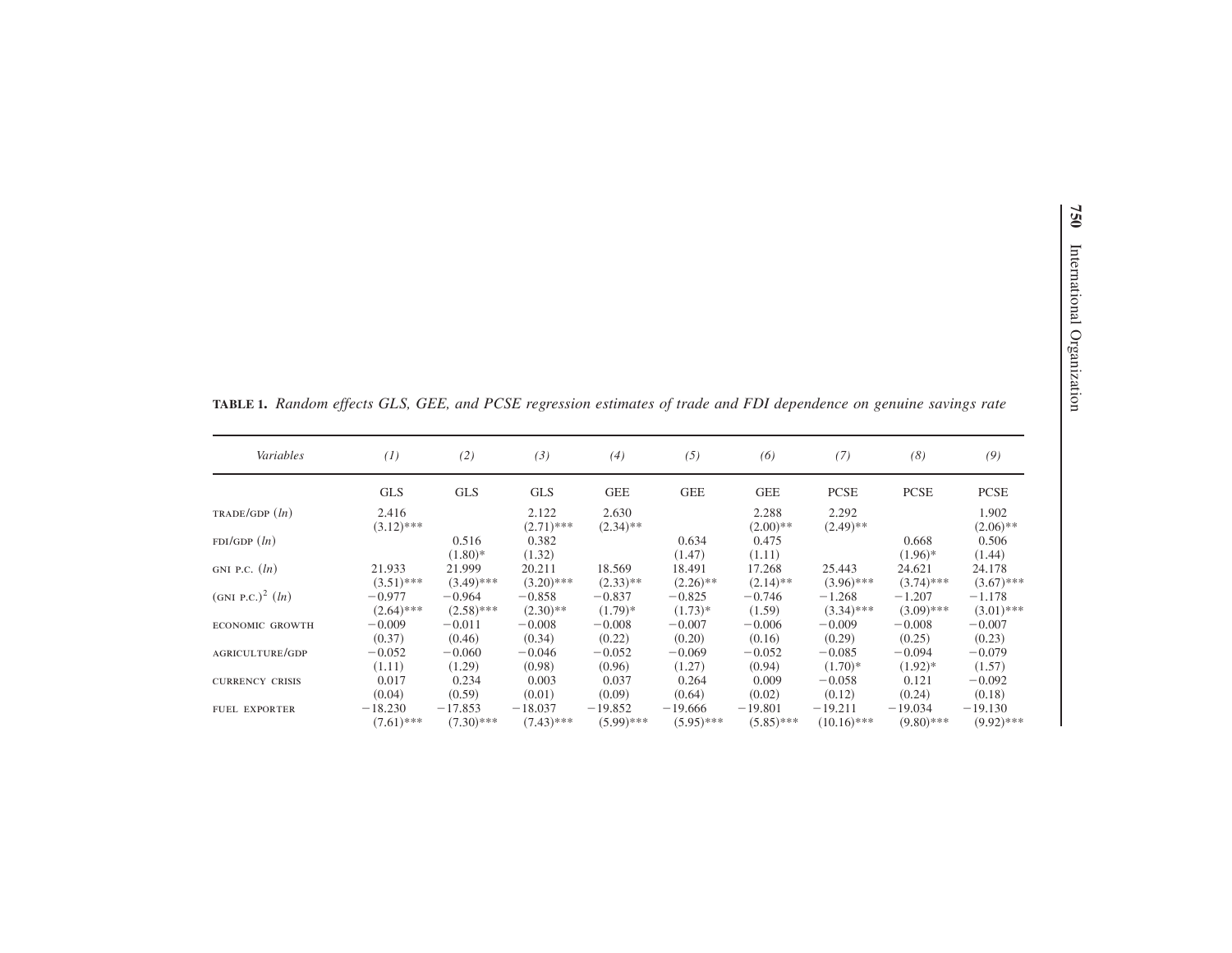**TABLE 1.** *Random effects GLS, GEE, and PCSE regression estimates of trade and FDI dependence on genuine savings rate*

| *Variables* | *(1)* | *(2)* | *(3)* | *(4)* | *(5)* | *(6)* | *(7)* | *(8)* | *(9)* |
|---|---|---|---|---|---|---|---|---|---|
| | GLS | GLS | GLS | GEE | GEE | GEE | PCSE | PCSE | PCSE |
| TRADE/GDP (*ln*) | 2.416 | | 2.122 | 2.630 | | 2.288 | 2.292 | | 1.902 |
| | (3.12)*** | | (2.71)*** | (2.34)** | | (2.00)** | (2.49)** | | (2.06)** |
| FDI/GDP (*ln*) | | 0.516 | 0.382 | | 0.634 | 0.475 | | 0.668 | 0.506 |
| | | (1.80)* | (1.32) | | (1.47) | (1.11) | | (1.96)* | (1.44) |
| GNI P.C. (*ln*) | 21.933 | 21.999 | 20.211 | 18.569 | 18.491 | 17.268 | 25.443 | 24.621 | 24.178 |
| | (3.51)*** | (3.49)*** | (3.20)*** | (2.33)** | (2.26)** | (2.14)** | (3.96)*** | (3.74)*** | (3.67)*** |
| $(\text{GNI P.C.})^2$ (*ln*) | −0.977 | −0.964 | −0.858 | −0.837 | −0.825 | −0.746 | −1.268 | −1.207 | −1.178 |
| | (2.64)*** | (2.58)*** | (2.30)** | (1.79)* | (1.73)* | (1.59) | (3.34)*** | (3.09)*** | (3.01)*** |
| ECONOMIC GROWTH | −0.009 | −0.011 | −0.008 | −0.008 | −0.007 | −0.006 | −0.009 | −0.008 | −0.007 |
| | (0.37) | (0.46) | (0.34) | (0.22) | (0.20) | (0.16) | (0.29) | (0.25) | (0.23) |
| AGRICULTURE/GDP | −0.052 | −0.060 | −0.046 | −0.052 | −0.069 | −0.052 | −0.085 | −0.094 | −0.079 |
| | (1.11) | (1.29) | (0.98) | (0.96) | (1.27) | (0.94) | (1.70)* | (1.92)* | (1.57) |
| CURRENCY CRISIS | 0.017 | 0.234 | 0.003 | 0.037 | 0.264 | 0.009 | −0.058 | 0.121 | −0.092 |
| | (0.04) | (0.59) | (0.01) | (0.09) | (0.64) | (0.02) | (0.12) | (0.24) | (0.18) |
| FUEL EXPORTER | −18.230 | −17.853 | −18.037 | −19.852 | −19.666 | −19.801 | −19.211 | −19.034 | −19.130 |
| | (7.61)*** | (7.30)*** | (7.43)*** | (5.99)*** | (5.95)*** | (5.85)*** | (10.16)*** | (9.80)*** | (9.92)*** |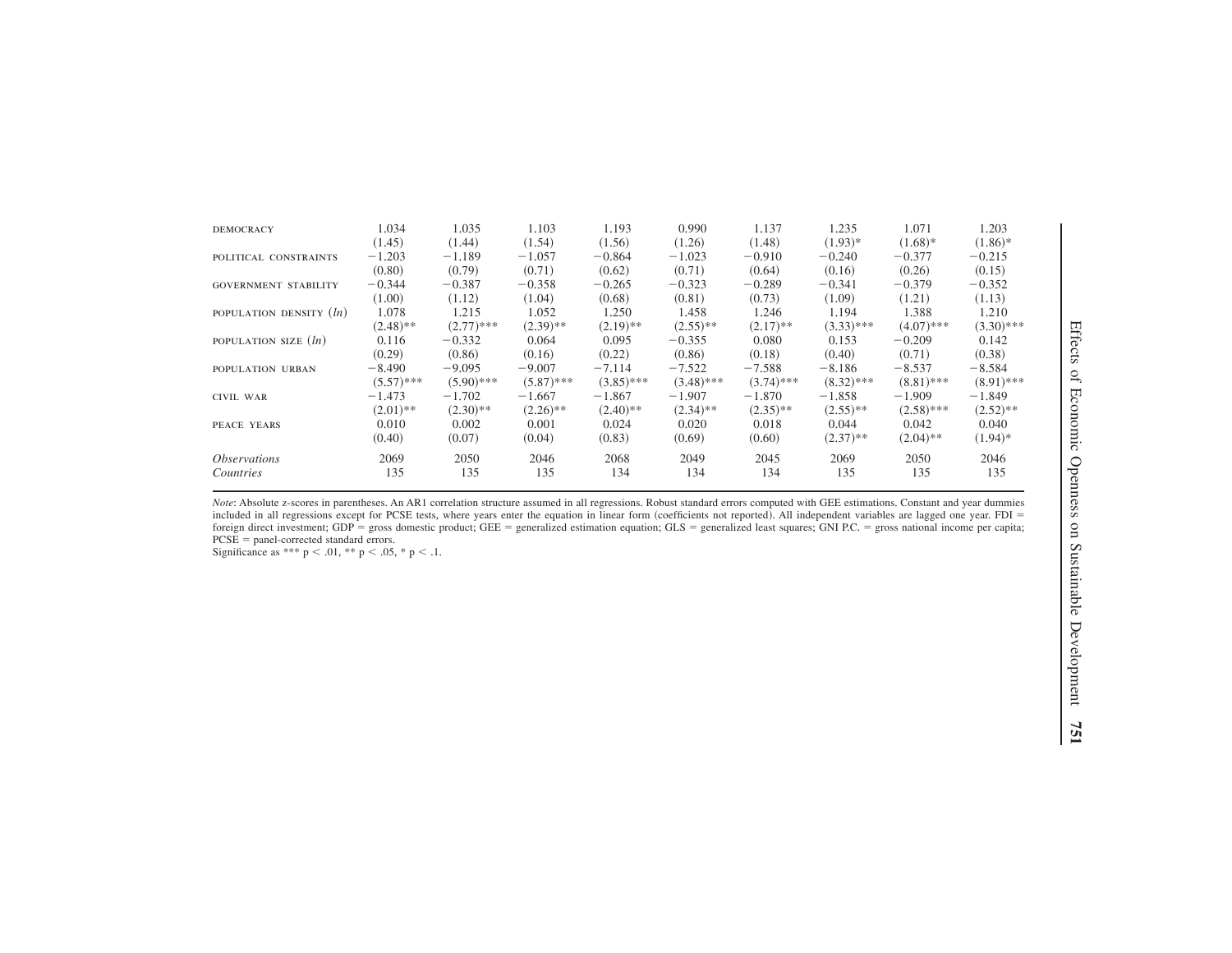| | | | | | | | | | |
|---|---|---|---|---|---|---|---|---|---|
| DEMOCRACY | 1.034 | 1.035 | 1.103 | 1.193 | 0.990 | 1.137 | 1.235 | 1.071 | 1.203 |
| | (1.45) | (1.44) | (1.54) | (1.56) | (1.26) | (1.48) | (1.93)* | (1.68)* | (1.86)* |
| POLITICAL CONSTRAINTS | −1.203 | −1.189 | −1.057 | −0.864 | −1.023 | −0.910 | −0.240 | −0.377 | −0.215 |
| | (0.80) | (0.79) | (0.71) | (0.62) | (0.71) | (0.64) | (0.16) | (0.26) | (0.15) |
| GOVERNMENT STABILITY | −0.344 | −0.387 | −0.358 | −0.265 | −0.323 | −0.289 | −0.341 | −0.379 | −0.352 |
| | (1.00) | (1.12) | (1.04) | (0.68) | (0.81) | (0.73) | (1.09) | (1.21) | (1.13) |
| POPULATION DENSITY (*ln*) | 1.078 | 1.215 | 1.052 | 1.250 | 1.458 | 1.246 | 1.194 | 1.388 | 1.210 |
| | (2.48)** | (2.77)*** | (2.39)** | (2.19)** | (2.55)** | (2.17)** | (3.33)*** | (4.07)*** | (3.30)*** |
| POPULATION SIZE (*ln*) | 0.116 | −0.332 | 0.064 | 0.095 | −0.355 | 0.080 | 0.153 | −0.209 | 0.142 |
| | (0.29) | (0.86) | (0.16) | (0.22) | (0.86) | (0.18) | (0.40) | (0.71) | (0.38) |
| POPULATION URBAN | −8.490 | −9.095 | −9.007 | −7.114 | −7.522 | −7.588 | −8.186 | −8.537 | −8.584 |
| | (5.57)*** | (5.90)*** | (5.87)*** | (3.85)*** | (3.48)*** | (3.74)*** | (8.32)*** | (8.81)*** | (8.91)*** |
| CIVIL WAR | −1.473 | −1.702 | −1.667 | −1.867 | −1.907 | −1.870 | −1.858 | −1.909 | −1.849 |
| | (2.01)** | (2.30)** | (2.26)** | (2.40)** | (2.34)** | (2.35)** | (2.55)** | (2.58)*** | (2.52)** |
| PEACE YEARS | 0.010 | 0.002 | 0.001 | 0.024 | 0.020 | 0.018 | 0.044 | 0.042 | 0.040 |
| | (0.40) | (0.07) | (0.04) | (0.83) | (0.69) | (0.60) | (2.37)** | (2.04)** | (1.94)* |
| *Observations* | 2069 | 2050 | 2046 | 2068 | 2049 | 2045 | 2069 | 2050 | 2046 |
| *Countries* | 135 | 135 | 135 | 134 | 134 | 134 | 135 | 135 | 135 |

*Note*: Absolute z-scores in parentheses. An AR1 correlation structure assumed in all regressions. Robust standard errors computed with GEE estimations. Constant and year dummies included in all regressions except for PCSE tests, where years enter the equation in linear form (coefficients not reported). All independent variables are lagged one year. FDI = foreign direct investment; GDP = gross domestic product; GEE = generalized estimation equation; GLS = generalized least squares; GNI P.C. = gross national income per capita; PCSE = panel-corrected standard errors.

Significance as *** $p < .01$, ** $p < .05$, * $p < .1$.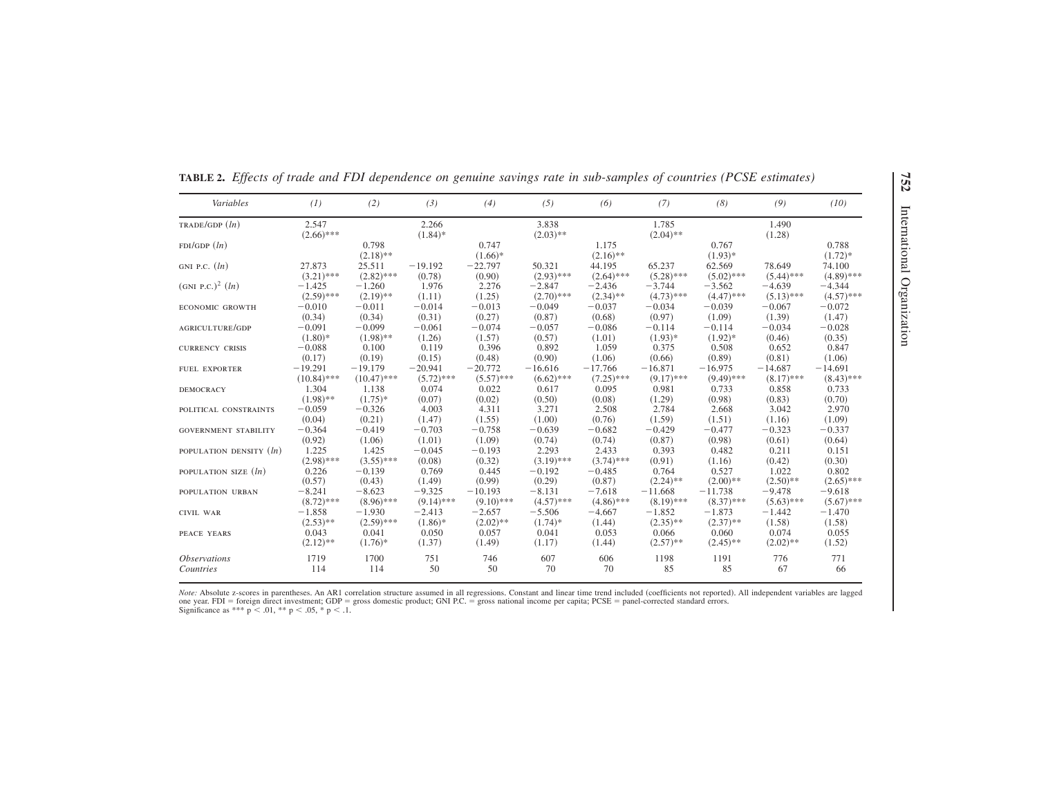**TABLE 2.** *Effects of trade and FDI dependence on genuine savings rate in sub-samples of countries (PCSE estimates)*

| *Variables* | *(1)* | *(2)* | *(3)* | *(4)* | *(5)* | *(6)* | *(7)* | *(8)* | *(9)* | *(10)* |
|---|---|---|---|---|---|---|---|---|---|---|
| TRADE/GDP (*ln*) | 2.547 | | 2.266 | | 3.838 | | 1.785 | | 1.490 | |
| | (2.66)*** | | (1.84)* | | (2.03)** | | (2.04)** | | (1.28) | |
| FDI/GDP (*ln*) | | 0.798 | | 0.747 | | 1.175 | | 0.767 | | 0.788 |
| | | (2.18)** | | (1.66)* | | (2.16)** | | (1.93)* | | (1.72)* |
| GNI P.C. (*ln*) | 27.873 | 25.511 | −19.192 | −22.797 | 50.321 | 44.195 | 65.237 | 62.569 | 78.649 | 74.100 |
| | (3.21)*** | (2.82)*** | (0.78) | (0.90) | (2.93)*** | (2.64)*** | (5.28)*** | (5.02)*** | (5.44)*** | (4.89)*** |
| (GNI P.C.)$^2$ (*ln*) | −1.425 | −1.260 | 1.976 | 2.276 | −2.847 | −2.436 | −3.744 | −3.562 | −4.639 | −4.344 |
| | (2.59)*** | (2.19)** | (1.11) | (1.25) | (2.70)*** | (2.34)** | (4.73)*** | (4.47)*** | (5.13)*** | (4.57)*** |
| ECONOMIC GROWTH | −0.010 | −0.011 | −0.014 | −0.013 | −0.049 | −0.037 | −0.034 | −0.039 | −0.067 | −0.072 |
| | (0.34) | (0.34) | (0.31) | (0.27) | (0.87) | (0.68) | (0.97) | (1.09) | (1.39) | (1.47) |
| AGRICULTURE/GDP | −0.091 | −0.099 | −0.061 | −0.074 | −0.057 | −0.086 | −0.114 | −0.114 | −0.034 | −0.028 |
| | (1.80)* | (1.98)** | (1.26) | (1.57) | (0.57) | (1.01) | (1.93)* | (1.92)* | (0.46) | (0.35) |
| CURRENCY CRISIS | −0.088 | 0.100 | 0.119 | 0.396 | 0.892 | 1.059 | 0.375 | 0.508 | 0.652 | 0.847 |
| | (0.17) | (0.19) | (0.15) | (0.48) | (0.90) | (1.06) | (0.66) | (0.89) | (0.81) | (1.06) |
| FUEL EXPORTER | −19.291 | −19.179 | −20.941 | −20.772 | −16.616 | −17.766 | −16.871 | −16.975 | −14.687 | −14.691 |
| | (10.84)*** | (10.47)*** | (5.72)*** | (5.57)*** | (6.62)*** | (7.25)*** | (9.17)*** | (9.49)*** | (8.17)*** | (8.43)*** |
| DEMOCRACY | 1.304 | 1.138 | 0.074 | 0.022 | 0.617 | 0.095 | 0.981 | 0.733 | 0.858 | 0.733 |
| | (1.98)** | (1.75)* | (0.07) | (0.02) | (0.50) | (0.08) | (1.29) | (0.98) | (0.83) | (0.70) |
| POLITICAL CONSTRAINTS | −0.059 | −0.326 | 4.003 | 4.311 | 3.271 | 2.508 | 2.784 | 2.668 | 3.042 | 2.970 |
| | (0.04) | (0.21) | (1.47) | (1.55) | (1.00) | (0.76) | (1.59) | (1.51) | (1.16) | (1.09) |
| GOVERNMENT STABILITY | −0.364 | −0.419 | −0.703 | −0.758 | −0.639 | −0.682 | −0.429 | −0.477 | −0.323 | −0.337 |
| | (0.92) | (1.06) | (1.01) | (1.09) | (0.74) | (0.74) | (0.87) | (0.98) | (0.61) | (0.64) |
| POPULATION DENSITY (*ln*) | 1.225 | 1.425 | −0.045 | −0.193 | 2.293 | 2.433 | 0.393 | 0.482 | 0.211 | 0.151 |
| | (2.98)*** | (3.55)*** | (0.08) | (0.32) | (3.19)*** | (3.74)*** | (0.91) | (1.16) | (0.42) | (0.30) |
| POPULATION SIZE (*ln*) | 0.226 | −0.139 | 0.769 | 0.445 | −0.192 | −0.485 | 0.764 | 0.527 | 1.022 | 0.802 |
| | (0.57) | (0.43) | (1.49) | (0.99) | (0.29) | (0.87) | (2.24)** | (2.00)** | (2.50)** | (2.65)*** |
| POPULATION URBAN | −8.241 | −8.623 | −9.325 | −10.193 | −8.131 | −7.618 | −11.668 | −11.738 | −9.478 | −9.618 |
| | (8.72)*** | (8.96)*** | (9.14)*** | (9.10)*** | (4.57)*** | (4.86)*** | (8.19)*** | (8.37)*** | (5.63)*** | (5.67)*** |
| CIVIL WAR | −1.858 | −1.930 | −2.413 | −2.657 | −5.506 | −4.667 | −1.852 | −1.873 | −1.442 | −1.470 |
| | (2.53)** | (2.59)*** | (1.86)* | (2.02)** | (1.74)* | (1.44) | (2.35)** | (2.37)** | (1.58) | (1.58) |
| PEACE YEARS | 0.043 | 0.041 | 0.050 | 0.057 | 0.041 | 0.053 | 0.066 | 0.060 | 0.074 | 0.055 |
| | (2.12)** | (1.76)* | (1.37) | (1.49) | (1.17) | (1.44) | (2.57)** | (2.45)** | (2.02)** | (1.52) |
| *Observations* | 1719 | 1700 | 751 | 746 | 607 | 606 | 1198 | 1191 | 776 | 771 |
| *Countries* | 114 | 114 | 50 | 50 | 70 | 70 | 85 | 85 | 67 | 66 |

*Note:* Absolute z-scores in parentheses. An AR1 correlation structure assumed in all regressions. Constant and linear time trend included (coefficients not reported). All independent variables are lagged one year. FDI = foreign direct investment; GDP = gross domestic product; GNI P.C. = gross national income per capita; PCSE = panel-corrected standard errors.
Significance as *** $p < .01$, ** $p < .05$, * $p < .1$.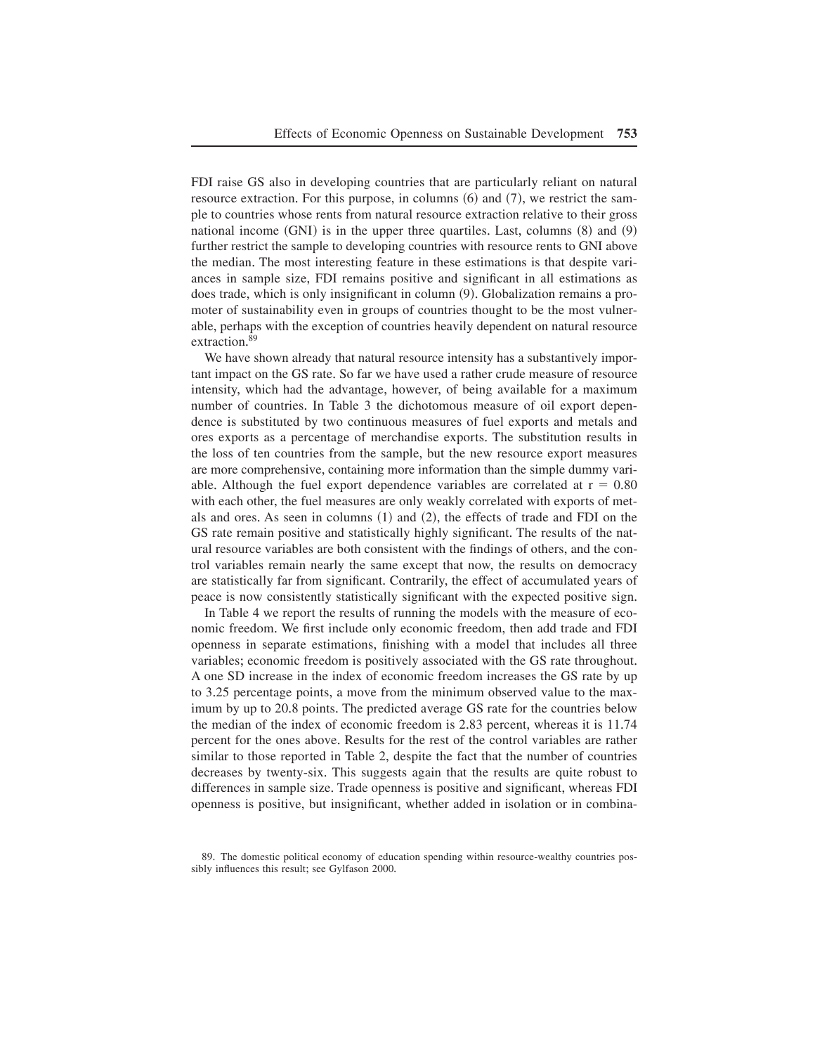FDI raise GS also in developing countries that are particularly reliant on natural resource extraction. For this purpose, in columns (6) and (7), we restrict the sample to countries whose rents from natural resource extraction relative to their gross national income (GNI) is in the upper three quartiles. Last, columns (8) and (9) further restrict the sample to developing countries with resource rents to GNI above the median. The most interesting feature in these estimations is that despite variances in sample size, FDI remains positive and significant in all estimations as does trade, which is only insignificant in column (9). Globalization remains a promoter of sustainability even in groups of countries thought to be the most vulnerable, perhaps with the exception of countries heavily dependent on natural resource extraction.[89]

We have shown already that natural resource intensity has a substantively important impact on the GS rate. So far we have used a rather crude measure of resource intensity, which had the advantage, however, of being available for a maximum number of countries. In Table 3 the dichotomous measure of oil export dependence is substituted by two continuous measures of fuel exports and metals and ores exports as a percentage of merchandise exports. The substitution results in the loss of ten countries from the sample, but the new resource export measures are more comprehensive, containing more information than the simple dummy variable. Although the fuel export dependence variables are correlated at $r = 0.80$ with each other, the fuel measures are only weakly correlated with exports of metals and ores. As seen in columns (1) and (2), the effects of trade and FDI on the GS rate remain positive and statistically highly significant. The results of the natural resource variables are both consistent with the findings of others, and the control variables remain nearly the same except that now, the results on democracy are statistically far from significant. Contrarily, the effect of accumulated years of peace is now consistently statistically significant with the expected positive sign.

In Table 4 we report the results of running the models with the measure of economic freedom. We first include only economic freedom, then add trade and FDI openness in separate estimations, finishing with a model that includes all three variables; economic freedom is positively associated with the GS rate throughout. A one SD increase in the index of economic freedom increases the GS rate by up to 3.25 percentage points, a move from the minimum observed value to the maximum by up to 20.8 points. The predicted average GS rate for the countries below the median of the index of economic freedom is 2.83 percent, whereas it is 11.74 percent for the ones above. Results for the rest of the control variables are rather similar to those reported in Table 2, despite the fact that the number of countries decreases by twenty-six. This suggests again that the results are quite robust to differences in sample size. Trade openness is positive and significant, whereas FDI openness is positive, but insignificant, whether added in isolation or in combina-

89. The domestic political economy of education spending within resource-wealthy countries possibly influences this result; see Gylfason 2000.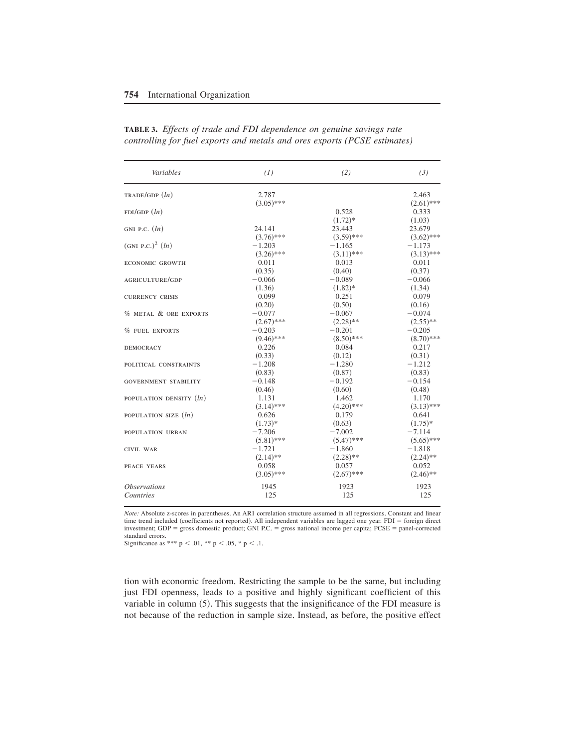**TABLE 3.** *Effects of trade and FDI dependence on genuine savings rate controlling for fuel exports and metals and ores exports (PCSE estimates)*

| *Variables* | *(1)* | *(2)* | *(3)* |
|---|---|---|---|
| TRADE/GDP (*ln*) | 2.787 | | 2.463 |
| | (3.05)*** | | (2.61)*** |
| FDI/GDP (*ln*) | | 0.528 | 0.333 |
| | | (1.72)* | (1.03) |
| GNI P.C. (*ln*) | 24.141 | 23.443 | 23.679 |
| | (3.76)*** | (3.59)*** | (3.62)*** |
| $(\text{GNI P.C.})^2$ (*ln*) | −1.203 | −1.165 | −1.173 |
| | (3.26)*** | (3.11)*** | (3.13)*** |
| ECONOMIC GROWTH | 0.011 | 0.013 | 0.011 |
| | (0.35) | (0.40) | (0.37) |
| AGRICULTURE/GDP | −0.066 | −0.089 | −0.066 |
| | (1.36) | (1.82)* | (1.34) |
| CURRENCY CRISIS | 0.099 | 0.251 | 0.079 |
| | (0.20) | (0.50) | (0.16) |
| % METAL & ORE EXPORTS | −0.077 | −0.067 | −0.074 |
| | (2.67)*** | (2.28)** | (2.55)** |
| % FUEL EXPORTS | −0.203 | −0.201 | −0.205 |
| | (9.46)*** | (8.50)*** | (8.70)*** |
| DEMOCRACY | 0.226 | 0.084 | 0.217 |
| | (0.33) | (0.12) | (0.31) |
| POLITICAL CONSTRAINTS | −1.208 | −1.280 | −1.212 |
| | (0.83) | (0.87) | (0.83) |
| GOVERNMENT STABILITY | −0.148 | −0.192 | −0.154 |
| | (0.46) | (0.60) | (0.48) |
| POPULATION DENSITY (*ln*) | 1.131 | 1.462 | 1.170 |
| | (3.14)*** | (4.20)*** | (3.13)*** |
| POPULATION SIZE (*ln*) | 0.626 | 0.179 | 0.641 |
| | (1.73)* | (0.63) | (1.75)* |
| POPULATION URBAN | −7.206 | −7.002 | −7.114 |
| | (5.81)*** | (5.47)*** | (5.65)*** |
| CIVIL WAR | −1.721 | −1.860 | −1.818 |
| | (2.14)** | (2.28)** | (2.24)** |
| PEACE YEARS | 0.058 | 0.057 | 0.052 |
| | (3.05)*** | (2.67)*** | (2.46)** |
| *Observations* | 1945 | 1923 | 1923 |
| *Countries* | 125 | 125 | 125 |

*Note:* Absolute z-scores in parentheses. An AR1 correlation structure assumed in all regressions. Constant and linear time trend included (coefficients not reported). All independent variables are lagged one year. FDI = foreign direct investment; GDP = gross domestic product; GNI P.C. = gross national income per capita; PCSE = panel-corrected standard errors.
Significance as *** $p < .01$, ** $p < .05$, * $p < .1$.

tion with economic freedom. Restricting the sample to be the same, but including just FDI openness, leads to a positive and highly significant coefficient of this variable in column (5). This suggests that the insignificance of the FDI measure is not because of the reduction in sample size. Instead, as before, the positive effect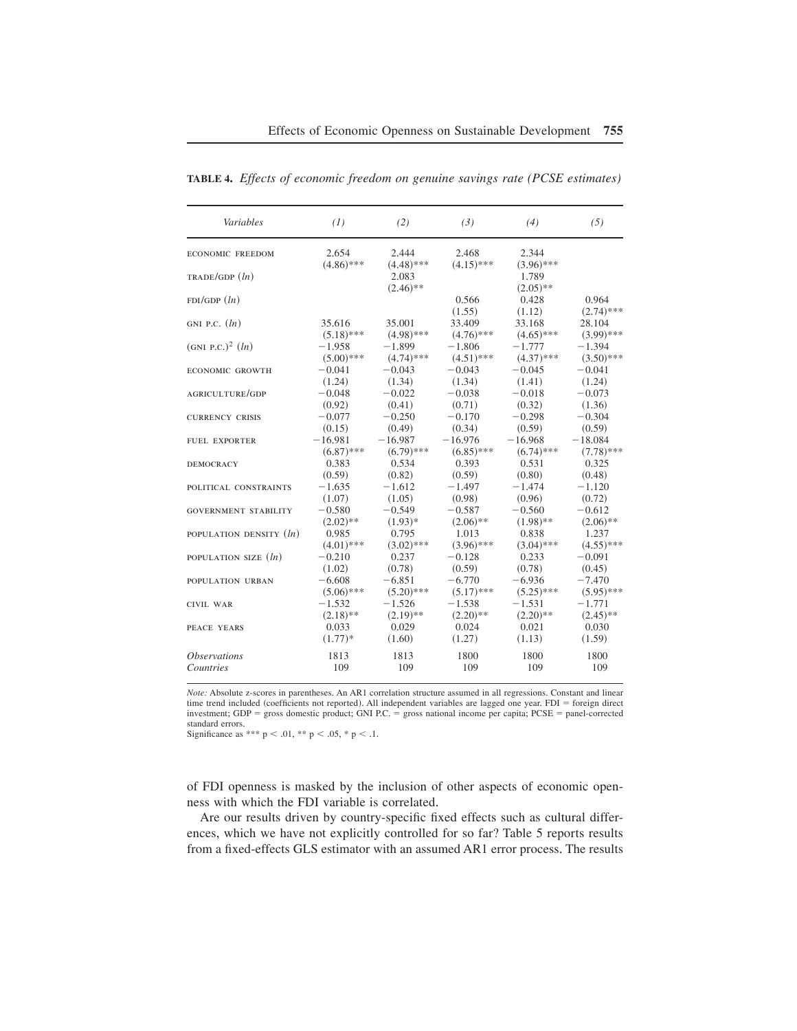**TABLE 4.** *Effects of economic freedom on genuine savings rate (PCSE estimates)*

| *Variables* | *(1)* | *(2)* | *(3)* | *(4)* | *(5)* |
|---|---|---|---|---|---|
| ECONOMIC FREEDOM | 2.654 | 2.444 | 2.468 | 2.344 | |
| | (4.86)*** | (4.48)*** | (4.15)*** | (3.96)*** | |
| TRADE/GDP $(ln)$ | | 2.083 | | 1.789 | |
| | | (2.46)** | | (2.05)** | |
| FDI/GDP $(ln)$ | | | 0.566 | 0.428 | 0.964 |
| | | | (1.55) | (1.12) | (2.74)*** |
| GNI P.C. $(ln)$ | 35.616 | 35.001 | 33.409 | 33.168 | 28.104 |
| | (5.18)*** | (4.98)*** | (4.76)*** | (4.65)*** | (3.99)*** |
| $(\text{GNI P.C.})^2$ $(ln)$ | −1.958 | −1.899 | −1.806 | −1.777 | −1.394 |
| | (5.00)*** | (4.74)*** | (4.51)*** | (4.37)*** | (3.50)*** |
| ECONOMIC GROWTH | −0.041 | −0.043 | −0.043 | −0.045 | −0.041 |
| | (1.24) | (1.34) | (1.34) | (1.41) | (1.24) |
| AGRICULTURE/GDP | −0.048 | −0.022 | −0.038 | −0.018 | −0.073 |
| | (0.92) | (0.41) | (0.71) | (0.32) | (1.36) |
| CURRENCY CRISIS | −0.077 | −0.250 | −0.170 | −0.298 | −0.304 |
| | (0.15) | (0.49) | (0.34) | (0.59) | (0.59) |
| FUEL EXPORTER | −16.981 | −16.987 | −16.976 | −16.968 | −18.084 |
| | (6.87)*** | (6.79)*** | (6.85)*** | (6.74)*** | (7.78)*** |
| DEMOCRACY | 0.383 | 0.534 | 0.393 | 0.531 | 0.325 |
| | (0.59) | (0.82) | (0.59) | (0.80) | (0.48) |
| POLITICAL CONSTRAINTS | −1.635 | −1.612 | −1.497 | −1.474 | −1.120 |
| | (1.07) | (1.05) | (0.98) | (0.96) | (0.72) |
| GOVERNMENT STABILITY | −0.580 | −0.549 | −0.587 | −0.560 | −0.612 |
| | (2.02)** | (1.93)* | (2.06)** | (1.98)** | (2.06)** |
| POPULATION DENSITY $(ln)$ | 0.985 | 0.795 | 1.013 | 0.838 | 1.237 |
| | (4.01)*** | (3.02)*** | (3.96)*** | (3.04)*** | (4.55)*** |
| POPULATION SIZE $(ln)$ | −0.210 | 0.237 | −0.128 | 0.233 | −0.091 |
| | (1.02) | (0.78) | (0.59) | (0.78) | (0.45) |
| POPULATION URBAN | −6.608 | −6.851 | −6.770 | −6.936 | −7.470 |
| | (5.06)*** | (5.20)*** | (5.17)*** | (5.25)*** | (5.95)*** |
| CIVIL WAR | −1.532 | −1.526 | −1.538 | −1.531 | −1.771 |
| | (2.18)** | (2.19)** | (2.20)** | (2.20)** | (2.45)** |
| PEACE YEARS | 0.033 | 0.029 | 0.024 | 0.021 | 0.030 |
| | (1.77)* | (1.60) | (1.27) | (1.13) | (1.59) |
| *Observations* | 1813 | 1813 | 1800 | 1800 | 1800 |
| *Countries* | 109 | 109 | 109 | 109 | 109 |

*Note:* Absolute z-scores in parentheses. An AR1 correlation structure assumed in all regressions. Constant and linear time trend included (coefficients not reported). All independent variables are lagged one year. FDI = foreign direct investment; GDP = gross domestic product; GNI P.C. = gross national income per capita; PCSE = panel-corrected standard errors.
Significance as *** $p < .01$, ** $p < .05$, * $p < .1$.

of FDI openness is masked by the inclusion of other aspects of economic openness with which the FDI variable is correlated.

Are our results driven by country-specific fixed effects such as cultural differences, which we have not explicitly controlled for so far? Table 5 reports results from a fixed-effects GLS estimator with an assumed AR1 error process. The results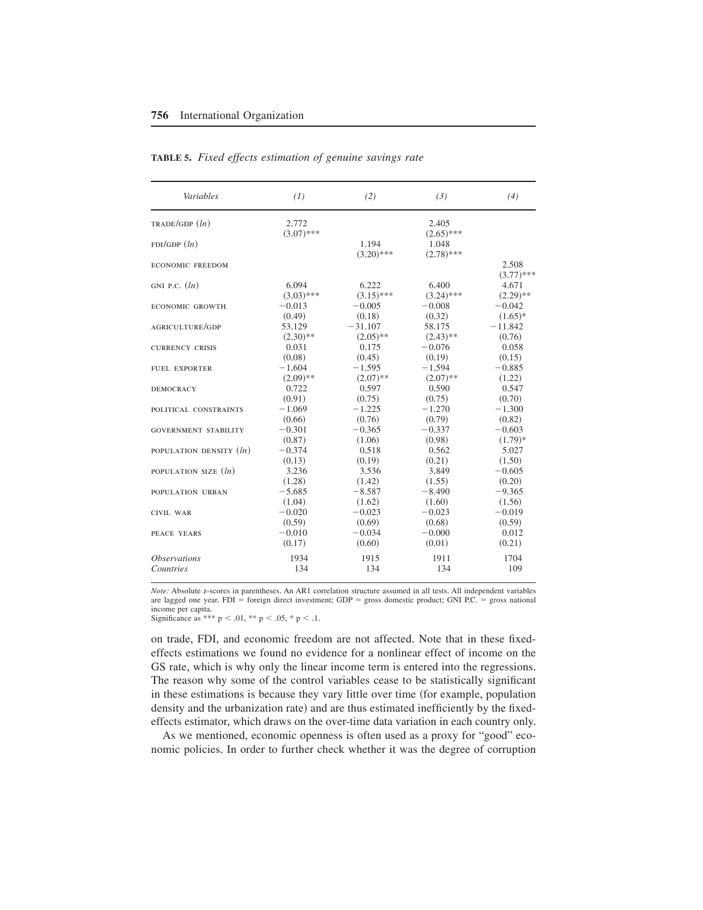**TABLE 5.** *Fixed effects estimation of genuine savings rate*

| *Variables* | *(1)* | *(2)* | *(3)* | *(4)* |
|---|---|---|---|---|
| TRADE/GDP (*ln*) | 2.772 | | 2.405 | |
| | (3.07)*** | | (2.65)*** | |
| FDI/GDP (*ln*) | | 1.194 | 1.048 | |
| | | (3.20)*** | (2.78)*** | |
| ECONOMIC FREEDOM | | | | 2.508 |
| | | | | (3.77)*** |
| GNI P.C. (*ln*) | 6.094 | 6.222 | 6.400 | 4.671 |
| | (3.03)*** | (3.15)*** | (3.24)*** | (2.29)** |
| ECONOMIC GROWTH | −0.013 | −0.005 | −0.008 | −0.042 |
| | (0.49) | (0.18) | (0.32) | (1.65)* |
| AGRICULTURE/GDP | 53.129 | −31.107 | 58.175 | −11.842 |
| | (2.30)** | (2.05)** | (2.43)** | (0.76) |
| CURRENCY CRISIS | 0.031 | 0.175 | −0.076 | 0.058 |
| | (0.08) | (0.45) | (0.19) | (0.15) |
| FUEL EXPORTER | −1.604 | −1.595 | −1.594 | −0.885 |
| | (2.09)** | (2.07)** | (2.07)** | (1.22) |
| DEMOCRACY | 0.722 | 0.597 | 0.590 | 0.547 |
| | (0.91) | (0.75) | (0.75) | (0.70) |
| POLITICAL CONSTRAINTS | −1.069 | −1.225 | −1.270 | −1.300 |
| | (0.66) | (0.76) | (0.79) | (0.82) |
| GOVERNMENT STABILITY | −0.301 | −0.365 | −0.337 | −0.603 |
| | (0.87) | (1.06) | (0.98) | (1.79)* |
| POPULATION DENSITY (*ln*) | −0.374 | 0.518 | 0.562 | 5.027 |
| | (0.13) | (0.19) | (0.21) | (1.50) |
| POPULATION SIZE (*ln*) | 3.236 | 3.536 | 3.849 | −0.605 |
| | (1.28) | (1.42) | (1.55) | (0.20) |
| POPULATION URBAN | −5.685 | −8.587 | −8.490 | −9.365 |
| | (1.04) | (1.62) | (1.60) | (1.56) |
| CIVIL WAR | −0.020 | −0.023 | −0.023 | −0.019 |
| | (0.59) | (0.69) | (0.68) | (0.59) |
| PEACE YEARS | −0.010 | −0.034 | −0.000 | 0.012 |
| | (0.17) | (0.60) | (0.01) | (0.21) |
| *Observations* | 1934 | 1915 | 1911 | 1704 |
| *Countries* | 134 | 134 | 134 | 109 |

*Note:* Absolute z-scores in parentheses. An AR1 correlation structure assumed in all tests. All independent variables are lagged one year. FDI = foreign direct investment; GDP = gross domestic product; GNI P.C. = gross national income per capita.
Significance as *** $p < .01$, ** $p < .05$, * $p < .1$.

on trade, FDI, and economic freedom are not affected. Note that in these fixed-effects estimations we found no evidence for a nonlinear effect of income on the GS rate, which is why only the linear income term is entered into the regressions. The reason why some of the control variables cease to be statistically significant in these estimations is because they vary little over time (for example, population density and the urbanization rate) and are thus estimated inefficiently by the fixed-effects estimator, which draws on the over-time data variation in each country only.

As we mentioned, economic openness is often used as a proxy for "good" economic policies. In order to further check whether it was the degree of corruption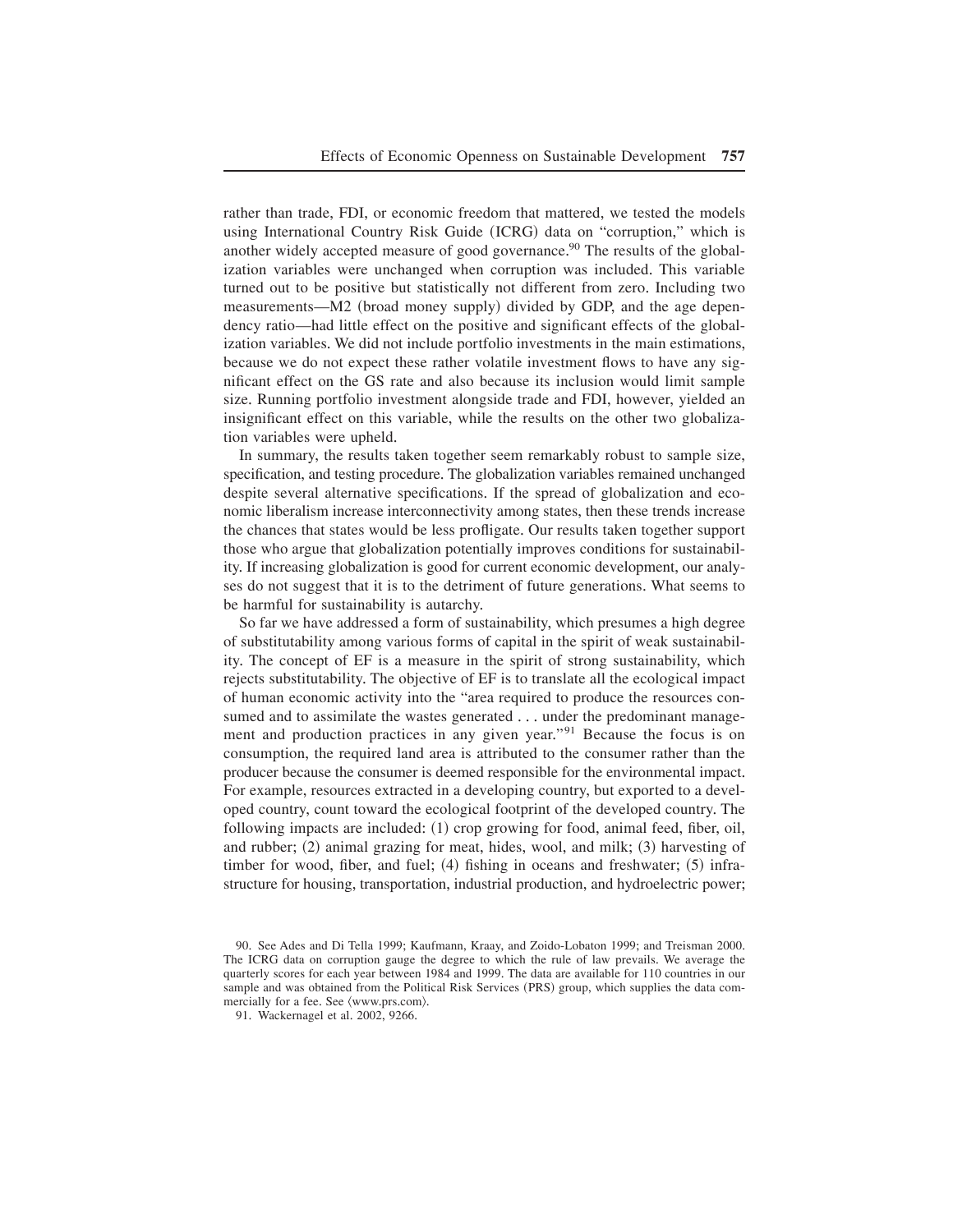rather than trade, FDI, or economic freedom that mattered, we tested the models using International Country Risk Guide (ICRG) data on "corruption," which is another widely accepted measure of good governance.[90] The results of the globalization variables were unchanged when corruption was included. This variable turned out to be positive but statistically not different from zero. Including two measurements—M2 (broad money supply) divided by GDP, and the age dependency ratio—had little effect on the positive and significant effects of the globalization variables. We did not include portfolio investments in the main estimations, because we do not expect these rather volatile investment flows to have any significant effect on the GS rate and also because its inclusion would limit sample size. Running portfolio investment alongside trade and FDI, however, yielded an insignificant effect on this variable, while the results on the other two globalization variables were upheld.

In summary, the results taken together seem remarkably robust to sample size, specification, and testing procedure. The globalization variables remained unchanged despite several alternative specifications. If the spread of globalization and economic liberalism increase interconnectivity among states, then these trends increase the chances that states would be less profligate. Our results taken together support those who argue that globalization potentially improves conditions for sustainability. If increasing globalization is good for current economic development, our analyses do not suggest that it is to the detriment of future generations. What seems to be harmful for sustainability is autarchy.

So far we have addressed a form of sustainability, which presumes a high degree of substitutability among various forms of capital in the spirit of weak sustainability. The concept of EF is a measure in the spirit of strong sustainability, which rejects substitutability. The objective of EF is to translate all the ecological impact of human economic activity into the "area required to produce the resources consumed and to assimilate the wastes generated . . . under the predominant management and production practices in any given year."[91] Because the focus is on consumption, the required land area is attributed to the consumer rather than the producer because the consumer is deemed responsible for the environmental impact. For example, resources extracted in a developing country, but exported to a developed country, count toward the ecological footprint of the developed country. The following impacts are included: (1) crop growing for food, animal feed, fiber, oil, and rubber; (2) animal grazing for meat, hides, wool, and milk; (3) harvesting of timber for wood, fiber, and fuel; (4) fishing in oceans and freshwater; (5) infrastructure for housing, transportation, industrial production, and hydroelectric power;

90. See Ades and Di Tella 1999; Kaufmann, Kraay, and Zoido-Lobaton 1999; and Treisman 2000. The ICRG data on corruption gauge the degree to which the rule of law prevails. We average the quarterly scores for each year between 1984 and 1999. The data are available for 110 countries in our sample and was obtained from the Political Risk Services (PRS) group, which supplies the data commercially for a fee. See ⟨www.prs.com⟩.

91. Wackernagel et al. 2002, 9266.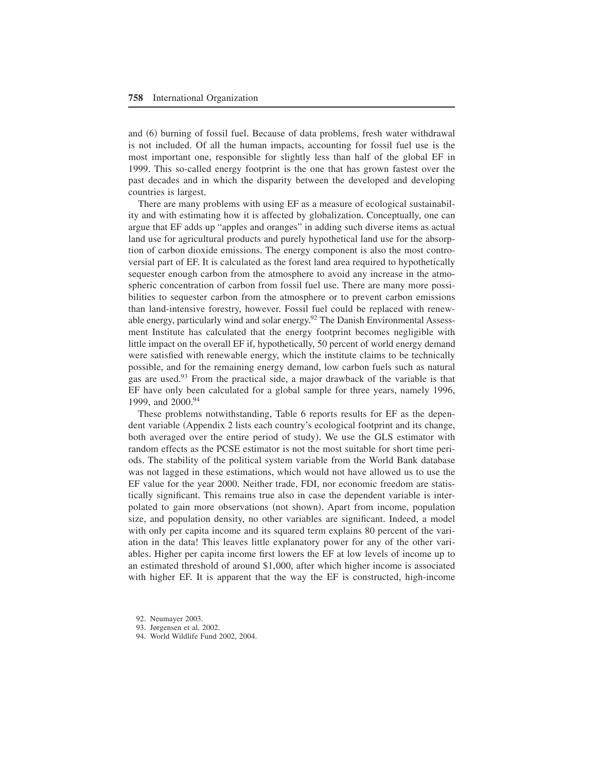and (6) burning of fossil fuel. Because of data problems, fresh water withdrawal is not included. Of all the human impacts, accounting for fossil fuel use is the most important one, responsible for slightly less than half of the global EF in 1999. This so-called energy footprint is the one that has grown fastest over the past decades and in which the disparity between the developed and developing countries is largest.

There are many problems with using EF as a measure of ecological sustainability and with estimating how it is affected by globalization. Conceptually, one can argue that EF adds up "apples and oranges" in adding such diverse items as actual land use for agricultural products and purely hypothetical land use for the absorption of carbon dioxide emissions. The energy component is also the most controversial part of EF. It is calculated as the forest land area required to hypothetically sequester enough carbon from the atmosphere to avoid any increase in the atmospheric concentration of carbon from fossil fuel use. There are many more possibilities to sequester carbon from the atmosphere or to prevent carbon emissions than land-intensive forestry, however. Fossil fuel could be replaced with renewable energy, particularly wind and solar energy.[92] The Danish Environmental Assessment Institute has calculated that the energy footprint becomes negligible with little impact on the overall EF if, hypothetically, 50 percent of world energy demand were satisfied with renewable energy, which the institute claims to be technically possible, and for the remaining energy demand, low carbon fuels such as natural gas are used.[93] From the practical side, a major drawback of the variable is that EF have only been calculated for a global sample for three years, namely 1996, 1999, and 2000.[94]

These problems notwithstanding, Table 6 reports results for EF as the dependent variable (Appendix 2 lists each country's ecological footprint and its change, both averaged over the entire period of study). We use the GLS estimator with random effects as the PCSE estimator is not the most suitable for short time periods. The stability of the political system variable from the World Bank database was not lagged in these estimations, which would not have allowed us to use the EF value for the year 2000. Neither trade, FDI, nor economic freedom are statistically significant. This remains true also in case the dependent variable is interpolated to gain more observations (not shown). Apart from income, population size, and population density, no other variables are significant. Indeed, a model with only per capita income and its squared term explains 80 percent of the variation in the data! This leaves little explanatory power for any of the other variables. Higher per capita income first lowers the EF at low levels of income up to an estimated threshold of around \$1,000, after which higher income is associated with higher EF. It is apparent that the way the EF is constructed, high-income

92. Neumayer 2003.
93. Jørgensen et al. 2002.
94. World Wildlife Fund 2002, 2004.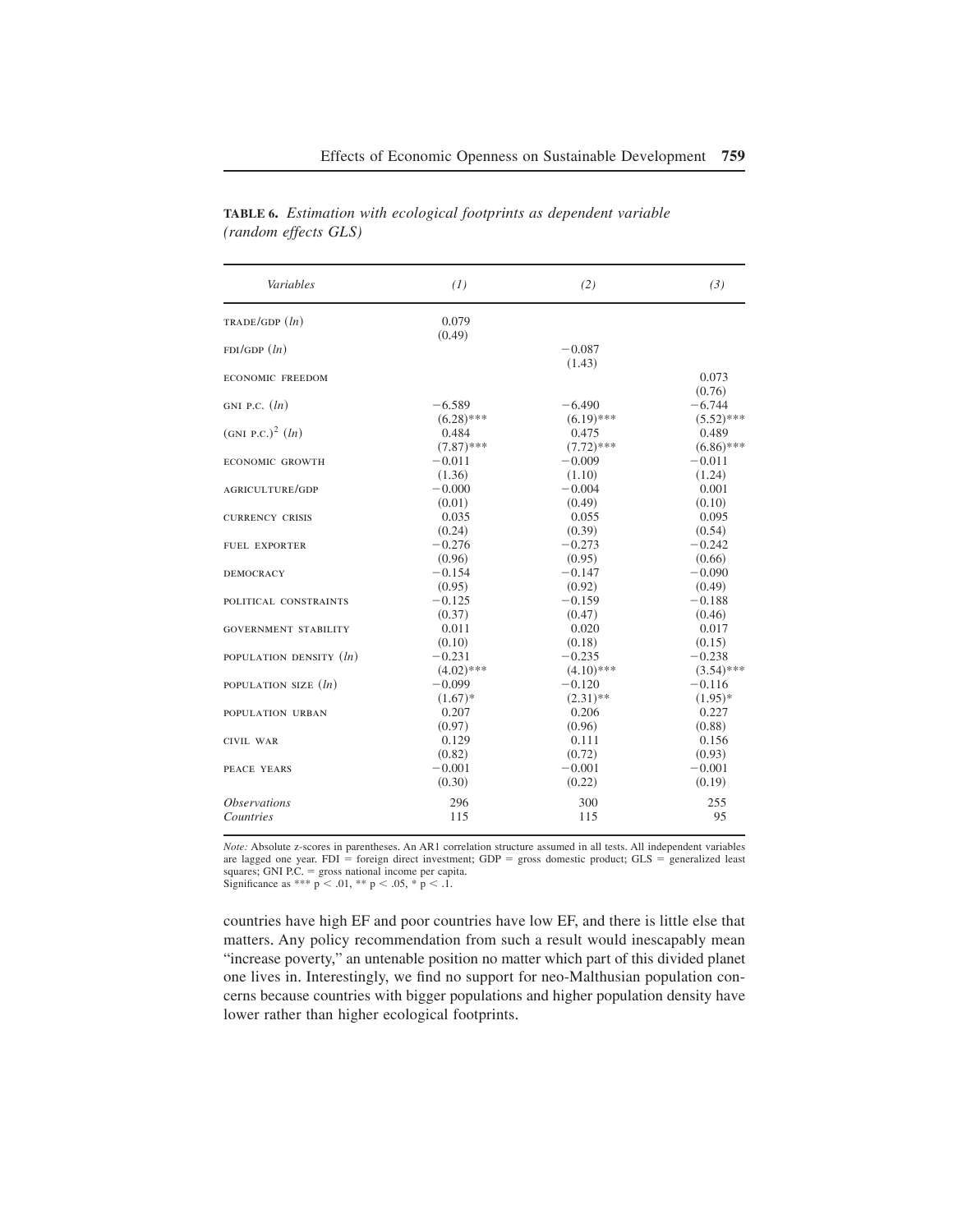**TABLE 6.** *Estimation with ecological footprints as dependent variable (random effects GLS)*

| *Variables* | *(1)* | *(2)* | *(3)* |
|---|---|---|---|
| TRADE/GDP $(ln)$ | 0.079 | | |
| | (0.49) | | |
| FDI/GDP $(ln)$ | | −0.087 | |
| | | (1.43) | |
| ECONOMIC FREEDOM | | | 0.073 |
| | | | (0.76) |
| GNI P.C. $(ln)$ | −6.589 | −6.490 | −6.744 |
| | (6.28)*** | (6.19)*** | (5.52)*** |
| (GNI P.C.)$^2$ $(ln)$ | 0.484 | 0.475 | 0.489 |
| | (7.87)*** | (7.72)*** | (6.86)*** |
| ECONOMIC GROWTH | −0.011 | −0.009 | −0.011 |
| | (1.36) | (1.10) | (1.24) |
| AGRICULTURE/GDP | −0.000 | −0.004 | 0.001 |
| | (0.01) | (0.49) | (0.10) |
| CURRENCY CRISIS | 0.035 | 0.055 | 0.095 |
| | (0.24) | (0.39) | (0.54) |
| FUEL EXPORTER | −0.276 | −0.273 | −0.242 |
| | (0.96) | (0.95) | (0.66) |
| DEMOCRACY | −0.154 | −0.147 | −0.090 |
| | (0.95) | (0.92) | (0.49) |
| POLITICAL CONSTRAINTS | −0.125 | −0.159 | −0.188 |
| | (0.37) | (0.47) | (0.46) |
| GOVERNMENT STABILITY | 0.011 | 0.020 | 0.017 |
| | (0.10) | (0.18) | (0.15) |
| POPULATION DENSITY $(ln)$ | −0.231 | −0.235 | −0.238 |
| | (4.02)*** | (4.10)*** | (3.54)*** |
| POPULATION SIZE $(ln)$ | −0.099 | −0.120 | −0.116 |
| | (1.67)* | (2.31)** | (1.95)* |
| POPULATION URBAN | 0.207 | 0.206 | 0.227 |
| | (0.97) | (0.96) | (0.88) |
| CIVIL WAR | 0.129 | 0.111 | 0.156 |
| | (0.82) | (0.72) | (0.93) |
| PEACE YEARS | −0.001 | −0.001 | −0.001 |
| | (0.30) | (0.22) | (0.19) |
| *Observations* | 296 | 300 | 255 |
| *Countries* | 115 | 115 | 95 |

*Note:* Absolute z-scores in parentheses. An AR1 correlation structure assumed in all tests. All independent variables are lagged one year. FDI = foreign direct investment; GDP = gross domestic product; GLS = generalized least squares; GNI P.C. = gross national income per capita.
Significance as *** $p < .01$, ** $p < .05$, * $p < .1$.

countries have high EF and poor countries have low EF, and there is little else that matters. Any policy recommendation from such a result would inescapably mean "increase poverty," an untenable position no matter which part of this divided planet one lives in. Interestingly, we find no support for neo-Malthusian population concerns because countries with bigger populations and higher population density have lower rather than higher ecological footprints.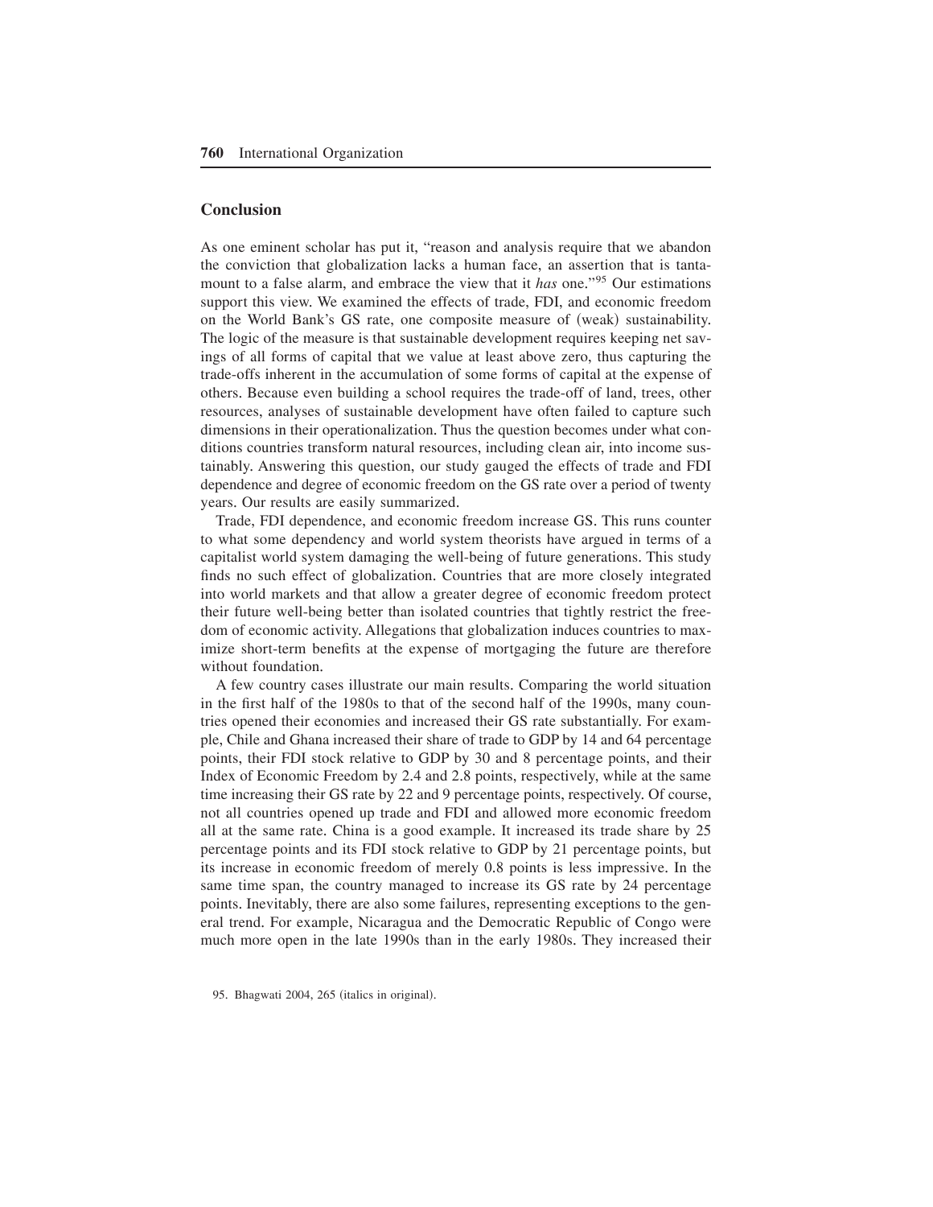## Conclusion

As one eminent scholar has put it, "reason and analysis require that we abandon the conviction that globalization lacks a human face, an assertion that is tantamount to a false alarm, and embrace the view that it *has* one."[95] Our estimations support this view. We examined the effects of trade, FDI, and economic freedom on the World Bank's GS rate, one composite measure of (weak) sustainability. The logic of the measure is that sustainable development requires keeping net savings of all forms of capital that we value at least above zero, thus capturing the trade-offs inherent in the accumulation of some forms of capital at the expense of others. Because even building a school requires the trade-off of land, trees, other resources, analyses of sustainable development have often failed to capture such dimensions in their operationalization. Thus the question becomes under what conditions countries transform natural resources, including clean air, into income sustainably. Answering this question, our study gauged the effects of trade and FDI dependence and degree of economic freedom on the GS rate over a period of twenty years. Our results are easily summarized.

Trade, FDI dependence, and economic freedom increase GS. This runs counter to what some dependency and world system theorists have argued in terms of a capitalist world system damaging the well-being of future generations. This study finds no such effect of globalization. Countries that are more closely integrated into world markets and that allow a greater degree of economic freedom protect their future well-being better than isolated countries that tightly restrict the freedom of economic activity. Allegations that globalization induces countries to maximize short-term benefits at the expense of mortgaging the future are therefore without foundation.

A few country cases illustrate our main results. Comparing the world situation in the first half of the 1980s to that of the second half of the 1990s, many countries opened their economies and increased their GS rate substantially. For example, Chile and Ghana increased their share of trade to GDP by 14 and 64 percentage points, their FDI stock relative to GDP by 30 and 8 percentage points, and their Index of Economic Freedom by 2.4 and 2.8 points, respectively, while at the same time increasing their GS rate by 22 and 9 percentage points, respectively. Of course, not all countries opened up trade and FDI and allowed more economic freedom all at the same rate. China is a good example. It increased its trade share by 25 percentage points and its FDI stock relative to GDP by 21 percentage points, but its increase in economic freedom of merely 0.8 points is less impressive. In the same time span, the country managed to increase its GS rate by 24 percentage points. Inevitably, there are also some failures, representing exceptions to the general trend. For example, Nicaragua and the Democratic Republic of Congo were much more open in the late 1990s than in the early 1980s. They increased their

95. Bhagwati 2004, 265 (italics in original).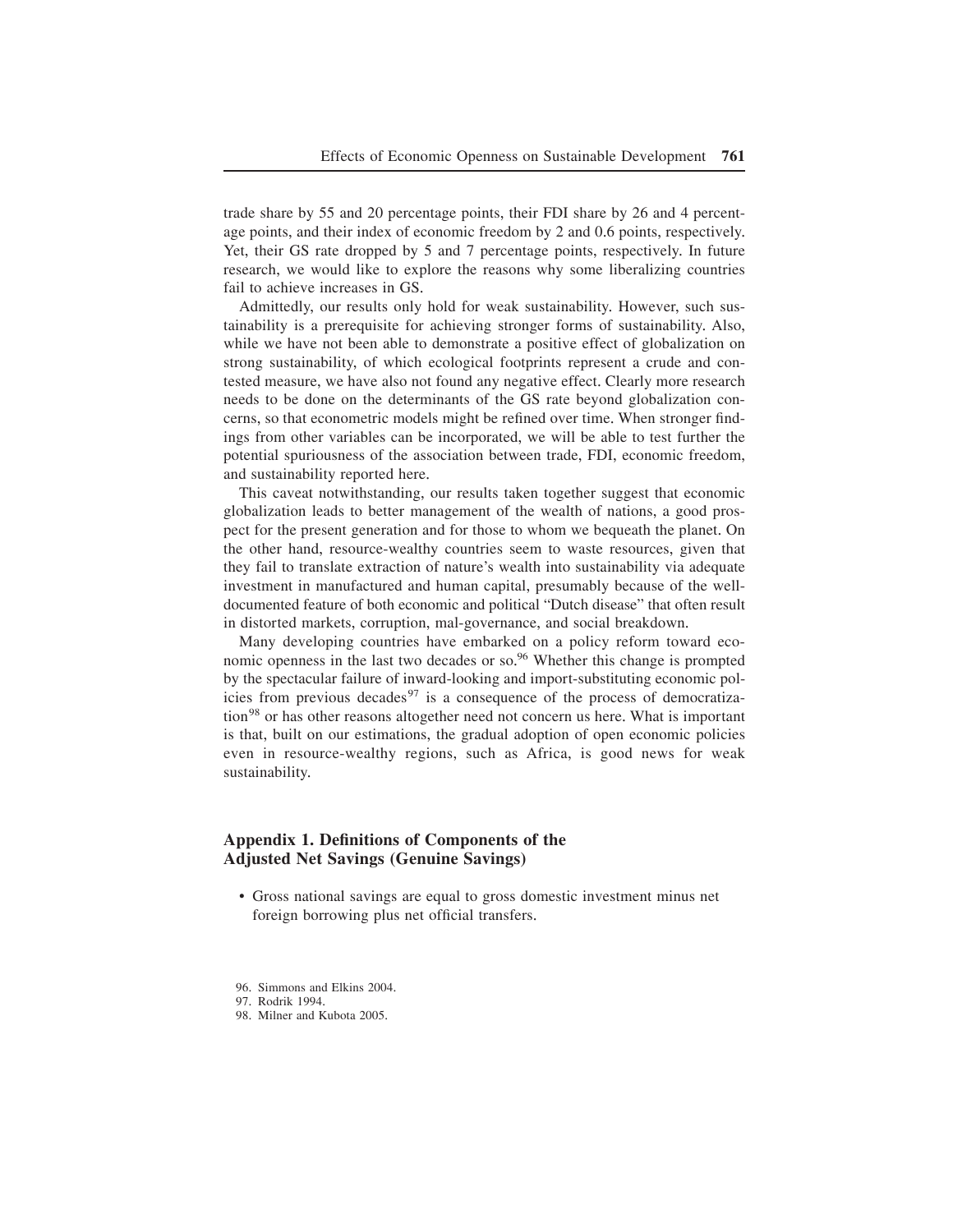trade share by 55 and 20 percentage points, their FDI share by 26 and 4 percentage points, and their index of economic freedom by 2 and 0.6 points, respectively. Yet, their GS rate dropped by 5 and 7 percentage points, respectively. In future research, we would like to explore the reasons why some liberalizing countries fail to achieve increases in GS.

Admittedly, our results only hold for weak sustainability. However, such sustainability is a prerequisite for achieving stronger forms of sustainability. Also, while we have not been able to demonstrate a positive effect of globalization on strong sustainability, of which ecological footprints represent a crude and contested measure, we have also not found any negative effect. Clearly more research needs to be done on the determinants of the GS rate beyond globalization concerns, so that econometric models might be refined over time. When stronger findings from other variables can be incorporated, we will be able to test further the potential spuriousness of the association between trade, FDI, economic freedom, and sustainability reported here.

This caveat notwithstanding, our results taken together suggest that economic globalization leads to better management of the wealth of nations, a good prospect for the present generation and for those to whom we bequeath the planet. On the other hand, resource-wealthy countries seem to waste resources, given that they fail to translate extraction of nature's wealth into sustainability via adequate investment in manufactured and human capital, presumably because of the well-documented feature of both economic and political "Dutch disease" that often result in distorted markets, corruption, mal-governance, and social breakdown.

Many developing countries have embarked on a policy reform toward economic openness in the last two decades or so.[96] Whether this change is prompted by the spectacular failure of inward-looking and import-substituting economic policies from previous decades[97] is a consequence of the process of democratization[98] or has other reasons altogether need not concern us here. What is important is that, built on our estimations, the gradual adoption of open economic policies even in resource-wealthy regions, such as Africa, is good news for weak sustainability.

## Appendix 1. Definitions of Components of the Adjusted Net Savings (Genuine Savings)

- Gross national savings are equal to gross domestic investment minus net foreign borrowing plus net official transfers.

96. Simmons and Elkins 2004.
97. Rodrik 1994.
98. Milner and Kubota 2005.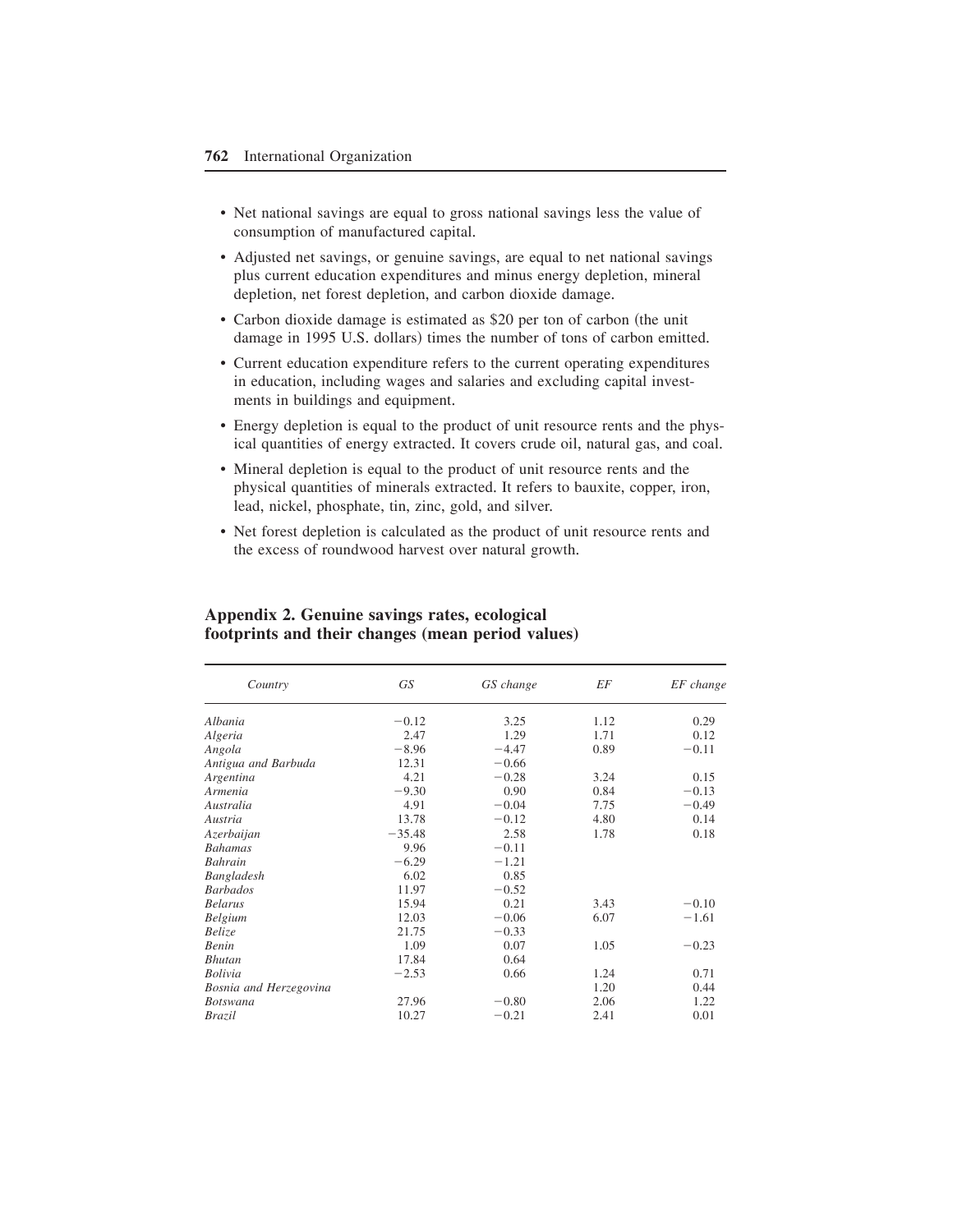- Net national savings are equal to gross national savings less the value of consumption of manufactured capital.
- Adjusted net savings, or genuine savings, are equal to net national savings plus current education expenditures and minus energy depletion, mineral depletion, net forest depletion, and carbon dioxide damage.
- Carbon dioxide damage is estimated as \$20 per ton of carbon (the unit damage in 1995 U.S. dollars) times the number of tons of carbon emitted.
- Current education expenditure refers to the current operating expenditures in education, including wages and salaries and excluding capital investments in buildings and equipment.
- Energy depletion is equal to the product of unit resource rents and the physical quantities of energy extracted. It covers crude oil, natural gas, and coal.
- Mineral depletion is equal to the product of unit resource rents and the physical quantities of minerals extracted. It refers to bauxite, copper, iron, lead, nickel, phosphate, tin, zinc, gold, and silver.
- Net forest depletion is calculated as the product of unit resource rents and the excess of roundwood harvest over natural growth.

## Appendix 2. Genuine savings rates, ecological footprints and their changes (mean period values)

| *Country* | *GS* | *GS change* | *EF* | *EF change* |
|---|---|---|---|---|
| *Albania* | −0.12 | 3.25 | 1.12 | 0.29 |
| *Algeria* | 2.47 | 1.29 | 1.71 | 0.12 |
| *Angola* | −8.96 | −4.47 | 0.89 | −0.11 |
| *Antigua and Barbuda* | 12.31 | −0.66 | | |
| *Argentina* | 4.21 | −0.28 | 3.24 | 0.15 |
| *Armenia* | −9.30 | 0.90 | 0.84 | −0.13 |
| *Australia* | 4.91 | −0.04 | 7.75 | −0.49 |
| *Austria* | 13.78 | −0.12 | 4.80 | 0.14 |
| *Azerbaijan* | −35.48 | 2.58 | 1.78 | 0.18 |
| *Bahamas* | 9.96 | −0.11 | | |
| *Bahrain* | −6.29 | −1.21 | | |
| *Bangladesh* | 6.02 | 0.85 | | |
| *Barbados* | 11.97 | −0.52 | | |
| *Belarus* | 15.94 | 0.21 | 3.43 | −0.10 |
| *Belgium* | 12.03 | −0.06 | 6.07 | −1.61 |
| *Belize* | 21.75 | −0.33 | | |
| *Benin* | 1.09 | 0.07 | 1.05 | −0.23 |
| *Bhutan* | 17.84 | 0.64 | | |
| *Bolivia* | −2.53 | 0.66 | 1.24 | 0.71 |
| *Bosnia and Herzegovina* | | | 1.20 | 0.44 |
| *Botswana* | 27.96 | −0.80 | 2.06 | 1.22 |
| *Brazil* | 10.27 | −0.21 | 2.41 | 0.01 |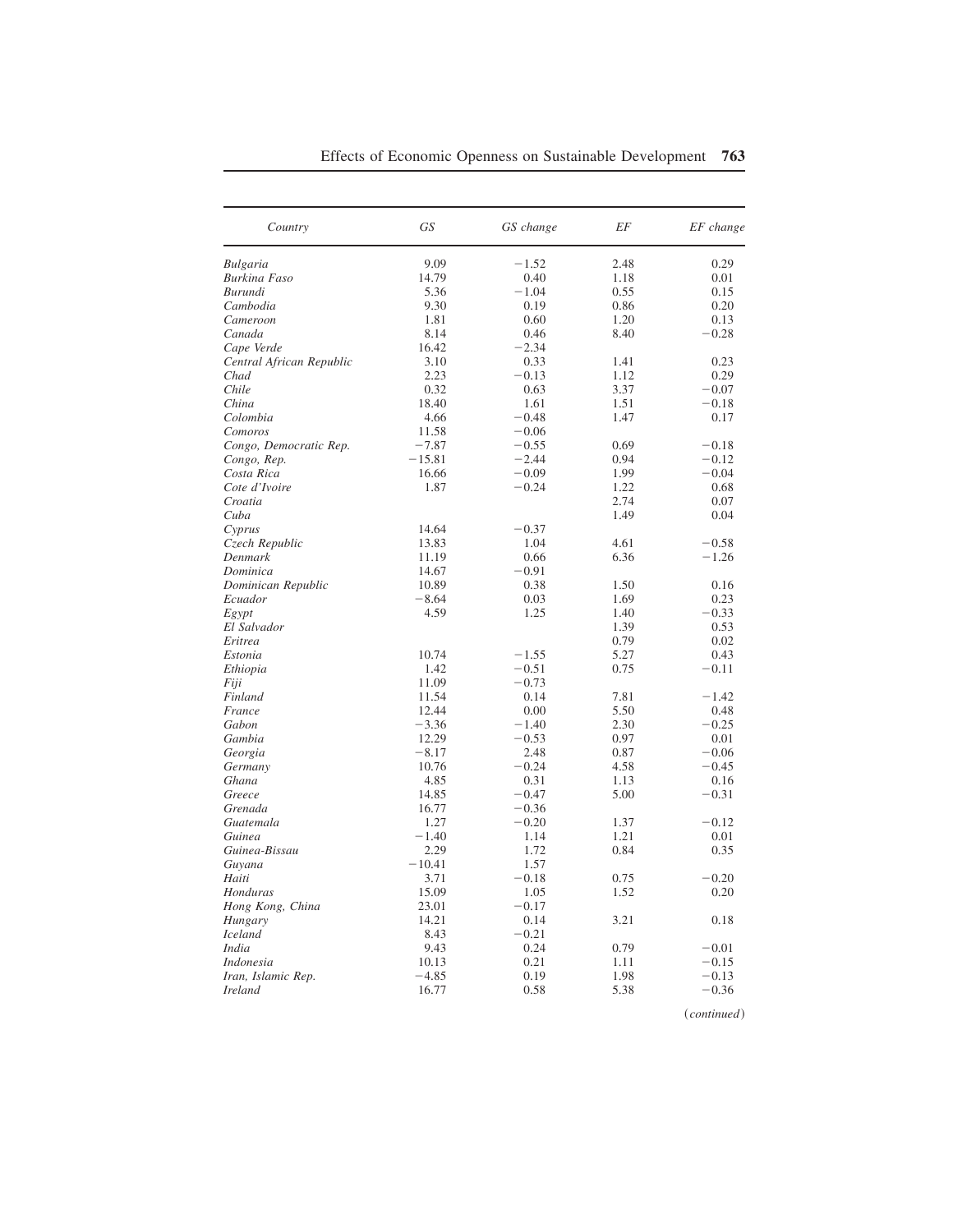| Country | GS | GS change | EF | EF change |
|---|---|---|---|---|
| Bulgaria | 9.09 | −1.52 | 2.48 | 0.29 |
| Burkina Faso | 14.79 | 0.40 | 1.18 | 0.01 |
| Burundi | 5.36 | −1.04 | 0.55 | 0.15 |
| Cambodia | 9.30 | 0.19 | 0.86 | 0.20 |
| Cameroon | 1.81 | 0.60 | 1.20 | 0.13 |
| Canada | 8.14 | 0.46 | 8.40 | −0.28 |
| Cape Verde | 16.42 | −2.34 | | |
| Central African Republic | 3.10 | 0.33 | 1.41 | 0.23 |
| Chad | 2.23 | −0.13 | 1.12 | 0.29 |
| Chile | 0.32 | 0.63 | 3.37 | −0.07 |
| China | 18.40 | 1.61 | 1.51 | −0.18 |
| Colombia | 4.66 | −0.48 | 1.47 | 0.17 |
| Comoros | 11.58 | −0.06 | | |
| Congo, Democratic Rep. | −7.87 | −0.55 | 0.69 | −0.18 |
| Congo, Rep. | −15.81 | −2.44 | 0.94 | −0.12 |
| Costa Rica | 16.66 | −0.09 | 1.99 | −0.04 |
| Cote d'Ivoire | 1.87 | −0.24 | 1.22 | 0.68 |
| Croatia | | | 2.74 | 0.07 |
| Cuba | | | 1.49 | 0.04 |
| Cyprus | 14.64 | −0.37 | | |
| Czech Republic | 13.83 | 1.04 | 4.61 | −0.58 |
| Denmark | 11.19 | 0.66 | 6.36 | −1.26 |
| Dominica | 14.67 | −0.91 | | |
| Dominican Republic | 10.89 | 0.38 | 1.50 | 0.16 |
| Ecuador | −8.64 | 0.03 | 1.69 | 0.23 |
| Egypt | 4.59 | 1.25 | 1.40 | −0.33 |
| El Salvador | | | 1.39 | 0.53 |
| Eritrea | | | 0.79 | 0.02 |
| Estonia | 10.74 | −1.55 | 5.27 | 0.43 |
| Ethiopia | 1.42 | −0.51 | 0.75 | −0.11 |
| Fiji | 11.09 | −0.73 | | |
| Finland | 11.54 | 0.14 | 7.81 | −1.42 |
| France | 12.44 | 0.00 | 5.50 | 0.48 |
| Gabon | −3.36 | −1.40 | 2.30 | −0.25 |
| Gambia | 12.29 | −0.53 | 0.97 | 0.01 |
| Georgia | −8.17 | 2.48 | 0.87 | −0.06 |
| Germany | 10.76 | −0.24 | 4.58 | −0.45 |
| Ghana | 4.85 | 0.31 | 1.13 | 0.16 |
| Greece | 14.85 | −0.47 | 5.00 | −0.31 |
| Grenada | 16.77 | −0.36 | | |
| Guatemala | 1.27 | −0.20 | 1.37 | −0.12 |
| Guinea | −1.40 | 1.14 | 1.21 | 0.01 |
| Guinea-Bissau | 2.29 | 1.72 | 0.84 | 0.35 |
| Guyana | −10.41 | 1.57 | | |
| Haiti | 3.71 | −0.18 | 0.75 | −0.20 |
| Honduras | 15.09 | 1.05 | 1.52 | 0.20 |
| Hong Kong, China | 23.01 | −0.17 | | |
| Hungary | 14.21 | 0.14 | 3.21 | 0.18 |
| Iceland | 8.43 | −0.21 | | |
| India | 9.43 | 0.24 | 0.79 | −0.01 |
| Indonesia | 10.13 | 0.21 | 1.11 | −0.15 |
| Iran, Islamic Rep. | −4.85 | 0.19 | 1.98 | −0.13 |
| Ireland | 16.77 | 0.58 | 5.38 | −0.36 |

(*continued*)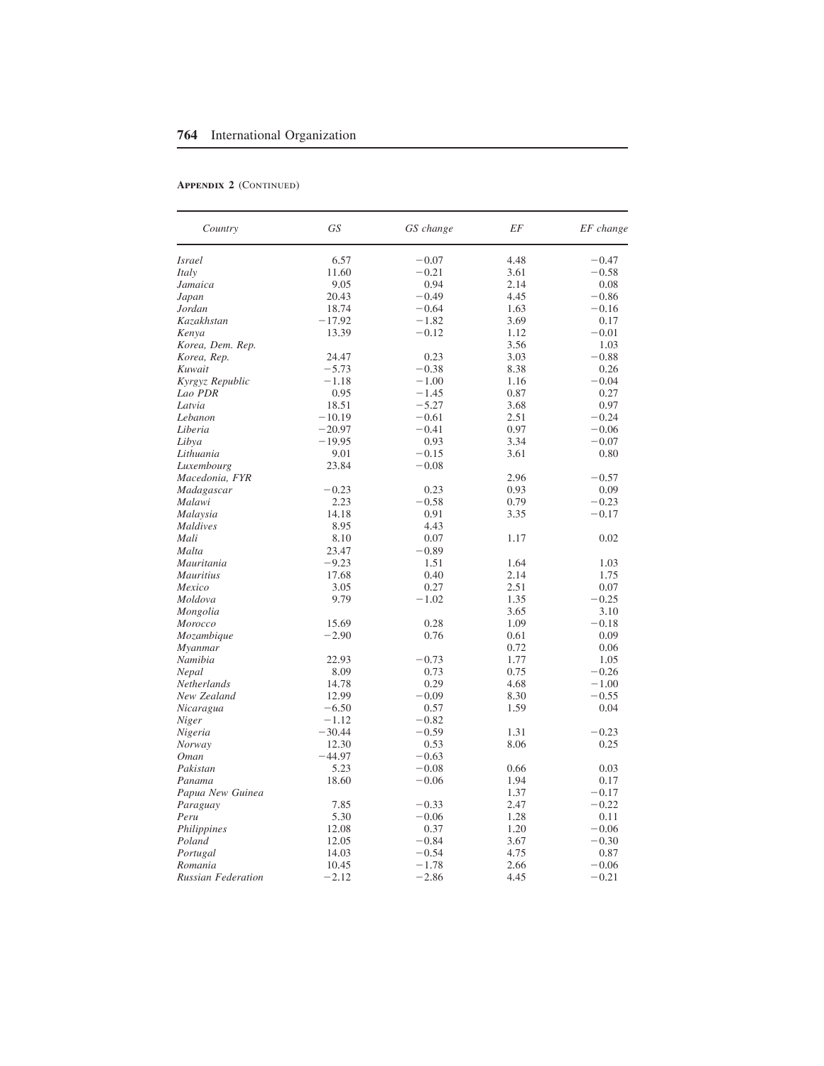**Appendix 2** (Continued)

| Country | GS | GS change | EF | EF change |
|---|---|---|---|---|
| *Israel* | 6.57 | −0.07 | 4.48 | −0.47 |
| *Italy* | 11.60 | −0.21 | 3.61 | −0.58 |
| *Jamaica* | 9.05 | 0.94 | 2.14 | 0.08 |
| *Japan* | 20.43 | −0.49 | 4.45 | −0.86 |
| *Jordan* | 18.74 | −0.64 | 1.63 | −0.16 |
| *Kazakhstan* | −17.92 | −1.82 | 3.69 | 0.17 |
| *Kenya* | 13.39 | −0.12 | 1.12 | −0.01 |
| *Korea, Dem. Rep.* | | | 3.56 | 1.03 |
| *Korea, Rep.* | 24.47 | 0.23 | 3.03 | −0.88 |
| *Kuwait* | −5.73 | −0.38 | 8.38 | 0.26 |
| *Kyrgyz Republic* | −1.18 | −1.00 | 1.16 | −0.04 |
| *Lao PDR* | 0.95 | −1.45 | 0.87 | 0.27 |
| *Latvia* | 18.51 | −5.27 | 3.68 | 0.97 |
| *Lebanon* | −10.19 | −0.61 | 2.51 | −0.24 |
| *Liberia* | −20.97 | −0.41 | 0.97 | −0.06 |
| *Libya* | −19.95 | 0.93 | 3.34 | −0.07 |
| *Lithuania* | 9.01 | −0.15 | 3.61 | 0.80 |
| *Luxembourg* | 23.84 | −0.08 | | |
| *Macedonia, FYR* | | | 2.96 | −0.57 |
| *Madagascar* | −0.23 | 0.23 | 0.93 | 0.09 |
| *Malawi* | 2.23 | −0.58 | 0.79 | −0.23 |
| *Malaysia* | 14.18 | 0.91 | 3.35 | −0.17 |
| *Maldives* | 8.95 | 4.43 | | |
| *Mali* | 8.10 | 0.07 | 1.17 | 0.02 |
| *Malta* | 23.47 | −0.89 | | |
| *Mauritania* | −9.23 | 1.51 | 1.64 | 1.03 |
| *Mauritius* | 17.68 | 0.40 | 2.14 | 1.75 |
| *Mexico* | 3.05 | 0.27 | 2.51 | 0.07 |
| *Moldova* | 9.79 | −1.02 | 1.35 | −0.25 |
| *Mongolia* | | | 3.65 | 3.10 |
| *Morocco* | 15.69 | 0.28 | 1.09 | −0.18 |
| *Mozambique* | −2.90 | 0.76 | 0.61 | 0.09 |
| *Myanmar* | | | 0.72 | 0.06 |
| *Namibia* | 22.93 | −0.73 | 1.77 | 1.05 |
| *Nepal* | 8.09 | 0.73 | 0.75 | −0.26 |
| *Netherlands* | 14.78 | 0.29 | 4.68 | −1.00 |
| *New Zealand* | 12.99 | −0.09 | 8.30 | −0.55 |
| *Nicaragua* | −6.50 | 0.57 | 1.59 | 0.04 |
| *Niger* | −1.12 | −0.82 | | |
| *Nigeria* | −30.44 | −0.59 | 1.31 | −0.23 |
| *Norway* | 12.30 | 0.53 | 8.06 | 0.25 |
| *Oman* | −44.97 | −0.63 | | |
| *Pakistan* | 5.23 | −0.08 | 0.66 | 0.03 |
| *Panama* | 18.60 | −0.06 | 1.94 | 0.17 |
| *Papua New Guinea* | | | 1.37 | −0.17 |
| *Paraguay* | 7.85 | −0.33 | 2.47 | −0.22 |
| *Peru* | 5.30 | −0.06 | 1.28 | 0.11 |
| *Philippines* | 12.08 | 0.37 | 1.20 | −0.06 |
| *Poland* | 12.05 | −0.84 | 3.67 | −0.30 |
| *Portugal* | 14.03 | −0.54 | 4.75 | 0.87 |
| *Romania* | 10.45 | −1.78 | 2.66 | −0.06 |
| *Russian Federation* | −2.12 | −2.86 | 4.45 | −0.21 |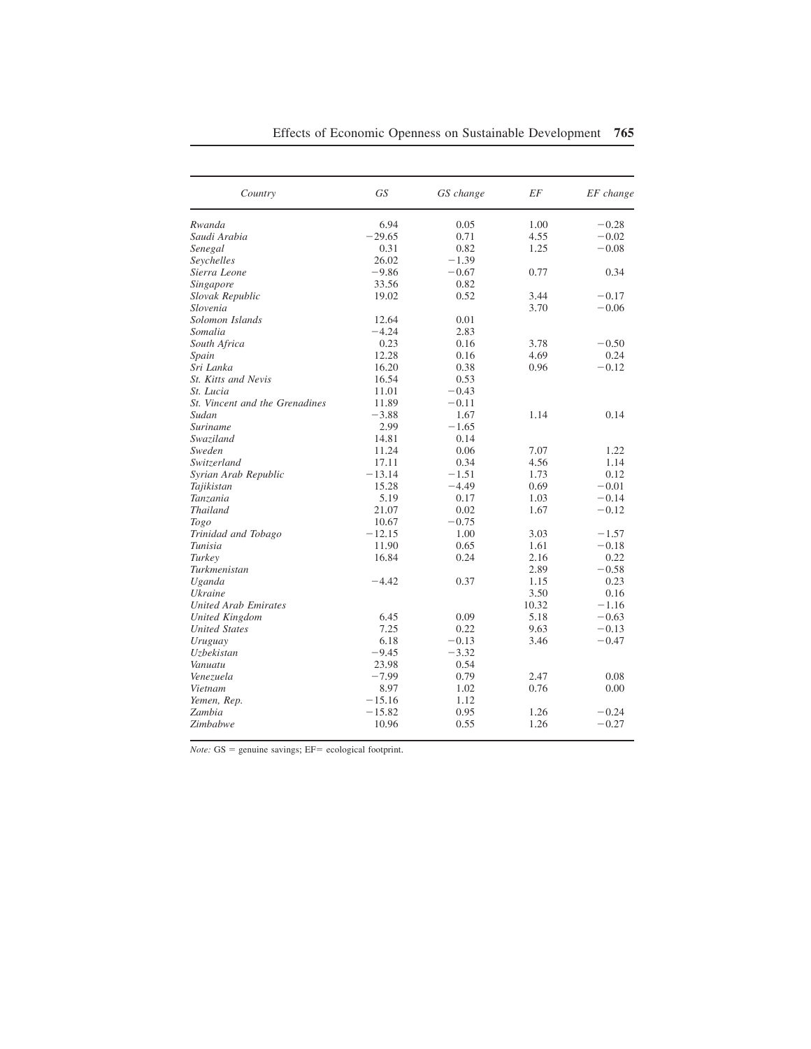| *Country* | *GS* | *GS change* | *EF* | *EF change* |
|---|---|---|---|---|
| *Rwanda* | 6.94 | 0.05 | 1.00 | −0.28 |
| *Saudi Arabia* | −29.65 | 0.71 | 4.55 | −0.02 |
| *Senegal* | 0.31 | 0.82 | 1.25 | −0.08 |
| *Seychelles* | 26.02 | −1.39 | | |
| *Sierra Leone* | −9.86 | −0.67 | 0.77 | 0.34 |
| *Singapore* | 33.56 | 0.82 | | |
| *Slovak Republic* | 19.02 | 0.52 | 3.44 | −0.17 |
| *Slovenia* | | | 3.70 | −0.06 |
| *Solomon Islands* | 12.64 | 0.01 | | |
| *Somalia* | −4.24 | 2.83 | | |
| *South Africa* | 0.23 | 0.16 | 3.78 | −0.50 |
| *Spain* | 12.28 | 0.16 | 4.69 | 0.24 |
| *Sri Lanka* | 16.20 | 0.38 | 0.96 | −0.12 |
| *St. Kitts and Nevis* | 16.54 | 0.53 | | |
| *St. Lucia* | 11.01 | −0.43 | | |
| *St. Vincent and the Grenadines* | 11.89 | −0.11 | | |
| *Sudan* | −3.88 | 1.67 | 1.14 | 0.14 |
| *Suriname* | 2.99 | −1.65 | | |
| *Swaziland* | 14.81 | 0.14 | | |
| *Sweden* | 11.24 | 0.06 | 7.07 | 1.22 |
| *Switzerland* | 17.11 | 0.34 | 4.56 | 1.14 |
| *Syrian Arab Republic* | −13.14 | −1.51 | 1.73 | 0.12 |
| *Tajikistan* | 15.28 | −4.49 | 0.69 | −0.01 |
| *Tanzania* | 5.19 | 0.17 | 1.03 | −0.14 |
| *Thailand* | 21.07 | 0.02 | 1.67 | −0.12 |
| *Togo* | 10.67 | −0.75 | | |
| *Trinidad and Tobago* | −12.15 | 1.00 | 3.03 | −1.57 |
| *Tunisia* | 11.90 | 0.65 | 1.61 | −0.18 |
| *Turkey* | 16.84 | 0.24 | 2.16 | 0.22 |
| *Turkmenistan* | | | 2.89 | −0.58 |
| *Uganda* | −4.42 | 0.37 | 1.15 | 0.23 |
| *Ukraine* | | | 3.50 | 0.16 |
| *United Arab Emirates* | | | 10.32 | −1.16 |
| *United Kingdom* | 6.45 | 0.09 | 5.18 | −0.63 |
| *United States* | 7.25 | 0.22 | 9.63 | −0.13 |
| *Uruguay* | 6.18 | −0.13 | 3.46 | −0.47 |
| *Uzbekistan* | −9.45 | −3.32 | | |
| *Vanuatu* | 23.98 | 0.54 | | |
| *Venezuela* | −7.99 | 0.79 | 2.47 | 0.08 |
| *Vietnam* | 8.97 | 1.02 | 0.76 | 0.00 |
| *Yemen, Rep.* | −15.16 | 1.12 | | |
| *Zambia* | −15.82 | 0.95 | 1.26 | −0.24 |
| *Zimbabwe* | 10.96 | 0.55 | 1.26 | −0.27 |

*Note:* GS = genuine savings; EF= ecological footprint.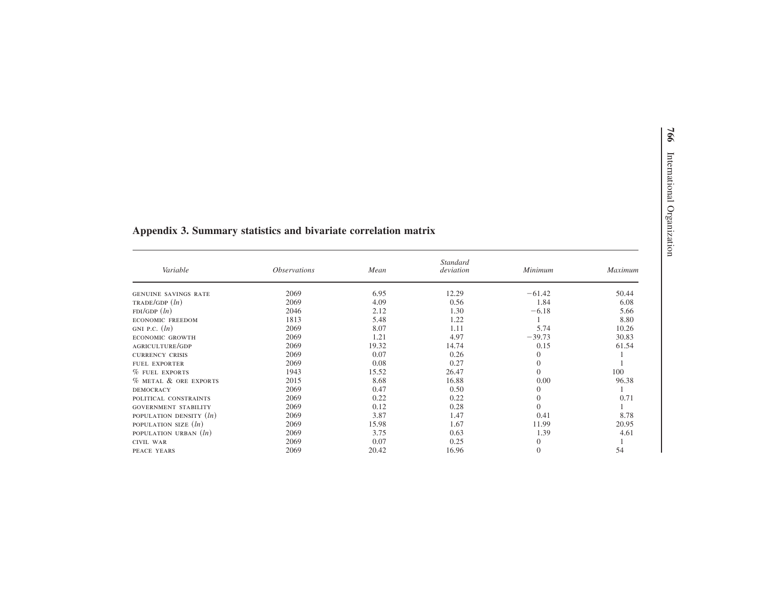## Appendix 3. Summary statistics and bivariate correlation matrix

| *Variable* | *Observations* | *Mean* | *Standard deviation* | *Minimum* | *Maximum* |
|---|---|---|---|---|---|
| GENUINE SAVINGS RATE | 2069 | 6.95 | 12.29 | −61.42 | 50.44 |
| TRADE/GDP (*ln*) | 2069 | 4.09 | 0.56 | 1.84 | 6.08 |
| FDI/GDP (*ln*) | 2046 | 2.12 | 1.30 | −6.18 | 5.66 |
| ECONOMIC FREEDOM | 1813 | 5.48 | 1.22 | 1 | 8.80 |
| GNI P.C. (*ln*) | 2069 | 8.07 | 1.11 | 5.74 | 10.26 |
| ECONOMIC GROWTH | 2069 | 1.21 | 4.97 | −39.73 | 30.83 |
| AGRICULTURE/GDP | 2069 | 19.32 | 14.74 | 0.15 | 61.54 |
| CURRENCY CRISIS | 2069 | 0.07 | 0.26 | 0 | 1 |
| FUEL EXPORTER | 2069 | 0.08 | 0.27 | 0 | 1 |
| % FUEL EXPORTS | 1943 | 15.52 | 26.47 | 0 | 100 |
| % METAL & ORE EXPORTS | 2015 | 8.68 | 16.88 | 0.00 | 96.38 |
| DEMOCRACY | 2069 | 0.47 | 0.50 | 0 | 1 |
| POLITICAL CONSTRAINTS | 2069 | 0.22 | 0.22 | 0 | 0.71 |
| GOVERNMENT STABILITY | 2069 | 0.12 | 0.28 | 0 | 1 |
| POPULATION DENSITY (*ln*) | 2069 | 3.87 | 1.47 | 0.41 | 8.78 |
| POPULATION SIZE (*ln*) | 2069 | 15.98 | 1.67 | 11.99 | 20.95 |
| POPULATION URBAN (*ln*) | 2069 | 3.75 | 0.63 | 1.39 | 4.61 |
| CIVIL WAR | 2069 | 0.07 | 0.25 | 0 | 1 |
| PEACE YEARS | 2069 | 20.42 | 16.96 | 0 | 54 |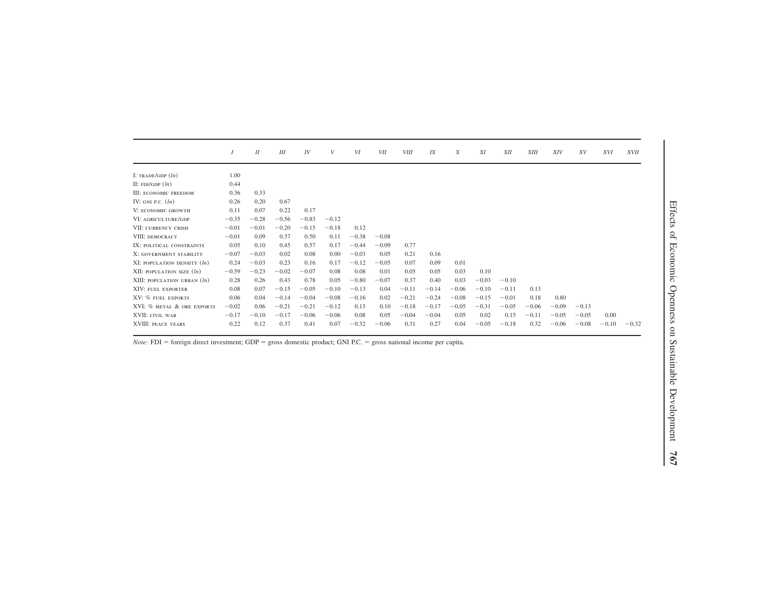| | I | II | III | IV | V | VI | VII | VIII | IX | X | XI | XII | XIII | XIV | XV | XVI | XVII |
|---|---|---|---|---|---|---|---|---|---|---|---|---|---|---|---|---|---|
| I: TRADE/GDP (*ln*) | 1.00 | | | | | | | | | | | | | | | | |
| II: FDI/GDP (*ln*) | 0.44 | | | | | | | | | | | | | | | | |
| III: ECONOMIC FREEDOM | 0.36 | 0.33 | | | | | | | | | | | | | | | |
| IV: GNI P.C. (*ln*) | 0.26 | 0.20 | 0.67 | | | | | | | | | | | | | | |
| V: ECONOMIC GROWTH | 0.11 | 0.07 | 0.22 | 0.17 | | | | | | | | | | | | | |
| VI: AGRICULTURE/GDP | −0.35 | −0.28 | −0.56 | −0.83 | −0.12 | | | | | | | | | | | | |
| VII: CURRENCY CRISIS | −0.01 | −0.01 | −0.20 | −0.15 | −0.18 | 0.12 | | | | | | | | | | | |
| VIII: DEMOCRACY | −0.01 | 0.09 | 0.37 | 0.50 | 0.11 | −0.38 | −0.08 | | | | | | | | | | |
| IX: POLITICAL CONSTRAINTS | 0.05 | 0.10 | 0.45 | 0.57 | 0.17 | −0.44 | −0.09 | 0.77 | | | | | | | | | |
| X: GOVERNMENT STABILITY | −0.07 | −0.03 | 0.02 | 0.08 | 0.00 | −0.03 | 0.05 | 0.21 | 0.16 | | | | | | | | |
| XI: POPULATION DENSITY (*ln*) | 0.24 | −0.03 | 0.23 | 0.16 | 0.17 | −0.12 | −0.05 | 0.07 | 0.09 | 0.01 | | | | | | | |
| XII: POPULATION SIZE (*ln*) | −0.59 | −0.23 | −0.02 | −0.07 | 0.08 | 0.08 | 0.01 | 0.05 | 0.05 | 0.03 | 0.10 | | | | | | |
| XIII: POPULATION URBAN (*ln*) | 0.28 | 0.26 | 0.43 | 0.78 | 0.05 | −0.80 | −0.07 | 0.37 | 0.40 | 0.03 | −0.03 | −0.10 | | | | | |
| XIV: FUEL EXPORTER | 0.08 | 0.07 | −0.15 | −0.05 | −0.10 | −0.13 | 0.04 | −0.11 | −0.14 | −0.06 | −0.10 | −0.11 | 0.13 | | | | |
| XV: % FUEL EXPORTS | 0.06 | 0.04 | −0.14 | −0.04 | −0.08 | −0.16 | 0.02 | −0.21 | −0.24 | −0.08 | −0.15 | −0.01 | 0.18 | 0.80 | | | |
| XVI: % METAL & ORE EXPORTS | −0.02 | 0.06 | −0.21 | −0.21 | −0.12 | 0.13 | 0.10 | −0.18 | −0.17 | −0.05 | −0.31 | −0.05 | −0.06 | −0.09 | −0.13 | | |
| XVII: CIVIL WAR | −0.17 | −0.10 | −0.17 | −0.06 | −0.06 | 0.08 | 0.05 | −0.04 | −0.04 | 0.05 | 0.02 | 0.15 | −0.11 | −0.05 | −0.05 | 0.00 | |
| XVIII: PEACE YEARS | 0.22 | 0.12 | 0.37 | 0.41 | 0.07 | −0.32 | −0.06 | 0.31 | 0.27 | 0.04 | −0.05 | −0.18 | 0.32 | −0.06 | −0.08 | −0.10 | −0.32 |

*Note:* FDI = foreign direct investment; GDP = gross domestic product; GNI P.C. = gross national income per capita.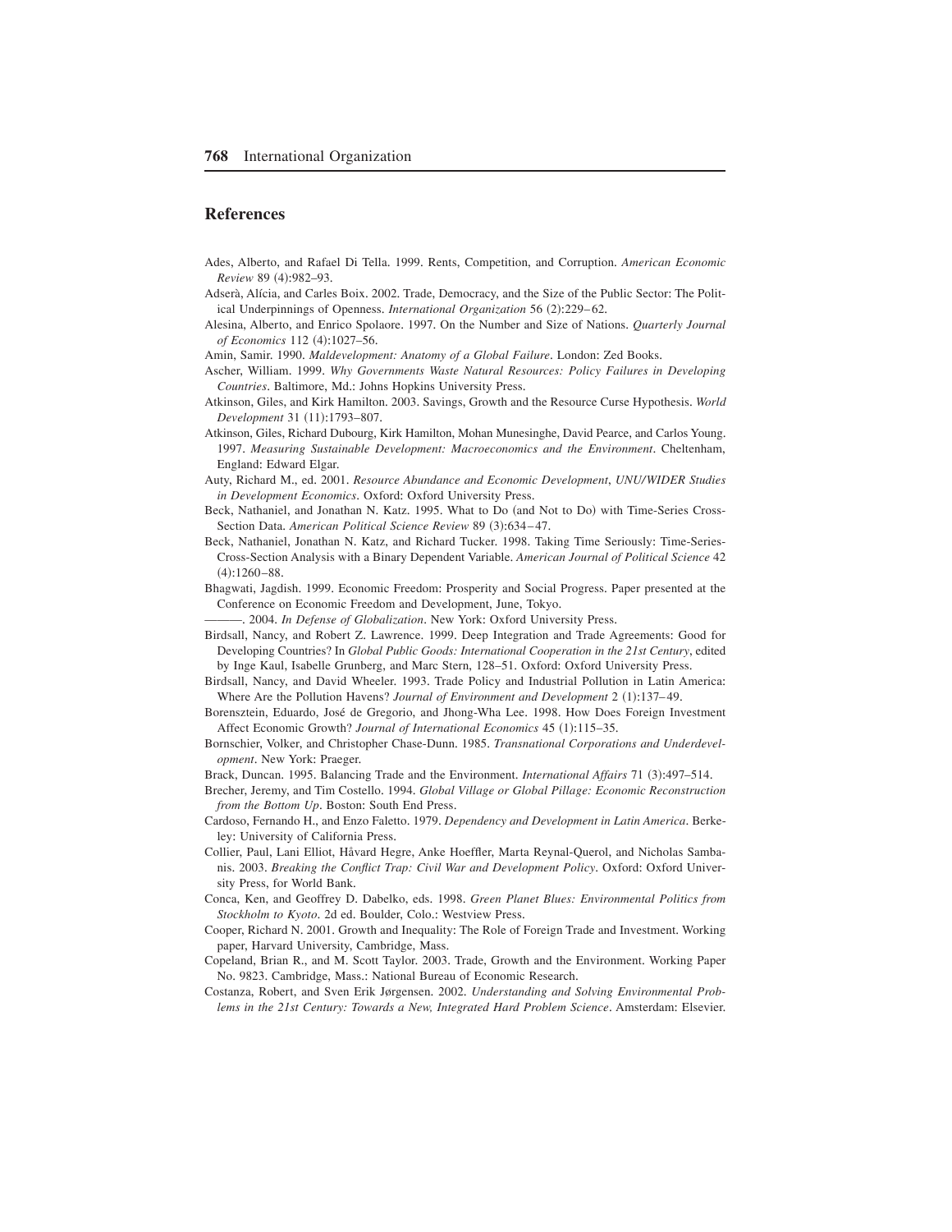## References

Ades, Alberto, and Rafael Di Tella. 1999. Rents, Competition, and Corruption. *American Economic Review* 89 (4):982–93.

Adserà, Alícia, and Carles Boix. 2002. Trade, Democracy, and the Size of the Public Sector: The Political Underpinnings of Openness. *International Organization* 56 (2):229–62.

Alesina, Alberto, and Enrico Spolaore. 1997. On the Number and Size of Nations. *Quarterly Journal of Economics* 112 (4):1027–56.

Amin, Samir. 1990. *Maldevelopment: Anatomy of a Global Failure*. London: Zed Books.

Ascher, William. 1999. *Why Governments Waste Natural Resources: Policy Failures in Developing Countries*. Baltimore, Md.: Johns Hopkins University Press.

Atkinson, Giles, and Kirk Hamilton. 2003. Savings, Growth and the Resource Curse Hypothesis. *World Development* 31 (11):1793–807.

Atkinson, Giles, Richard Dubourg, Kirk Hamilton, Mohan Munesinghe, David Pearce, and Carlos Young. 1997. *Measuring Sustainable Development: Macroeconomics and the Environment*. Cheltenham, England: Edward Elgar.

Auty, Richard M., ed. 2001. *Resource Abundance and Economic Development*, *UNU/WIDER Studies in Development Economics*. Oxford: Oxford University Press.

Beck, Nathaniel, and Jonathan N. Katz. 1995. What to Do (and Not to Do) with Time-Series Cross-Section Data. *American Political Science Review* 89 (3):634–47.

Beck, Nathaniel, Jonathan N. Katz, and Richard Tucker. 1998. Taking Time Seriously: Time-Series-Cross-Section Analysis with a Binary Dependent Variable. *American Journal of Political Science* 42 (4):1260–88.

Bhagwati, Jagdish. 1999. Economic Freedom: Prosperity and Social Progress. Paper presented at the Conference on Economic Freedom and Development, June, Tokyo.

———. 2004. *In Defense of Globalization*. New York: Oxford University Press.

Birdsall, Nancy, and Robert Z. Lawrence. 1999. Deep Integration and Trade Agreements: Good for Developing Countries? In *Global Public Goods: International Cooperation in the 21st Century*, edited by Inge Kaul, Isabelle Grunberg, and Marc Stern, 128–51. Oxford: Oxford University Press.

Birdsall, Nancy, and David Wheeler. 1993. Trade Policy and Industrial Pollution in Latin America: Where Are the Pollution Havens? *Journal of Environment and Development* 2 (1):137–49.

Borensztein, Eduardo, José de Gregorio, and Jhong-Wha Lee. 1998. How Does Foreign Investment Affect Economic Growth? *Journal of International Economics* 45 (1):115–35.

Bornschier, Volker, and Christopher Chase-Dunn. 1985. *Transnational Corporations and Underdevelopment*. New York: Praeger.

Brack, Duncan. 1995. Balancing Trade and the Environment. *International Affairs* 71 (3):497–514.

Brecher, Jeremy, and Tim Costello. 1994. *Global Village or Global Pillage: Economic Reconstruction from the Bottom Up*. Boston: South End Press.

Cardoso, Fernando H., and Enzo Faletto. 1979. *Dependency and Development in Latin America*. Berkeley: University of California Press.

Collier, Paul, Lani Elliot, Håvard Hegre, Anke Hoeffler, Marta Reynal-Querol, and Nicholas Sambanis. 2003. *Breaking the Conflict Trap: Civil War and Development Policy*. Oxford: Oxford University Press, for World Bank.

Conca, Ken, and Geoffrey D. Dabelko, eds. 1998. *Green Planet Blues: Environmental Politics from Stockholm to Kyoto*. 2d ed. Boulder, Colo.: Westview Press.

Cooper, Richard N. 2001. Growth and Inequality: The Role of Foreign Trade and Investment. Working paper, Harvard University, Cambridge, Mass.

Copeland, Brian R., and M. Scott Taylor. 2003. Trade, Growth and the Environment. Working Paper No. 9823. Cambridge, Mass.: National Bureau of Economic Research.

Costanza, Robert, and Sven Erik Jørgensen. 2002. *Understanding and Solving Environmental Problems in the 21st Century: Towards a New, Integrated Hard Problem Science*. Amsterdam: Elsevier.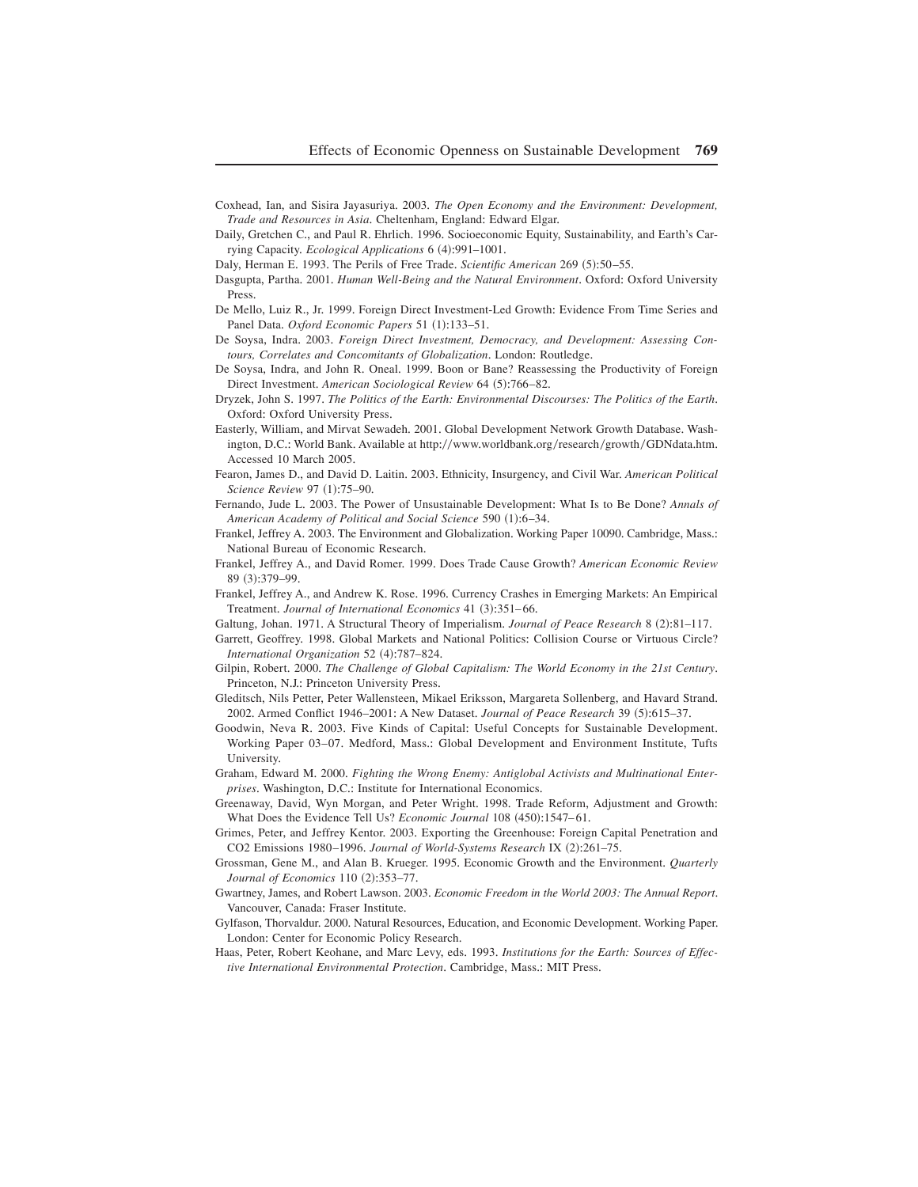Coxhead, Ian, and Sisira Jayasuriya. 2003. *The Open Economy and the Environment: Development, Trade and Resources in Asia*. Cheltenham, England: Edward Elgar.

Daily, Gretchen C., and Paul R. Ehrlich. 1996. Socioeconomic Equity, Sustainability, and Earth's Carrying Capacity. *Ecological Applications* 6 (4):991–1001.

Daly, Herman E. 1993. The Perils of Free Trade. *Scientific American* 269 (5):50–55.

Dasgupta, Partha. 2001. *Human Well-Being and the Natural Environment*. Oxford: Oxford University Press.

De Mello, Luiz R., Jr. 1999. Foreign Direct Investment-Led Growth: Evidence From Time Series and Panel Data. *Oxford Economic Papers* 51 (1):133–51.

De Soysa, Indra. 2003. *Foreign Direct Investment, Democracy, and Development: Assessing Contours, Correlates and Concomitants of Globalization*. London: Routledge.

De Soysa, Indra, and John R. Oneal. 1999. Boon or Bane? Reassessing the Productivity of Foreign Direct Investment. *American Sociological Review* 64 (5):766–82.

Dryzek, John S. 1997. *The Politics of the Earth: Environmental Discourses: The Politics of the Earth*. Oxford: Oxford University Press.

Easterly, William, and Mirvat Sewadeh. 2001. Global Development Network Growth Database. Washington, D.C.: World Bank. Available at http://www.worldbank.org/research/growth/GDNdata.htm. Accessed 10 March 2005.

Fearon, James D., and David D. Laitin. 2003. Ethnicity, Insurgency, and Civil War. *American Political Science Review* 97 (1):75–90.

Fernando, Jude L. 2003. The Power of Unsustainable Development: What Is to Be Done? *Annals of American Academy of Political and Social Science* 590 (1):6–34.

Frankel, Jeffrey A. 2003. The Environment and Globalization. Working Paper 10090. Cambridge, Mass.: National Bureau of Economic Research.

Frankel, Jeffrey A., and David Romer. 1999. Does Trade Cause Growth? *American Economic Review* 89 (3):379–99.

Frankel, Jeffrey A., and Andrew K. Rose. 1996. Currency Crashes in Emerging Markets: An Empirical Treatment. *Journal of International Economics* 41 (3):351–66.

Galtung, Johan. 1971. A Structural Theory of Imperialism. *Journal of Peace Research* 8 (2):81–117.

Garrett, Geoffrey. 1998. Global Markets and National Politics: Collision Course or Virtuous Circle? *International Organization* 52 (4):787–824.

Gilpin, Robert. 2000. *The Challenge of Global Capitalism: The World Economy in the 21st Century*. Princeton, N.J.: Princeton University Press.

Gleditsch, Nils Petter, Peter Wallensteen, Mikael Eriksson, Margareta Sollenberg, and Havard Strand. 2002. Armed Conflict 1946–2001: A New Dataset. *Journal of Peace Research* 39 (5):615–37.

Goodwin, Neva R. 2003. Five Kinds of Capital: Useful Concepts for Sustainable Development. Working Paper 03–07. Medford, Mass.: Global Development and Environment Institute, Tufts University.

Graham, Edward M. 2000. *Fighting the Wrong Enemy: Antiglobal Activists and Multinational Enterprises*. Washington, D.C.: Institute for International Economics.

Greenaway, David, Wyn Morgan, and Peter Wright. 1998. Trade Reform, Adjustment and Growth: What Does the Evidence Tell Us? *Economic Journal* 108 (450):1547–61.

Grimes, Peter, and Jeffrey Kentor. 2003. Exporting the Greenhouse: Foreign Capital Penetration and CO2 Emissions 1980–1996. *Journal of World-Systems Research* IX (2):261–75.

Grossman, Gene M., and Alan B. Krueger. 1995. Economic Growth and the Environment. *Quarterly Journal of Economics* 110 (2):353–77.

Gwartney, James, and Robert Lawson. 2003. *Economic Freedom in the World 2003: The Annual Report*. Vancouver, Canada: Fraser Institute.

Gylfason, Thorvaldur. 2000. Natural Resources, Education, and Economic Development. Working Paper. London: Center for Economic Policy Research.

Haas, Peter, Robert Keohane, and Marc Levy, eds. 1993. *Institutions for the Earth: Sources of Effective International Environmental Protection*. Cambridge, Mass.: MIT Press.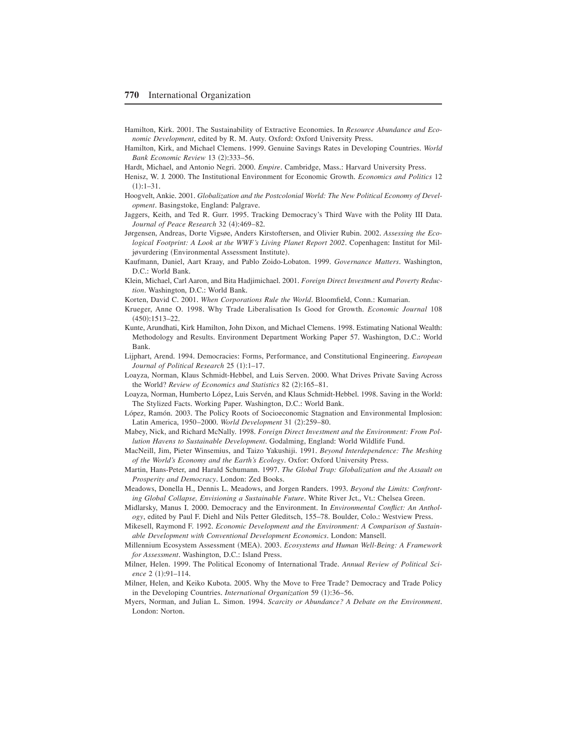Hamilton, Kirk. 2001. The Sustainability of Extractive Economies. In *Resource Abundance and Economic Development*, edited by R. M. Auty. Oxford: Oxford University Press.

Hamilton, Kirk, and Michael Clemens. 1999. Genuine Savings Rates in Developing Countries. *World Bank Economic Review* 13 (2):333–56.

Hardt, Michael, and Antonio Negri. 2000. *Empire*. Cambridge, Mass.: Harvard University Press.

Henisz, W. J. 2000. The Institutional Environment for Economic Growth. *Economics and Politics* 12 (1):1–31.

Hoogvelt, Ankie. 2001. *Globalization and the Postcolonial World: The New Political Economy of Development*. Basingstoke, England: Palgrave.

Jaggers, Keith, and Ted R. Gurr. 1995. Tracking Democracy's Third Wave with the Polity III Data. *Journal of Peace Research* 32 (4):469–82.

Jørgensen, Andreas, Dorte Vigsøe, Anders Kirstoftersen, and Olivier Rubin. 2002. *Assessing the Ecological Footprint: A Look at the WWF's Living Planet Report 2002*. Copenhagen: Institut for Miljøvurdering (Environmental Assessment Institute).

Kaufmann, Daniel, Aart Kraay, and Pablo Zoido-Lobaton. 1999. *Governance Matters*. Washington, D.C.: World Bank.

Klein, Michael, Carl Aaron, and Bita Hadjimichael. 2001. *Foreign Direct Investment and Poverty Reduction*. Washington, D.C.: World Bank.

Korten, David C. 2001. *When Corporations Rule the World*. Bloomfield, Conn.: Kumarian.

Krueger, Anne O. 1998. Why Trade Liberalisation Is Good for Growth. *Economic Journal* 108 (450):1513–22.

Kunte, Arundhati, Kirk Hamilton, John Dixon, and Michael Clemens. 1998. Estimating National Wealth: Methodology and Results. Environment Department Working Paper 57. Washington, D.C.: World Bank.

Lijphart, Arend. 1994. Democracies: Forms, Performance, and Constitutional Engineering. *European Journal of Political Research* 25 (1):1–17.

Loayza, Norman, Klaus Schmidt-Hebbel, and Luis Serven. 2000. What Drives Private Saving Across the World? *Review of Economics and Statistics* 82 (2):165–81.

Loayza, Norman, Humberto López, Luis Servén, and Klaus Schmidt-Hebbel. 1998. Saving in the World: The Stylized Facts. Working Paper. Washington, D.C.: World Bank.

López, Ramón. 2003. The Policy Roots of Socioeconomic Stagnation and Environmental Implosion: Latin America, 1950–2000. *World Development* 31 (2):259–80.

Mabey, Nick, and Richard McNally. 1998. *Foreign Direct Investment and the Environment: From Pollution Havens to Sustainable Development*. Godalming, England: World Wildlife Fund.

MacNeill, Jim, Pieter Winsemius, and Taizo Yakushiji. 1991. *Beyond Interdependence: The Meshing of the World's Economy and the Earth's Ecology*. Oxfor: Oxford University Press.

Martin, Hans-Peter, and Harald Schumann. 1997. *The Global Trap: Globalization and the Assault on Prosperity and Democracy*. London: Zed Books.

Meadows, Donella H., Dennis L. Meadows, and Jorgen Randers. 1993. *Beyond the Limits: Confronting Global Collapse, Envisioning a Sustainable Future*. White River Jct., Vt.: Chelsea Green.

Midlarsky, Manus I. 2000. Democracy and the Environment. In *Environmental Conflict: An Anthology*, edited by Paul F. Diehl and Nils Petter Gleditsch, 155–78. Boulder, Colo.: Westview Press.

Mikesell, Raymond F. 1992. *Economic Development and the Environment: A Comparison of Sustainable Development with Conventional Development Economics*. London: Mansell.

Millennium Ecosystem Assessment (MEA). 2003. *Ecosystems and Human Well-Being: A Framework for Assessment*. Washington, D.C.: Island Press.

Milner, Helen. 1999. The Political Economy of International Trade. *Annual Review of Political Science* 2 (1):91–114.

Milner, Helen, and Keiko Kubota. 2005. Why the Move to Free Trade? Democracy and Trade Policy in the Developing Countries. *International Organization* 59 (1):36–56.

Myers, Norman, and Julian L. Simon. 1994. *Scarcity or Abundance? A Debate on the Environment*. London: Norton.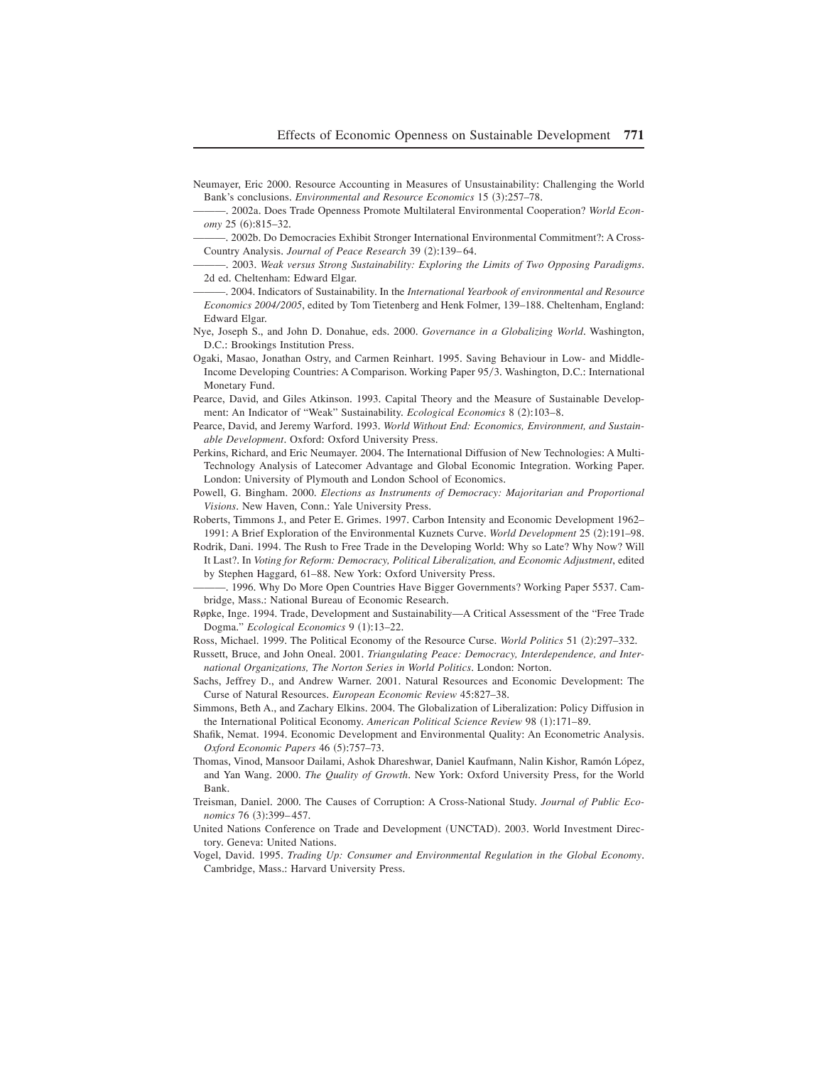Neumayer, Eric 2000. Resource Accounting in Measures of Unsustainability: Challenging the World Bank's conclusions. *Environmental and Resource Economics* 15 (3):257–78.

———. 2002a. Does Trade Openness Promote Multilateral Environmental Cooperation? *World Economy* 25 (6):815–32.

———. 2002b. Do Democracies Exhibit Stronger International Environmental Commitment?: A Cross-Country Analysis. *Journal of Peace Research* 39 (2):139–64.

———. 2003. *Weak versus Strong Sustainability: Exploring the Limits of Two Opposing Paradigms*. 2d ed. Cheltenham: Edward Elgar.

———. 2004. Indicators of Sustainability. In the *International Yearbook of environmental and Resource Economics 2004/2005*, edited by Tom Tietenberg and Henk Folmer, 139–188. Cheltenham, England: Edward Elgar.

Nye, Joseph S., and John D. Donahue, eds. 2000. *Governance in a Globalizing World*. Washington, D.C.: Brookings Institution Press.

Ogaki, Masao, Jonathan Ostry, and Carmen Reinhart. 1995. Saving Behaviour in Low- and Middle-Income Developing Countries: A Comparison. Working Paper 95/3. Washington, D.C.: International Monetary Fund.

Pearce, David, and Giles Atkinson. 1993. Capital Theory and the Measure of Sustainable Development: An Indicator of "Weak" Sustainability. *Ecological Economics* 8 (2):103–8.

Pearce, David, and Jeremy Warford. 1993. *World Without End: Economics, Environment, and Sustainable Development*. Oxford: Oxford University Press.

Perkins, Richard, and Eric Neumayer. 2004. The International Diffusion of New Technologies: A Multi-Technology Analysis of Latecomer Advantage and Global Economic Integration. Working Paper. London: University of Plymouth and London School of Economics.

Powell, G. Bingham. 2000. *Elections as Instruments of Democracy: Majoritarian and Proportional Visions*. New Haven, Conn.: Yale University Press.

Roberts, Timmons J., and Peter E. Grimes. 1997. Carbon Intensity and Economic Development 1962–1991: A Brief Exploration of the Environmental Kuznets Curve. *World Development* 25 (2):191–98.

Rodrik, Dani. 1994. The Rush to Free Trade in the Developing World: Why so Late? Why Now? Will It Last?. In *Voting for Reform: Democracy, Political Liberalization, and Economic Adjustment*, edited by Stephen Haggard, 61–88. New York: Oxford University Press.

———. 1996. Why Do More Open Countries Have Bigger Governments? Working Paper 5537. Cambridge, Mass.: National Bureau of Economic Research.

Røpke, Inge. 1994. Trade, Development and Sustainability—A Critical Assessment of the "Free Trade Dogma." *Ecological Economics* 9 (1):13–22.

Ross, Michael. 1999. The Political Economy of the Resource Curse. *World Politics* 51 (2):297–332.

Russett, Bruce, and John Oneal. 2001. *Triangulating Peace: Democracy, Interdependence, and International Organizations, The Norton Series in World Politics*. London: Norton.

Sachs, Jeffrey D., and Andrew Warner. 2001. Natural Resources and Economic Development: The Curse of Natural Resources. *European Economic Review* 45:827–38.

Simmons, Beth A., and Zachary Elkins. 2004. The Globalization of Liberalization: Policy Diffusion in the International Political Economy. *American Political Science Review* 98 (1):171–89.

Shafik, Nemat. 1994. Economic Development and Environmental Quality: An Econometric Analysis. *Oxford Economic Papers* 46 (5):757–73.

Thomas, Vinod, Mansoor Dailami, Ashok Dhareshwar, Daniel Kaufmann, Nalin Kishor, Ramón López, and Yan Wang. 2000. *The Quality of Growth*. New York: Oxford University Press, for the World Bank.

Treisman, Daniel. 2000. The Causes of Corruption: A Cross-National Study. *Journal of Public Economics* 76 (3):399–457.

United Nations Conference on Trade and Development (UNCTAD). 2003. World Investment Directory. Geneva: United Nations.

Vogel, David. 1995. *Trading Up: Consumer and Environmental Regulation in the Global Economy*. Cambridge, Mass.: Harvard University Press.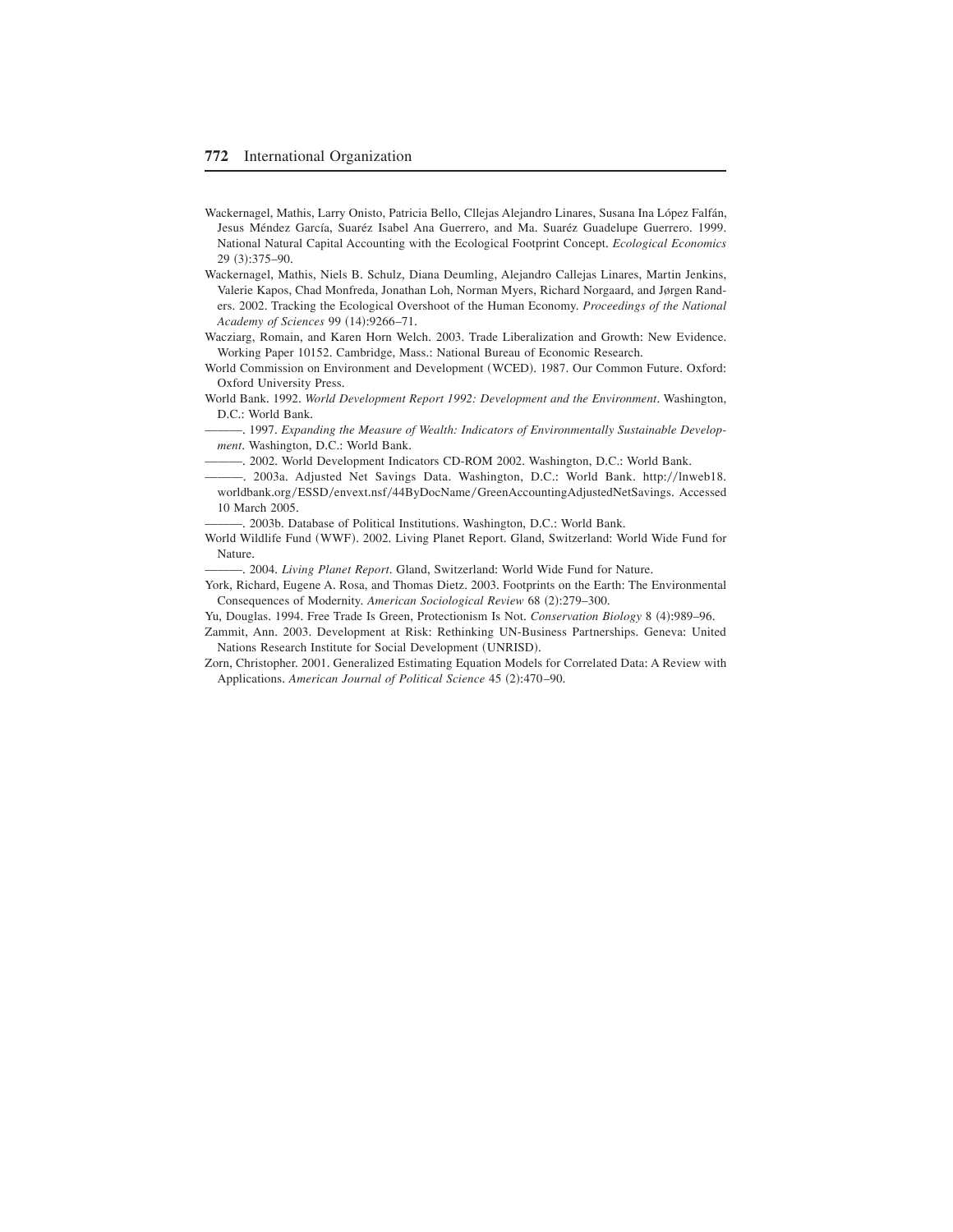Wackernagel, Mathis, Larry Onisto, Patricia Bello, Cllejas Alejandro Linares, Susana Ina López Falfán, Jesus Méndez García, Suaréz Isabel Ana Guerrero, and Ma. Suaréz Guadelupe Guerrero. 1999. National Natural Capital Accounting with the Ecological Footprint Concept. *Ecological Economics* 29 (3):375–90.

Wackernagel, Mathis, Niels B. Schulz, Diana Deumling, Alejandro Callejas Linares, Martin Jenkins, Valerie Kapos, Chad Monfreda, Jonathan Loh, Norman Myers, Richard Norgaard, and Jørgen Randers. 2002. Tracking the Ecological Overshoot of the Human Economy. *Proceedings of the National Academy of Sciences* 99 (14):9266–71.

Wacziarg, Romain, and Karen Horn Welch. 2003. Trade Liberalization and Growth: New Evidence. Working Paper 10152. Cambridge, Mass.: National Bureau of Economic Research.

World Commission on Environment and Development (WCED). 1987. Our Common Future. Oxford: Oxford University Press.

World Bank. 1992. *World Development Report 1992: Development and the Environment*. Washington, D.C.: World Bank.

———. 1997. *Expanding the Measure of Wealth: Indicators of Environmentally Sustainable Development*. Washington, D.C.: World Bank.

———. 2002. World Development Indicators CD-ROM 2002. Washington, D.C.: World Bank.

———. 2003a. Adjusted Net Savings Data. Washington, D.C.: World Bank. http://lnweb18.worldbank.org/ESSD/envext.nsf/44ByDocName/GreenAccountingAdjustedNetSavings. Accessed 10 March 2005.

———. 2003b. Database of Political Institutions. Washington, D.C.: World Bank.

World Wildlife Fund (WWF). 2002. Living Planet Report. Gland, Switzerland: World Wide Fund for Nature.

———. 2004. *Living Planet Report*. Gland, Switzerland: World Wide Fund for Nature.

York, Richard, Eugene A. Rosa, and Thomas Dietz. 2003. Footprints on the Earth: The Environmental Consequences of Modernity. *American Sociological Review* 68 (2):279–300.

Yu, Douglas. 1994. Free Trade Is Green, Protectionism Is Not. *Conservation Biology* 8 (4):989–96.

Zammit, Ann. 2003. Development at Risk: Rethinking UN-Business Partnerships. Geneva: United Nations Research Institute for Social Development (UNRISD).

Zorn, Christopher. 2001. Generalized Estimating Equation Models for Correlated Data: A Review with Applications. *American Journal of Political Science* 45 (2):470–90.